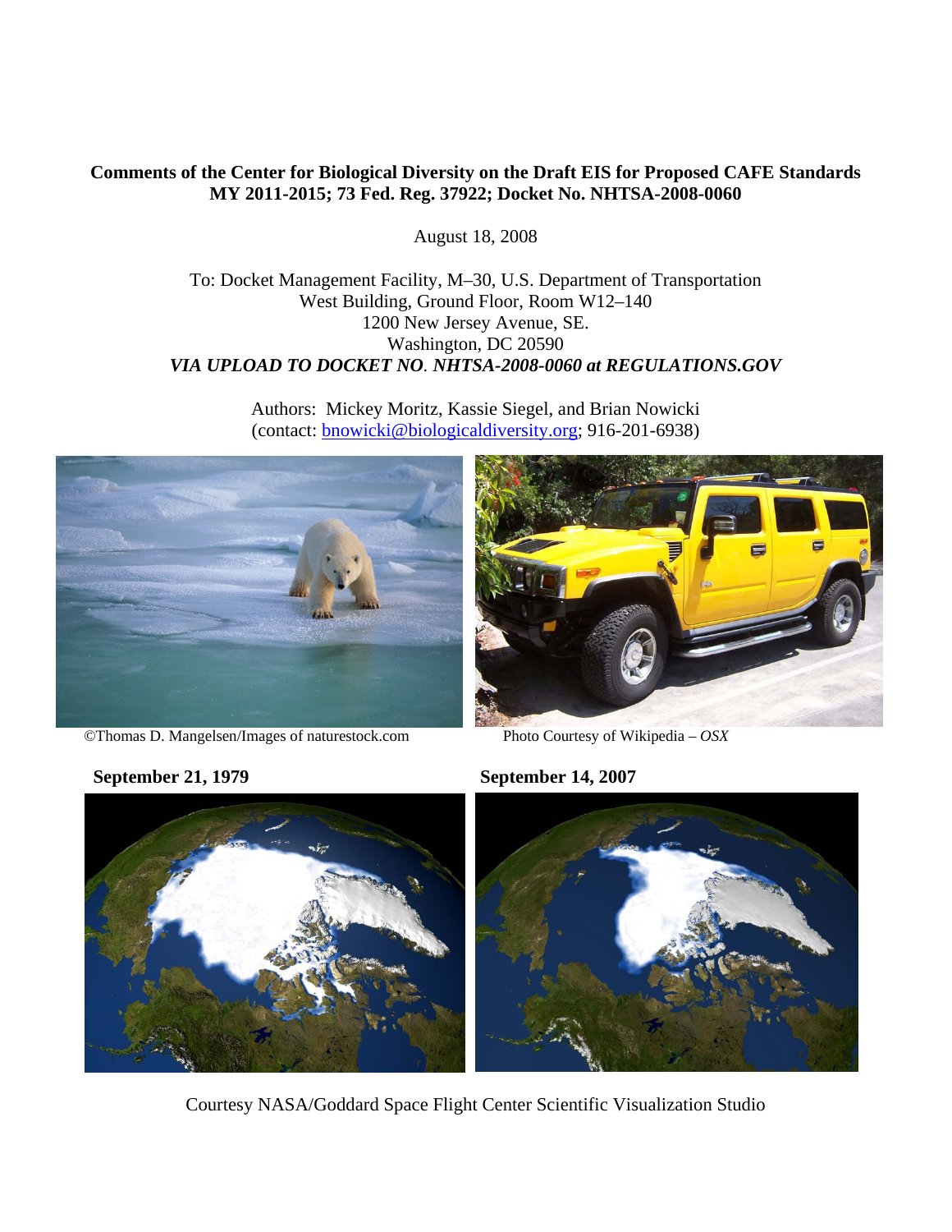**Comments of the Center for Biological Diversity on the Draft EIS for Proposed CAFE Standards MY 2011-2015; 73 Fed. Reg. 37922; Docket No. NHTSA-2008-0060**

August 18, 2008

To: Docket Management Facility, M–30, U.S. Department of Transportation
West Building, Ground Floor, Room W12–140
1200 New Jersey Avenue, SE.
Washington, DC 20590
***VIA UPLOAD TO DOCKET NO. NHTSA-2008-0060 at REGULATIONS.GOV***

Authors: Mickey Moritz, Kassie Siegel, and Brian Nowicki
(contact: bnowicki@biologicaldiversity.org; 916-201-6938)

©Thomas D. Mangelsen/Images of naturestock.com

Photo Courtesy of Wikipedia – *OSX*

**September 21, 1979**

**September 14, 2007**

Courtesy NASA/Goddard Space Flight Center Scientific Visualization Studio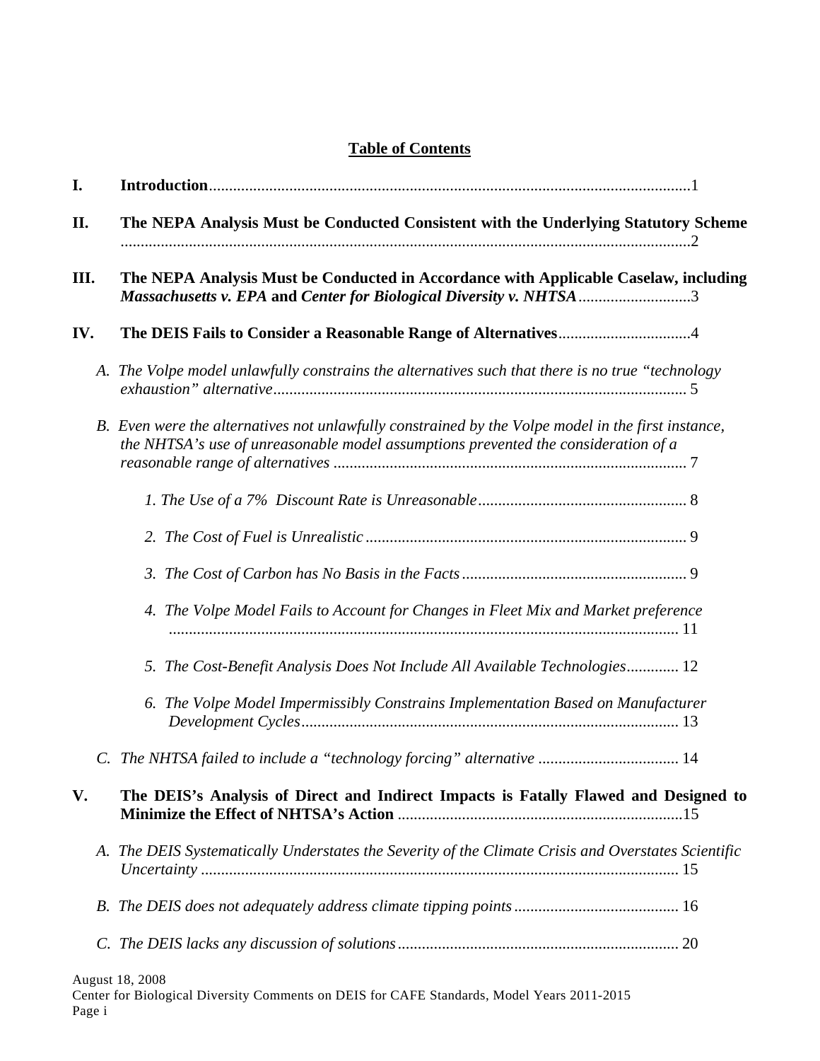## Table of Contents

**I. Introduction** ........ 1

**II. The NEPA Analysis Must be Conducted Consistent with the Underlying Statutory Scheme** ........ 2

**III. The NEPA Analysis Must be Conducted in Accordance with Applicable Caselaw, including *Massachusetts v. EPA* and *Center for Biological Diversity v. NHTSA*** ........ 3

**IV. The DEIS Fails to Consider a Reasonable Range of Alternatives** ........ 4

- *A. The Volpe model unlawfully constrains the alternatives such that there is no true "technology exhaustion" alternative* ........ 5
- *B. Even were the alternatives not unlawfully constrained by the Volpe model in the first instance, the NHTSA's use of unreasonable model assumptions prevented the consideration of a reasonable range of alternatives* ........ 7
  - *1. The Use of a 7% Discount Rate is Unreasonable* ........ 8
  - *2. The Cost of Fuel is Unrealistic* ........ 9
  - *3. The Cost of Carbon has No Basis in the Facts* ........ 9
  - *4. The Volpe Model Fails to Account for Changes in Fleet Mix and Market preference* ........ 11
  - *5. The Cost-Benefit Analysis Does Not Include All Available Technologies* ........ 12
  - *6. The Volpe Model Impermissibly Constrains Implementation Based on Manufacturer Development Cycles* ........ 13
- *C. The NHTSA failed to include a "technology forcing" alternative* ........ 14

**V. The DEIS's Analysis of Direct and Indirect Impacts is Fatally Flawed and Designed to Minimize the Effect of NHTSA's Action** ........ 15

- *A. The DEIS Systematically Understates the Severity of the Climate Crisis and Overstates Scientific Uncertainty* ........ 15
- *B. The DEIS does not adequately address climate tipping points* ........ 16
- *C. The DEIS lacks any discussion of solutions* ........ 20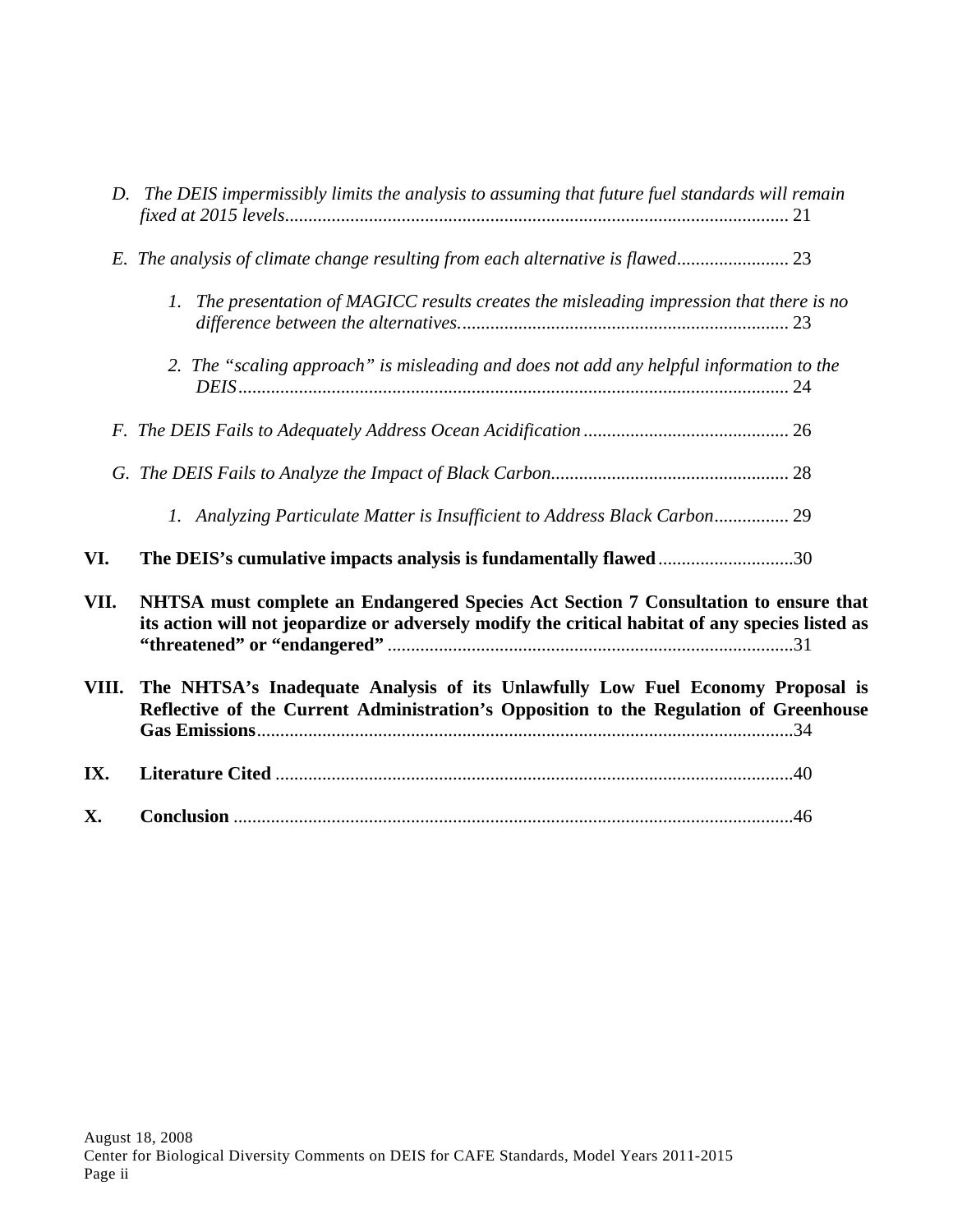*D. The DEIS impermissibly limits the analysis to assuming that future fuel standards will remain fixed at 2015 levels*........................................................................................................ 21

*E. The analysis of climate change resulting from each alternative is flawed*........................ 23

*1. The presentation of MAGICC results creates the misleading impression that there is no difference between the alternatives.*...................................................................... 23

*2. The "scaling approach" is misleading and does not add any helpful information to the DEIS*..................................................................................................................... 24

*F. The DEIS Fails to Adequately Address Ocean Acidification* ............................................ 26

*G. The DEIS Fails to Analyze the Impact of Black Carbon*.................................................. 28

*1. Analyzing Particulate Matter is Insufficient to Address Black Carbon*................ 29

**VI. The DEIS's cumulative impacts analysis is fundamentally flawed**.............................30

**VII. NHTSA must complete an Endangered Species Act Section 7 Consultation to ensure that its action will not jeopardize or adversely modify the critical habitat of any species listed as "threatened" or "endangered"** ......................................................................................31

**VIII. The NHTSA's Inadequate Analysis of its Unlawfully Low Fuel Economy Proposal is Reflective of the Current Administration's Opposition to the Regulation of Greenhouse Gas Emissions**..................................................................................................................34

**IX. Literature Cited** ..............................................................................................................40

**X. Conclusion** ........................................................................................................................46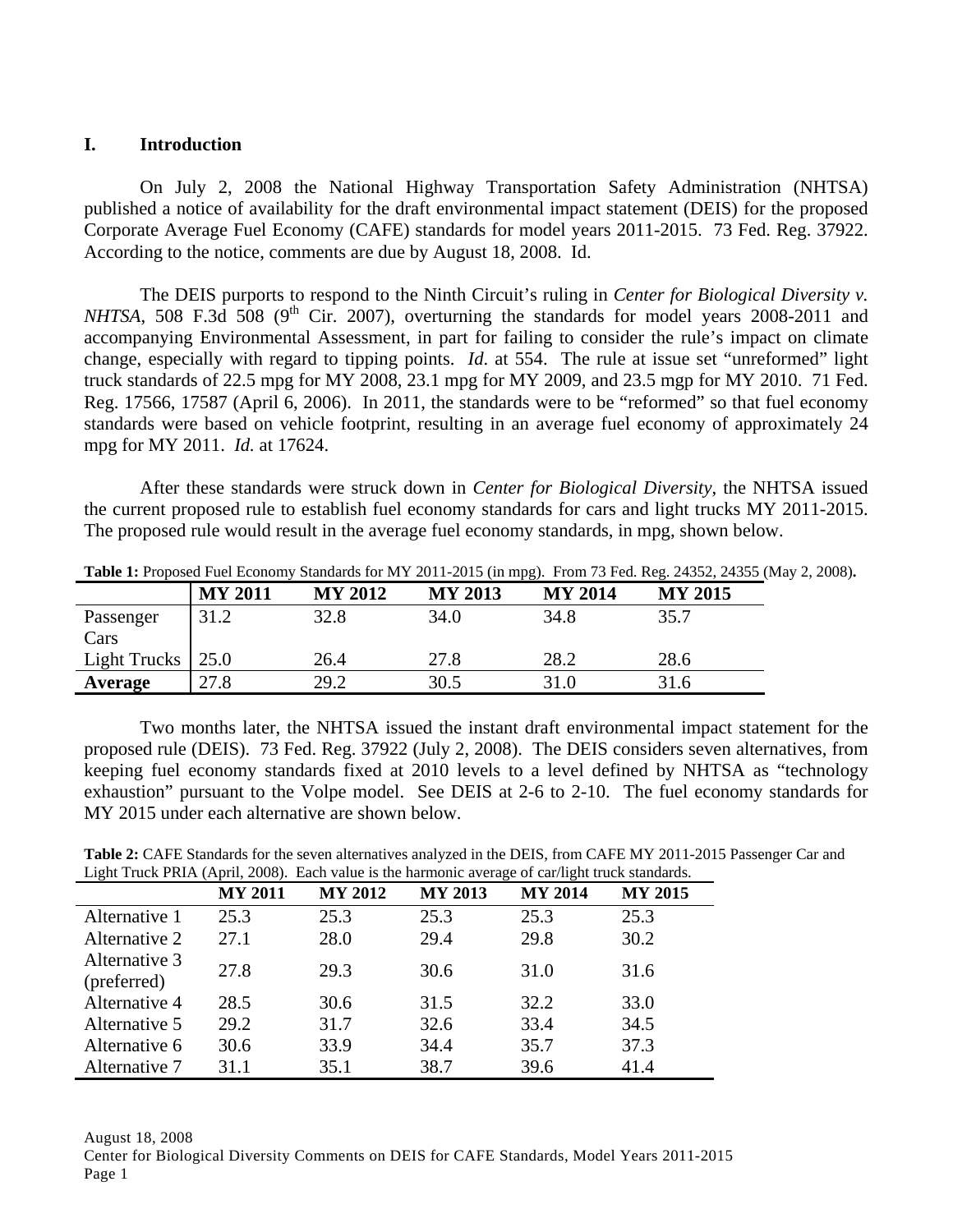## I. Introduction

On July 2, 2008 the National Highway Transportation Safety Administration (NHTSA) published a notice of availability for the draft environmental impact statement (DEIS) for the proposed Corporate Average Fuel Economy (CAFE) standards for model years 2011-2015. 73 Fed. Reg. 37922. According to the notice, comments are due by August 18, 2008. Id.

The DEIS purports to respond to the Ninth Circuit's ruling in *Center for Biological Diversity v. NHTSA*, 508 F.3d 508 (9th Cir. 2007), overturning the standards for model years 2008-2011 and accompanying Environmental Assessment, in part for failing to consider the rule's impact on climate change, especially with regard to tipping points. *Id.* at 554. The rule at issue set "unreformed" light truck standards of 22.5 mpg for MY 2008, 23.1 mpg for MY 2009, and 23.5 mgp for MY 2010. 71 Fed. Reg. 17566, 17587 (April 6, 2006). In 2011, the standards were to be "reformed" so that fuel economy standards were based on vehicle footprint, resulting in an average fuel economy of approximately 24 mpg for MY 2011. *Id.* at 17624.

After these standards were struck down in *Center for Biological Diversity*, the NHTSA issued the current proposed rule to establish fuel economy standards for cars and light trucks MY 2011-2015. The proposed rule would result in the average fuel economy standards, in mpg, shown below.

**Table 1:** Proposed Fuel Economy Standards for MY 2011-2015 (in mpg). From 73 Fed. Reg. 24352, 24355 (May 2, 2008).

| | MY 2011 | MY 2012 | MY 2013 | MY 2014 | MY 2015 |
|---|---|---|---|---|---|
| Passenger Cars | 31.2 | 32.8 | 34.0 | 34.8 | 35.7 |
| Light Trucks | 25.0 | 26.4 | 27.8 | 28.2 | 28.6 |
| **Average** | 27.8 | 29.2 | 30.5 | 31.0 | 31.6 |

Two months later, the NHTSA issued the instant draft environmental impact statement for the proposed rule (DEIS). 73 Fed. Reg. 37922 (July 2, 2008). The DEIS considers seven alternatives, from keeping fuel economy standards fixed at 2010 levels to a level defined by NHTSA as "technology exhaustion" pursuant to the Volpe model. See DEIS at 2-6 to 2-10. The fuel economy standards for MY 2015 under each alternative are shown below.

**Table 2:** CAFE Standards for the seven alternatives analyzed in the DEIS, from CAFE MY 2011-2015 Passenger Car and Light Truck PRIA (April, 2008). Each value is the harmonic average of car/light truck standards.

| | MY 2011 | MY 2012 | MY 2013 | MY 2014 | MY 2015 |
|---|---|---|---|---|---|
| Alternative 1 | 25.3 | 25.3 | 25.3 | 25.3 | 25.3 |
| Alternative 2 | 27.1 | 28.0 | 29.4 | 29.8 | 30.2 |
| Alternative 3 (preferred) | 27.8 | 29.3 | 30.6 | 31.0 | 31.6 |
| Alternative 4 | 28.5 | 30.6 | 31.5 | 32.2 | 33.0 |
| Alternative 5 | 29.2 | 31.7 | 32.6 | 33.4 | 34.5 |
| Alternative 6 | 30.6 | 33.9 | 34.4 | 35.7 | 37.3 |
| Alternative 7 | 31.1 | 35.1 | 38.7 | 39.6 | 41.4 |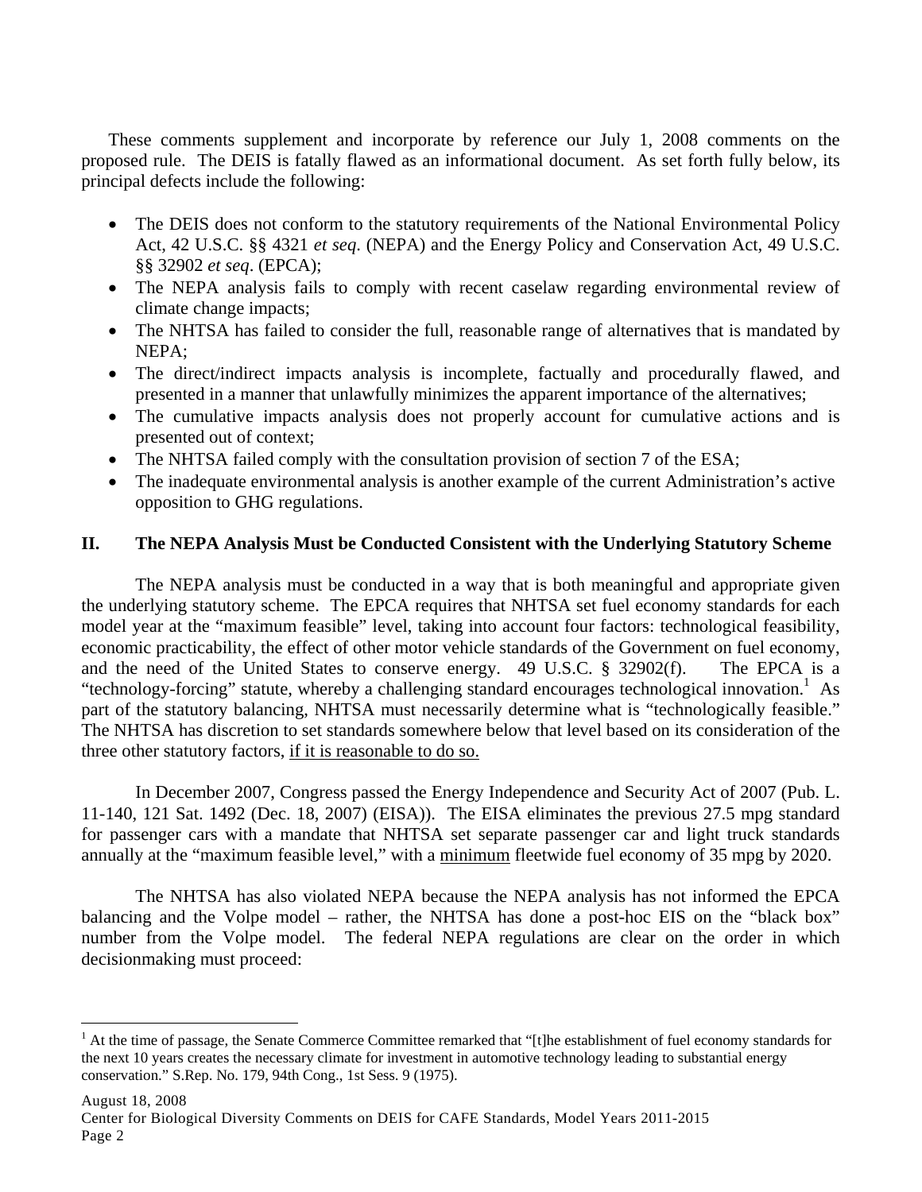These comments supplement and incorporate by reference our July 1, 2008 comments on the proposed rule. The DEIS is fatally flawed as an informational document. As set forth fully below, its principal defects include the following:

- The DEIS does not conform to the statutory requirements of the National Environmental Policy Act, 42 U.S.C. §§ 4321 *et seq*. (NEPA) and the Energy Policy and Conservation Act, 49 U.S.C. §§ 32902 *et seq*. (EPCA);
- The NEPA analysis fails to comply with recent caselaw regarding environmental review of climate change impacts;
- The NHTSA has failed to consider the full, reasonable range of alternatives that is mandated by NEPA;
- The direct/indirect impacts analysis is incomplete, factually and procedurally flawed, and presented in a manner that unlawfully minimizes the apparent importance of the alternatives;
- The cumulative impacts analysis does not properly account for cumulative actions and is presented out of context;
- The NHTSA failed comply with the consultation provision of section 7 of the ESA;
- The inadequate environmental analysis is another example of the current Administration's active opposition to GHG regulations.

## II. The NEPA Analysis Must be Conducted Consistent with the Underlying Statutory Scheme

The NEPA analysis must be conducted in a way that is both meaningful and appropriate given the underlying statutory scheme. The EPCA requires that NHTSA set fuel economy standards for each model year at the "maximum feasible" level, taking into account four factors: technological feasibility, economic practicability, the effect of other motor vehicle standards of the Government on fuel economy, and the need of the United States to conserve energy. 49 U.S.C. § 32902(f). The EPCA is a "technology-forcing" statute, whereby a challenging standard encourages technological innovation.[1] As part of the statutory balancing, NHTSA must necessarily determine what is "technologically feasible." The NHTSA has discretion to set standards somewhere below that level based on its consideration of the three other statutory factors, <u>if it is reasonable to do so.</u>

In December 2007, Congress passed the Energy Independence and Security Act of 2007 (Pub. L. 11-140, 121 Sat. 1492 (Dec. 18, 2007) (EISA)). The EISA eliminates the previous 27.5 mpg standard for passenger cars with a mandate that NHTSA set separate passenger car and light truck standards annually at the "maximum feasible level," with a <u>minimum</u> fleetwide fuel economy of 35 mpg by 2020.

The NHTSA has also violated NEPA because the NEPA analysis has not informed the EPCA balancing and the Volpe model – rather, the NHTSA has done a post-hoc EIS on the "black box" number from the Volpe model. The federal NEPA regulations are clear on the order in which decisionmaking must proceed:

---

[1] At the time of passage, the Senate Commerce Committee remarked that "[t]he establishment of fuel economy standards for the next 10 years creates the necessary climate for investment in automotive technology leading to substantial energy conservation." S.Rep. No. 179, 94th Cong., 1st Sess. 9 (1975).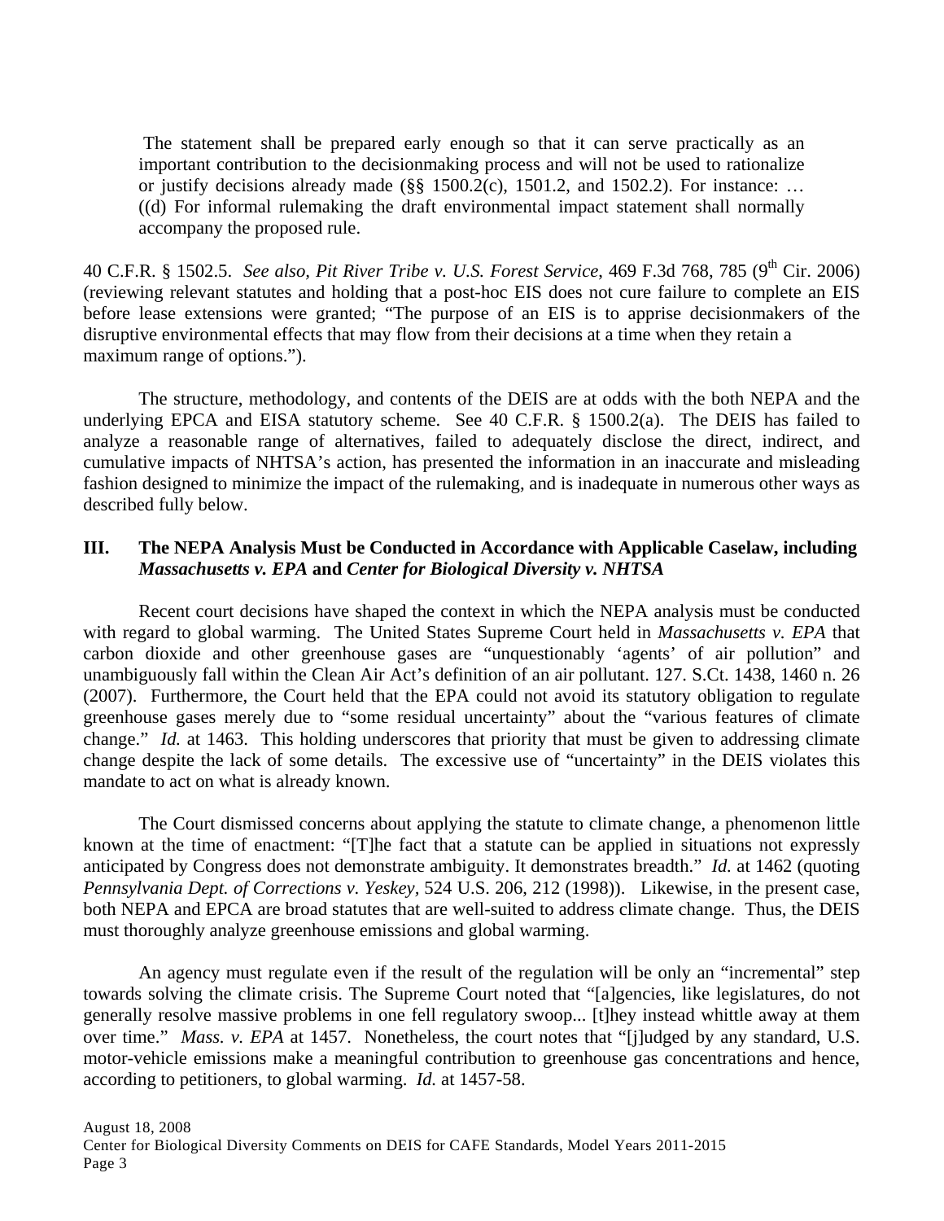> The statement shall be prepared early enough so that it can serve practically as an important contribution to the decisionmaking process and will not be used to rationalize or justify decisions already made (§§ 1500.2(c), 1501.2, and 1502.2). For instance: … ((d) For informal rulemaking the draft environmental impact statement shall normally accompany the proposed rule.

40 C.F.R. § 1502.5. *See also, Pit River Tribe v. U.S. Forest Service*, 469 F.3d 768, 785 (9th Cir. 2006) (reviewing relevant statutes and holding that a post-hoc EIS does not cure failure to complete an EIS before lease extensions were granted; "The purpose of an EIS is to apprise decisionmakers of the disruptive environmental effects that may flow from their decisions at a time when they retain a maximum range of options.").

The structure, methodology, and contents of the DEIS are at odds with the both NEPA and the underlying EPCA and EISA statutory scheme. See 40 C.F.R. § 1500.2(a). The DEIS has failed to analyze a reasonable range of alternatives, failed to adequately disclose the direct, indirect, and cumulative impacts of NHTSA's action, has presented the information in an inaccurate and misleading fashion designed to minimize the impact of the rulemaking, and is inadequate in numerous other ways as described fully below.

## III. The NEPA Analysis Must be Conducted in Accordance with Applicable Caselaw, including *Massachusetts v. EPA* and *Center for Biological Diversity v. NHTSA*

Recent court decisions have shaped the context in which the NEPA analysis must be conducted with regard to global warming. The United States Supreme Court held in *Massachusetts v. EPA* that carbon dioxide and other greenhouse gases are "unquestionably 'agents' of air pollution" and unambiguously fall within the Clean Air Act's definition of an air pollutant. 127. S.Ct. 1438, 1460 n. 26 (2007). Furthermore, the Court held that the EPA could not avoid its statutory obligation to regulate greenhouse gases merely due to "some residual uncertainty" about the "various features of climate change." *Id.* at 1463. This holding underscores that priority that must be given to addressing climate change despite the lack of some details. The excessive use of "uncertainty" in the DEIS violates this mandate to act on what is already known.

The Court dismissed concerns about applying the statute to climate change, a phenomenon little known at the time of enactment: "[T]he fact that a statute can be applied in situations not expressly anticipated by Congress does not demonstrate ambiguity. It demonstrates breadth." *Id.* at 1462 (quoting *Pennsylvania Dept. of Corrections v. Yeskey*, 524 U.S. 206, 212 (1998)). Likewise, in the present case, both NEPA and EPCA are broad statutes that are well-suited to address climate change. Thus, the DEIS must thoroughly analyze greenhouse emissions and global warming.

An agency must regulate even if the result of the regulation will be only an "incremental" step towards solving the climate crisis. The Supreme Court noted that "[a]gencies, like legislatures, do not generally resolve massive problems in one fell regulatory swoop... [t]hey instead whittle away at them over time." *Mass. v. EPA* at 1457. Nonetheless, the court notes that "[j]udged by any standard, U.S. motor-vehicle emissions make a meaningful contribution to greenhouse gas concentrations and hence, according to petitioners, to global warming. *Id.* at 1457-58.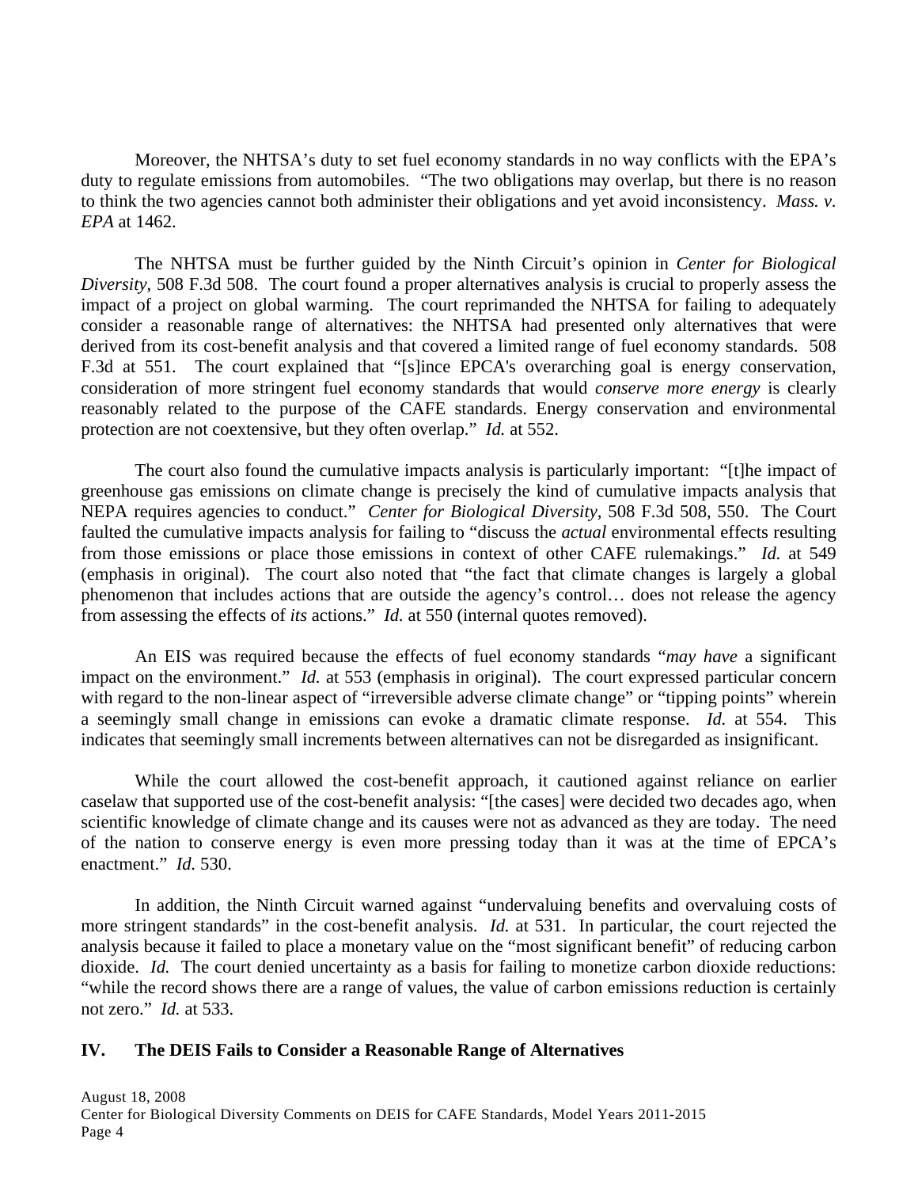Moreover, the NHTSA's duty to set fuel economy standards in no way conflicts with the EPA's duty to regulate emissions from automobiles. "The two obligations may overlap, but there is no reason to think the two agencies cannot both administer their obligations and yet avoid inconsistency. *Mass. v. EPA* at 1462.

The NHTSA must be further guided by the Ninth Circuit's opinion in *Center for Biological Diversity*, 508 F.3d 508. The court found a proper alternatives analysis is crucial to properly assess the impact of a project on global warming. The court reprimanded the NHTSA for failing to adequately consider a reasonable range of alternatives: the NHTSA had presented only alternatives that were derived from its cost-benefit analysis and that covered a limited range of fuel economy standards. 508 F.3d at 551. The court explained that "[s]ince EPCA's overarching goal is energy conservation, consideration of more stringent fuel economy standards that would *conserve more energy* is clearly reasonably related to the purpose of the CAFE standards. Energy conservation and environmental protection are not coextensive, but they often overlap." *Id.* at 552.

The court also found the cumulative impacts analysis is particularly important: "[t]he impact of greenhouse gas emissions on climate change is precisely the kind of cumulative impacts analysis that NEPA requires agencies to conduct." *Center for Biological Diversity*, 508 F.3d 508, 550. The Court faulted the cumulative impacts analysis for failing to "discuss the *actual* environmental effects resulting from those emissions or place those emissions in context of other CAFE rulemakings." *Id.* at 549 (emphasis in original). The court also noted that "the fact that climate changes is largely a global phenomenon that includes actions that are outside the agency's control… does not release the agency from assessing the effects of *its* actions." *Id.* at 550 (internal quotes removed).

An EIS was required because the effects of fuel economy standards "*may have* a significant impact on the environment." *Id.* at 553 (emphasis in original). The court expressed particular concern with regard to the non-linear aspect of "irreversible adverse climate change" or "tipping points" wherein a seemingly small change in emissions can evoke a dramatic climate response. *Id.* at 554. This indicates that seemingly small increments between alternatives can not be disregarded as insignificant.

While the court allowed the cost-benefit approach, it cautioned against reliance on earlier caselaw that supported use of the cost-benefit analysis: "[the cases] were decided two decades ago, when scientific knowledge of climate change and its causes were not as advanced as they are today. The need of the nation to conserve energy is even more pressing today than it was at the time of EPCA's enactment." *Id.* 530.

In addition, the Ninth Circuit warned against "undervaluing benefits and overvaluing costs of more stringent standards" in the cost-benefit analysis. *Id.* at 531. In particular, the court rejected the analysis because it failed to place a monetary value on the "most significant benefit" of reducing carbon dioxide. *Id.* The court denied uncertainty as a basis for failing to monetize carbon dioxide reductions: "while the record shows there are a range of values, the value of carbon emissions reduction is certainly not zero." *Id.* at 533.

## IV. The DEIS Fails to Consider a Reasonable Range of Alternatives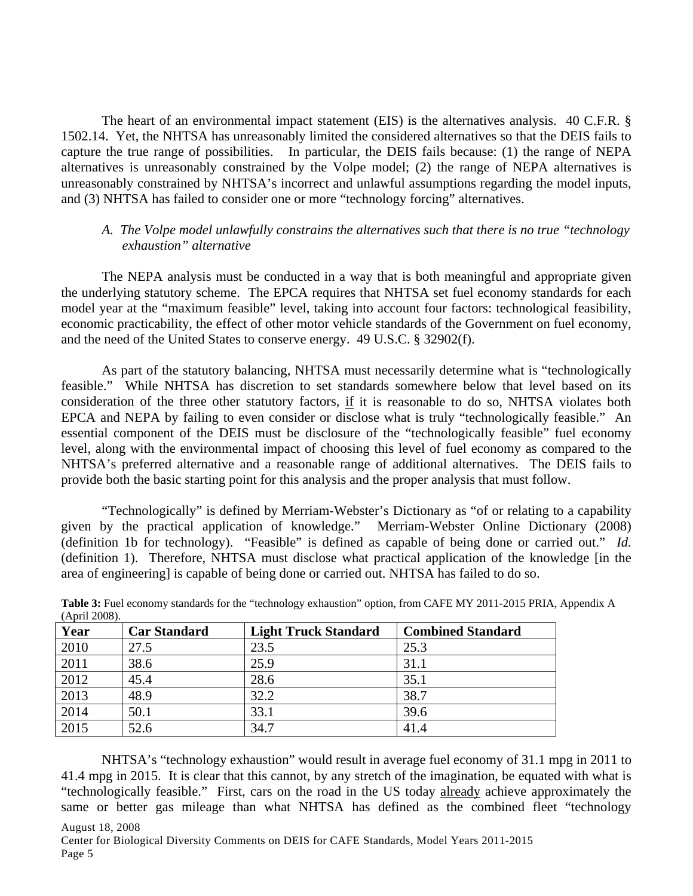The heart of an environmental impact statement (EIS) is the alternatives analysis. 40 C.F.R. § 1502.14. Yet, the NHTSA has unreasonably limited the considered alternatives so that the DEIS fails to capture the true range of possibilities. In particular, the DEIS fails because: (1) the range of NEPA alternatives is unreasonably constrained by the Volpe model; (2) the range of NEPA alternatives is unreasonably constrained by NHTSA's incorrect and unlawful assumptions regarding the model inputs, and (3) NHTSA has failed to consider one or more "technology forcing" alternatives.

*A. The Volpe model unlawfully constrains the alternatives such that there is no true "technology exhaustion" alternative*

The NEPA analysis must be conducted in a way that is both meaningful and appropriate given the underlying statutory scheme. The EPCA requires that NHTSA set fuel economy standards for each model year at the "maximum feasible" level, taking into account four factors: technological feasibility, economic practicability, the effect of other motor vehicle standards of the Government on fuel economy, and the need of the United States to conserve energy. 49 U.S.C. § 32902(f).

As part of the statutory balancing, NHTSA must necessarily determine what is "technologically feasible." While NHTSA has discretion to set standards somewhere below that level based on its consideration of the three other statutory factors, if it is reasonable to do so, NHTSA violates both EPCA and NEPA by failing to even consider or disclose what is truly "technologically feasible." An essential component of the DEIS must be disclosure of the "technologically feasible" fuel economy level, along with the environmental impact of choosing this level of fuel economy as compared to the NHTSA's preferred alternative and a reasonable range of additional alternatives. The DEIS fails to provide both the basic starting point for this analysis and the proper analysis that must follow.

"Technologically" is defined by Merriam-Webster's Dictionary as "of or relating to a capability given by the practical application of knowledge." Merriam-Webster Online Dictionary (2008) (definition 1b for technology). "Feasible" is defined as capable of being done or carried out." *Id.* (definition 1). Therefore, NHTSA must disclose what practical application of the knowledge [in the area of engineering] is capable of being done or carried out. NHTSA has failed to do so.

**Table 3:** Fuel economy standards for the "technology exhaustion" option, from CAFE MY 2011-2015 PRIA, Appendix A (April 2008).

| Year | Car Standard | Light Truck Standard | Combined Standard |
|---|---|---|---|
| 2010 | 27.5 | 23.5 | 25.3 |
| 2011 | 38.6 | 25.9 | 31.1 |
| 2012 | 45.4 | 28.6 | 35.1 |
| 2013 | 48.9 | 32.2 | 38.7 |
| 2014 | 50.1 | 33.1 | 39.6 |
| 2015 | 52.6 | 34.7 | 41.4 |

NHTSA's "technology exhaustion" would result in average fuel economy of 31.1 mpg in 2011 to 41.4 mpg in 2015. It is clear that this cannot, by any stretch of the imagination, be equated with what is "technologically feasible." First, cars on the road in the US today already achieve approximately the same or better gas mileage than what NHTSA has defined as the combined fleet "technology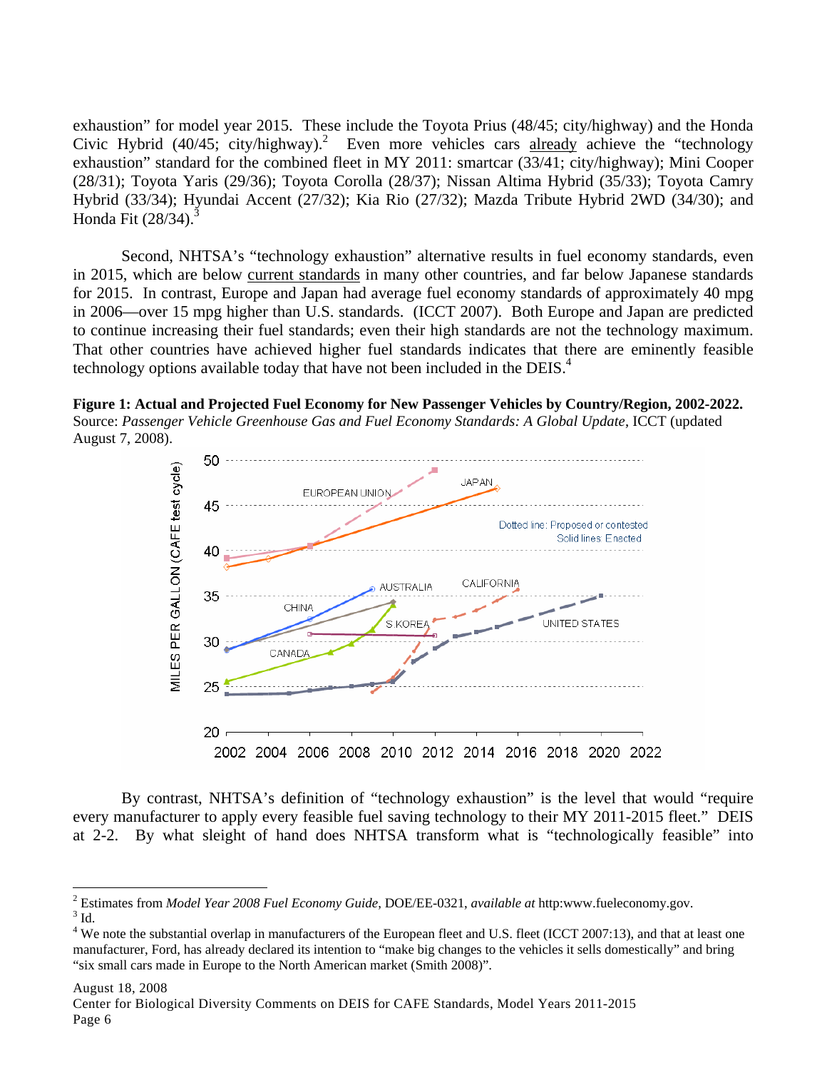exhaustion" for model year 2015. These include the Toyota Prius (48/45; city/highway) and the Honda Civic Hybrid (40/45; city/highway).[2] Even more vehicles cars already achieve the "technology exhaustion" standard for the combined fleet in MY 2011: smartcar (33/41; city/highway); Mini Cooper (28/31); Toyota Yaris (29/36); Toyota Corolla (28/37); Nissan Altima Hybrid (35/33); Toyota Camry Hybrid (33/34); Hyundai Accent (27/32); Kia Rio (27/32); Mazda Tribute Hybrid 2WD (34/30); and Honda Fit (28/34).[3]

Second, NHTSA's "technology exhaustion" alternative results in fuel economy standards, even in 2015, which are below current standards in many other countries, and far below Japanese standards for 2015. In contrast, Europe and Japan had average fuel economy standards of approximately 40 mpg in 2006—over 15 mpg higher than U.S. standards. (ICCT 2007). Both Europe and Japan are predicted to continue increasing their fuel standards; even their high standards are not the technology maximum. That other countries have achieved higher fuel standards indicates that there are eminently feasible technology options available today that have not been included in the DEIS.[4]

**Figure 1: Actual and Projected Fuel Economy for New Passenger Vehicles by Country/Region, 2002-2022.** Source: *Passenger Vehicle Greenhouse Gas and Fuel Economy Standards: A Global Update*, ICCT (updated August 7, 2008).

By contrast, NHTSA's definition of "technology exhaustion" is the level that would "require every manufacturer to apply every feasible fuel saving technology to their MY 2011-2015 fleet." DEIS at 2-2. By what sleight of hand does NHTSA transform what is "technologically feasible" into

---

[2] Estimates from *Model Year 2008 Fuel Economy Guide*, DOE/EE-0321, *available at* http:www.fueleconomy.gov.

[3] Id.

[4] We note the substantial overlap in manufacturers of the European fleet and U.S. fleet (ICCT 2007:13), and that at least one manufacturer, Ford, has already declared its intention to "make big changes to the vehicles it sells domestically" and bring "six small cars made in Europe to the North American market (Smith 2008)".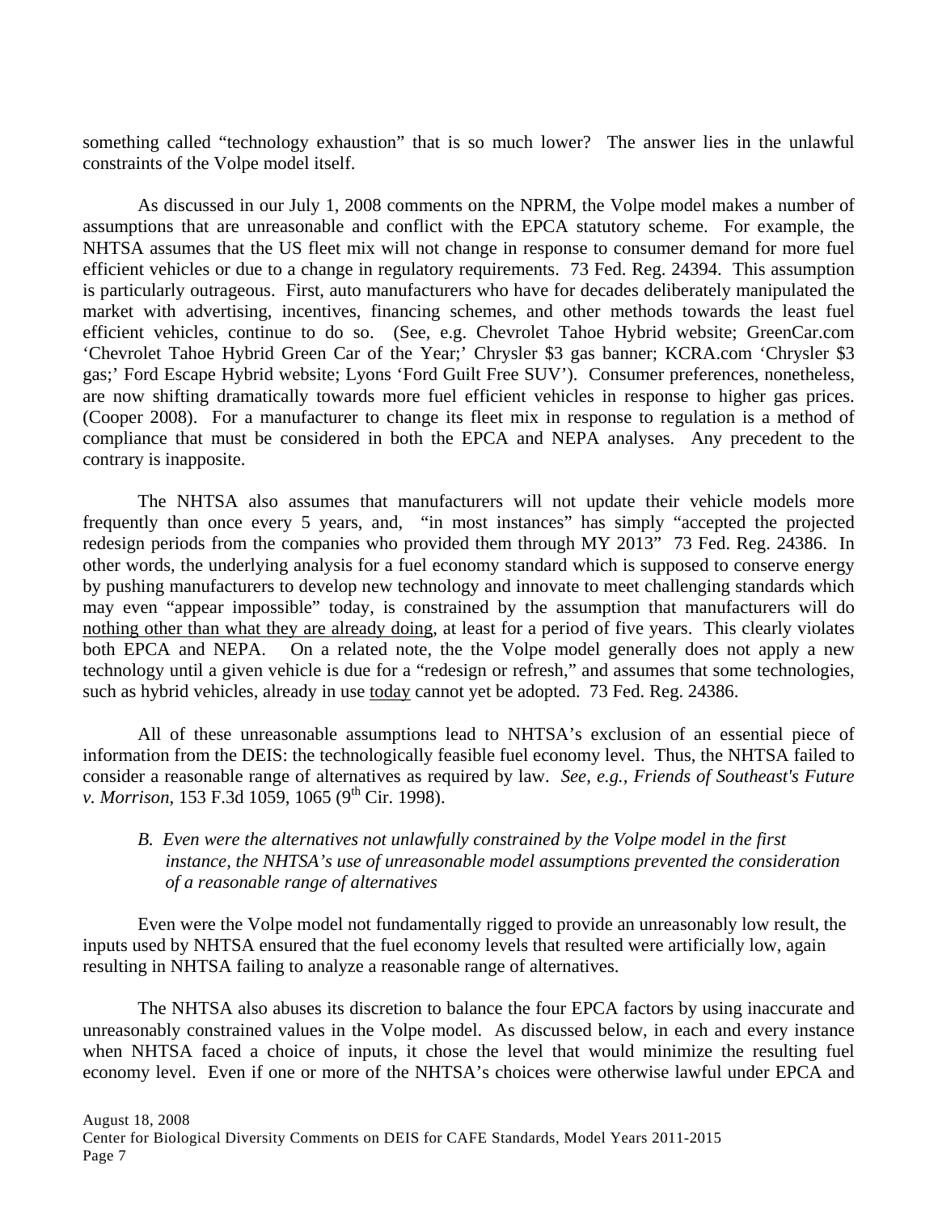something called "technology exhaustion" that is so much lower? The answer lies in the unlawful constraints of the Volpe model itself.

As discussed in our July 1, 2008 comments on the NPRM, the Volpe model makes a number of assumptions that are unreasonable and conflict with the EPCA statutory scheme. For example, the NHTSA assumes that the US fleet mix will not change in response to consumer demand for more fuel efficient vehicles or due to a change in regulatory requirements. 73 Fed. Reg. 24394. This assumption is particularly outrageous. First, auto manufacturers who have for decades deliberately manipulated the market with advertising, incentives, financing schemes, and other methods towards the least fuel efficient vehicles, continue to do so. (See, e.g. Chevrolet Tahoe Hybrid website; GreenCar.com 'Chevrolet Tahoe Hybrid Green Car of the Year;' Chrysler $3 gas banner; KCRA.com 'Chrysler $3 gas;' Ford Escape Hybrid website; Lyons 'Ford Guilt Free SUV'). Consumer preferences, nonetheless, are now shifting dramatically towards more fuel efficient vehicles in response to higher gas prices. (Cooper 2008). For a manufacturer to change its fleet mix in response to regulation is a method of compliance that must be considered in both the EPCA and NEPA analyses. Any precedent to the contrary is inapposite.

The NHTSA also assumes that manufacturers will not update their vehicle models more frequently than once every 5 years, and, "in most instances" has simply "accepted the projected redesign periods from the companies who provided them through MY 2013" 73 Fed. Reg. 24386. In other words, the underlying analysis for a fuel economy standard which is supposed to conserve energy by pushing manufacturers to develop new technology and innovate to meet challenging standards which may even "appear impossible" today, is constrained by the assumption that manufacturers will do <u>nothing other than what they are already doing</u>, at least for a period of five years. This clearly violates both EPCA and NEPA. On a related note, the the Volpe model generally does not apply a new technology until a given vehicle is due for a "redesign or refresh," and assumes that some technologies, such as hybrid vehicles, already in use <u>today</u> cannot yet be adopted. 73 Fed. Reg. 24386.

All of these unreasonable assumptions lead to NHTSA's exclusion of an essential piece of information from the DEIS: the technologically feasible fuel economy level. Thus, the NHTSA failed to consider a reasonable range of alternatives as required by law. *See, e.g., Friends of Southeast's Future v. Morrison*, 153 F.3d 1059, 1065 (9th Cir. 1998).

*B. Even were the alternatives not unlawfully constrained by the Volpe model in the first instance, the NHTSA's use of unreasonable model assumptions prevented the consideration of a reasonable range of alternatives*

Even were the Volpe model not fundamentally rigged to provide an unreasonably low result, the inputs used by NHTSA ensured that the fuel economy levels that resulted were artificially low, again resulting in NHTSA failing to analyze a reasonable range of alternatives.

The NHTSA also abuses its discretion to balance the four EPCA factors by using inaccurate and unreasonably constrained values in the Volpe model. As discussed below, in each and every instance when NHTSA faced a choice of inputs, it chose the level that would minimize the resulting fuel economy level. Even if one or more of the NHTSA's choices were otherwise lawful under EPCA and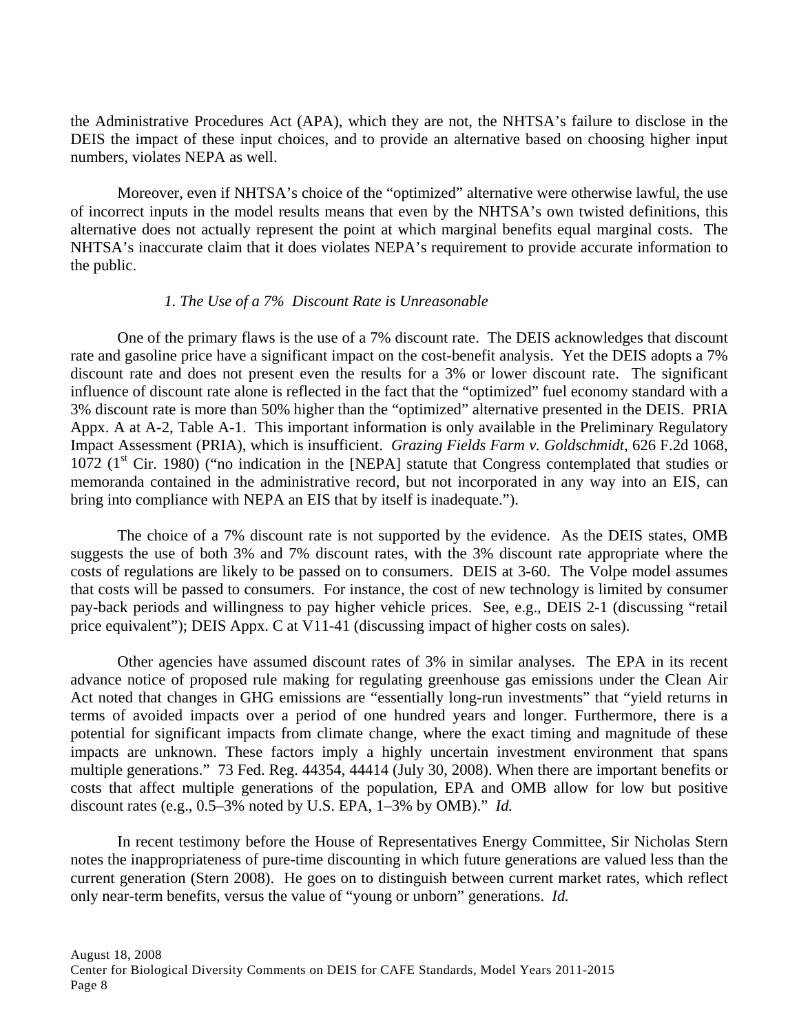the Administrative Procedures Act (APA), which they are not, the NHTSA's failure to disclose in the DEIS the impact of these input choices, and to provide an alternative based on choosing higher input numbers, violates NEPA as well.

Moreover, even if NHTSA's choice of the "optimized" alternative were otherwise lawful, the use of incorrect inputs in the model results means that even by the NHTSA's own twisted definitions, this alternative does not actually represent the point at which marginal benefits equal marginal costs. The NHTSA's inaccurate claim that it does violates NEPA's requirement to provide accurate information to the public.

*1. The Use of a 7% Discount Rate is Unreasonable*

One of the primary flaws is the use of a 7% discount rate. The DEIS acknowledges that discount rate and gasoline price have a significant impact on the cost-benefit analysis. Yet the DEIS adopts a 7% discount rate and does not present even the results for a 3% or lower discount rate. The significant influence of discount rate alone is reflected in the fact that the "optimized" fuel economy standard with a 3% discount rate is more than 50% higher than the "optimized" alternative presented in the DEIS. PRIA Appx. A at A-2, Table A-1. This important information is only available in the Preliminary Regulatory Impact Assessment (PRIA), which is insufficient. *Grazing Fields Farm v. Goldschmidt*, 626 F.2d 1068, 1072 (1[st] Cir. 1980) ("no indication in the [NEPA] statute that Congress contemplated that studies or memoranda contained in the administrative record, but not incorporated in any way into an EIS, can bring into compliance with NEPA an EIS that by itself is inadequate.").

The choice of a 7% discount rate is not supported by the evidence. As the DEIS states, OMB suggests the use of both 3% and 7% discount rates, with the 3% discount rate appropriate where the costs of regulations are likely to be passed on to consumers. DEIS at 3-60. The Volpe model assumes that costs will be passed to consumers. For instance, the cost of new technology is limited by consumer pay-back periods and willingness to pay higher vehicle prices. See, e.g., DEIS 2-1 (discussing "retail price equivalent"); DEIS Appx. C at V11-41 (discussing impact of higher costs on sales).

Other agencies have assumed discount rates of 3% in similar analyses. The EPA in its recent advance notice of proposed rule making for regulating greenhouse gas emissions under the Clean Air Act noted that changes in GHG emissions are "essentially long-run investments" that "yield returns in terms of avoided impacts over a period of one hundred years and longer. Furthermore, there is a potential for significant impacts from climate change, where the exact timing and magnitude of these impacts are unknown. These factors imply a highly uncertain investment environment that spans multiple generations." 73 Fed. Reg. 44354, 44414 (July 30, 2008). When there are important benefits or costs that affect multiple generations of the population, EPA and OMB allow for low but positive discount rates (e.g., 0.5–3% noted by U.S. EPA, 1–3% by OMB)." *Id.*

In recent testimony before the House of Representatives Energy Committee, Sir Nicholas Stern notes the inappropriateness of pure-time discounting in which future generations are valued less than the current generation (Stern 2008). He goes on to distinguish between current market rates, which reflect only near-term benefits, versus the value of "young or unborn" generations. *Id.*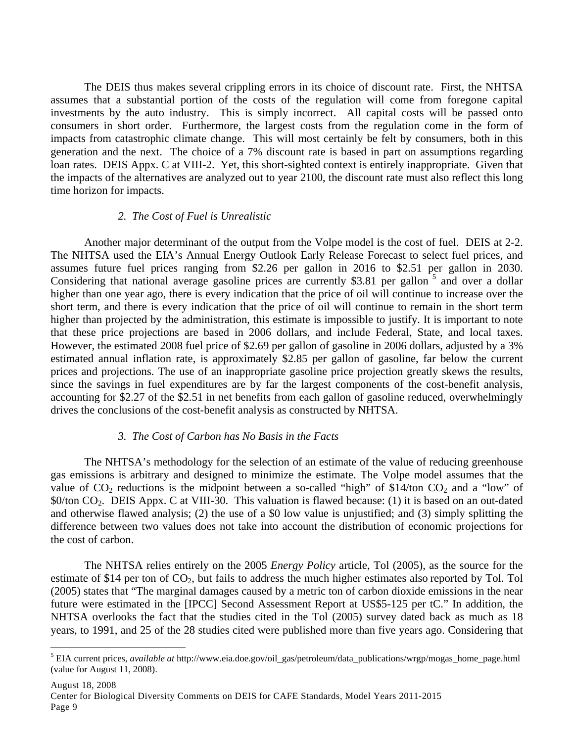The DEIS thus makes several crippling errors in its choice of discount rate. First, the NHTSA assumes that a substantial portion of the costs of the regulation will come from foregone capital investments by the auto industry. This is simply incorrect. All capital costs will be passed onto consumers in short order. Furthermore, the largest costs from the regulation come in the form of impacts from catastrophic climate change. This will most certainly be felt by consumers, both in this generation and the next. The choice of a 7% discount rate is based in part on assumptions regarding loan rates. DEIS Appx. C at VIII-2. Yet, this short-sighted context is entirely inappropriate. Given that the impacts of the alternatives are analyzed out to year 2100, the discount rate must also reflect this long time horizon for impacts.

### *2. The Cost of Fuel is Unrealistic*

Another major determinant of the output from the Volpe model is the cost of fuel. DEIS at 2-2. The NHTSA used the EIA's Annual Energy Outlook Early Release Forecast to select fuel prices, and assumes future fuel prices ranging from $2.26 per gallon in 2016 to $2.51 per gallon in 2030. Considering that national average gasoline prices are currently $3.81 per gallon [5] and over a dollar higher than one year ago, there is every indication that the price of oil will continue to increase over the short term, and there is every indication that the price of oil will continue to remain in the short term higher than projected by the administration, this estimate is impossible to justify. It is important to note that these price projections are based in 2006 dollars, and include Federal, State, and local taxes. However, the estimated 2008 fuel price of $2.69 per gallon of gasoline in 2006 dollars, adjusted by a 3% estimated annual inflation rate, is approximately $2.85 per gallon of gasoline, far below the current prices and projections. The use of an inappropriate gasoline price projection greatly skews the results, since the savings in fuel expenditures are by far the largest components of the cost-benefit analysis, accounting for $2.27 of the $2.51 in net benefits from each gallon of gasoline reduced, overwhelmingly drives the conclusions of the cost-benefit analysis as constructed by NHTSA.

### *3. The Cost of Carbon has No Basis in the Facts*

The NHTSA's methodology for the selection of an estimate of the value of reducing greenhouse gas emissions is arbitrary and designed to minimize the estimate. The Volpe model assumes that the value of $CO_2$ reductions is the midpoint between a so-called "high" of $14/ton $CO_2$ and a "low" of $0/ton $CO_2$. DEIS Appx. C at VIII-30. This valuation is flawed because: (1) it is based on an out-dated and otherwise flawed analysis; (2) the use of a $0 low value is unjustified; and (3) simply splitting the difference between two values does not take into account the distribution of economic projections for the cost of carbon.

The NHTSA relies entirely on the 2005 *Energy Policy* article, Tol (2005), as the source for the estimate of $14 per ton of $CO_2$, but fails to address the much higher estimates also reported by Tol. Tol (2005) states that "The marginal damages caused by a metric ton of carbon dioxide emissions in the near future were estimated in the [IPCC] Second Assessment Report at US$5-125 per tC." In addition, the NHTSA overlooks the fact that the studies cited in the Tol (2005) survey dated back as much as 18 years, to 1991, and 25 of the 28 studies cited were published more than five years ago. Considering that

---

[5] EIA current prices, *available at* http://www.eia.doe.gov/oil_gas/petroleum/data_publications/wrgp/mogas_home_page.html (value for August 11, 2008).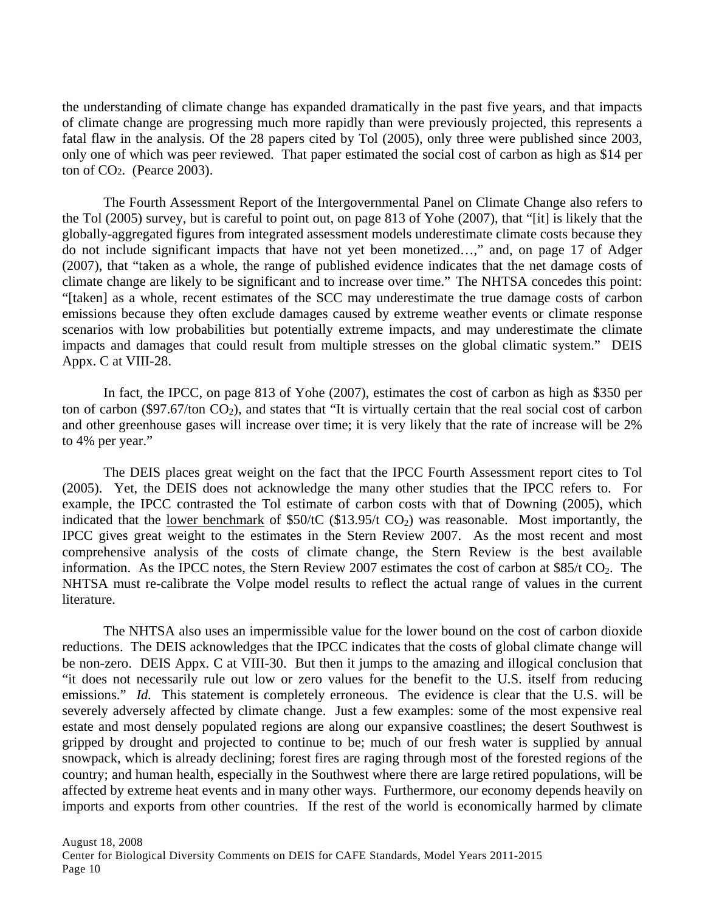the understanding of climate change has expanded dramatically in the past five years, and that impacts of climate change are progressing much more rapidly than were previously projected, this represents a fatal flaw in the analysis. Of the 28 papers cited by Tol (2005), only three were published since 2003, only one of which was peer reviewed. That paper estimated the social cost of carbon as high as \$14 per ton of $CO_2$. (Pearce 2003).

The Fourth Assessment Report of the Intergovernmental Panel on Climate Change also refers to the Tol (2005) survey, but is careful to point out, on page 813 of Yohe (2007), that "[it] is likely that the globally-aggregated figures from integrated assessment models underestimate climate costs because they do not include significant impacts that have not yet been monetized…," and, on page 17 of Adger (2007), that "taken as a whole, the range of published evidence indicates that the net damage costs of climate change are likely to be significant and to increase over time." The NHTSA concedes this point: "[taken] as a whole, recent estimates of the SCC may underestimate the true damage costs of carbon emissions because they often exclude damages caused by extreme weather events or climate response scenarios with low probabilities but potentially extreme impacts, and may underestimate the climate impacts and damages that could result from multiple stresses on the global climatic system." DEIS Appx. C at VIII-28.

In fact, the IPCC, on page 813 of Yohe (2007), estimates the cost of carbon as high as \$350 per ton of carbon (\$97.67/ton $CO_2$), and states that "It is virtually certain that the real social cost of carbon and other greenhouse gases will increase over time; it is very likely that the rate of increase will be 2% to 4% per year."

The DEIS places great weight on the fact that the IPCC Fourth Assessment report cites to Tol (2005). Yet, the DEIS does not acknowledge the many other studies that the IPCC refers to. For example, the IPCC contrasted the Tol estimate of carbon costs with that of Downing (2005), which indicated that the <u>lower benchmark</u> of \$50/tC (\$13.95/t $CO_2$) was reasonable. Most importantly, the IPCC gives great weight to the estimates in the Stern Review 2007. As the most recent and most comprehensive analysis of the costs of climate change, the Stern Review is the best available information. As the IPCC notes, the Stern Review 2007 estimates the cost of carbon at \$85/t $CO_2$. The NHTSA must re-calibrate the Volpe model results to reflect the actual range of values in the current literature.

The NHTSA also uses an impermissible value for the lower bound on the cost of carbon dioxide reductions. The DEIS acknowledges that the IPCC indicates that the costs of global climate change will be non-zero. DEIS Appx. C at VIII-30. But then it jumps to the amazing and illogical conclusion that "it does not necessarily rule out low or zero values for the benefit to the U.S. itself from reducing emissions." *Id.* This statement is completely erroneous. The evidence is clear that the U.S. will be severely adversely affected by climate change. Just a few examples: some of the most expensive real estate and most densely populated regions are along our expansive coastlines; the desert Southwest is gripped by drought and projected to continue to be; much of our fresh water is supplied by annual snowpack, which is already declining; forest fires are raging through most of the forested regions of the country; and human health, especially in the Southwest where there are large retired populations, will be affected by extreme heat events and in many other ways. Furthermore, our economy depends heavily on imports and exports from other countries. If the rest of the world is economically harmed by climate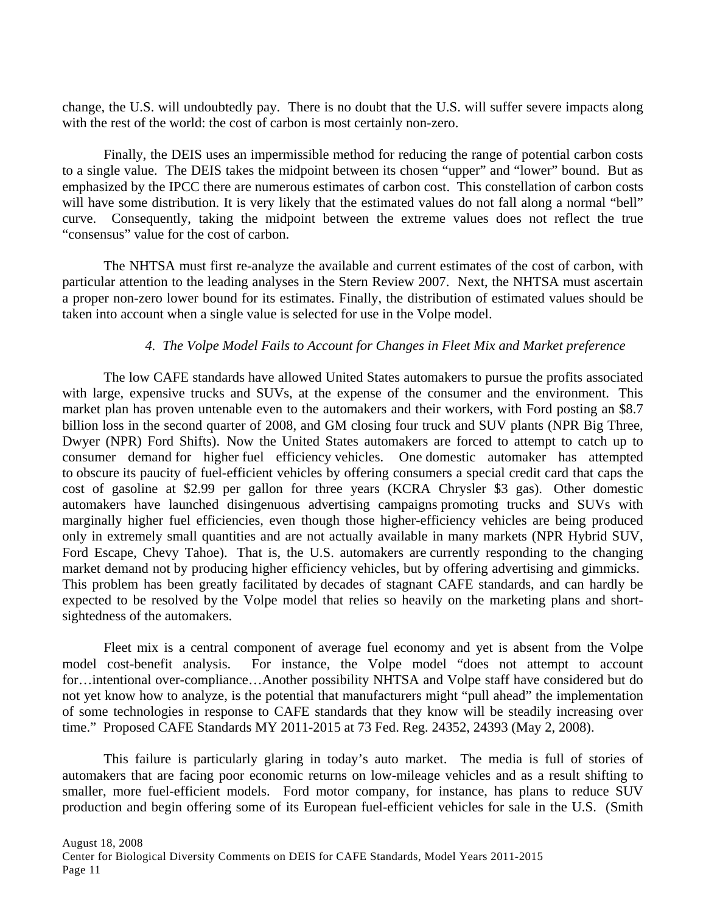change, the U.S. will undoubtedly pay. There is no doubt that the U.S. will suffer severe impacts along with the rest of the world: the cost of carbon is most certainly non-zero.

Finally, the DEIS uses an impermissible method for reducing the range of potential carbon costs to a single value. The DEIS takes the midpoint between its chosen "upper" and "lower" bound. But as emphasized by the IPCC there are numerous estimates of carbon cost. This constellation of carbon costs will have some distribution. It is very likely that the estimated values do not fall along a normal "bell" curve. Consequently, taking the midpoint between the extreme values does not reflect the true "consensus" value for the cost of carbon.

The NHTSA must first re-analyze the available and current estimates of the cost of carbon, with particular attention to the leading analyses in the Stern Review 2007. Next, the NHTSA must ascertain a proper non-zero lower bound for its estimates. Finally, the distribution of estimated values should be taken into account when a single value is selected for use in the Volpe model.

*4. The Volpe Model Fails to Account for Changes in Fleet Mix and Market preference*

The low CAFE standards have allowed United States automakers to pursue the profits associated with large, expensive trucks and SUVs, at the expense of the consumer and the environment. This market plan has proven untenable even to the automakers and their workers, with Ford posting an $8.7 billion loss in the second quarter of 2008, and GM closing four truck and SUV plants (NPR Big Three, Dwyer (NPR) Ford Shifts). Now the United States automakers are forced to attempt to catch up to consumer demand for higher fuel efficiency vehicles. One domestic automaker has attempted to obscure its paucity of fuel-efficient vehicles by offering consumers a special credit card that caps the cost of gasoline at $2.99 per gallon for three years (KCRA Chrysler $3 gas). Other domestic automakers have launched disingenuous advertising campaigns promoting trucks and SUVs with marginally higher fuel efficiencies, even though those higher-efficiency vehicles are being produced only in extremely small quantities and are not actually available in many markets (NPR Hybrid SUV, Ford Escape, Chevy Tahoe). That is, the U.S. automakers are currently responding to the changing market demand not by producing higher efficiency vehicles, but by offering advertising and gimmicks. This problem has been greatly facilitated by decades of stagnant CAFE standards, and can hardly be expected to be resolved by the Volpe model that relies so heavily on the marketing plans and short-sightedness of the automakers.

Fleet mix is a central component of average fuel economy and yet is absent from the Volpe model cost-benefit analysis. For instance, the Volpe model "does not attempt to account for…intentional over-compliance…Another possibility NHTSA and Volpe staff have considered but do not yet know how to analyze, is the potential that manufacturers might "pull ahead" the implementation of some technologies in response to CAFE standards that they know will be steadily increasing over time." Proposed CAFE Standards MY 2011-2015 at 73 Fed. Reg. 24352, 24393 (May 2, 2008).

This failure is particularly glaring in today's auto market. The media is full of stories of automakers that are facing poor economic returns on low-mileage vehicles and as a result shifting to smaller, more fuel-efficient models. Ford motor company, for instance, has plans to reduce SUV production and begin offering some of its European fuel-efficient vehicles for sale in the U.S. (Smith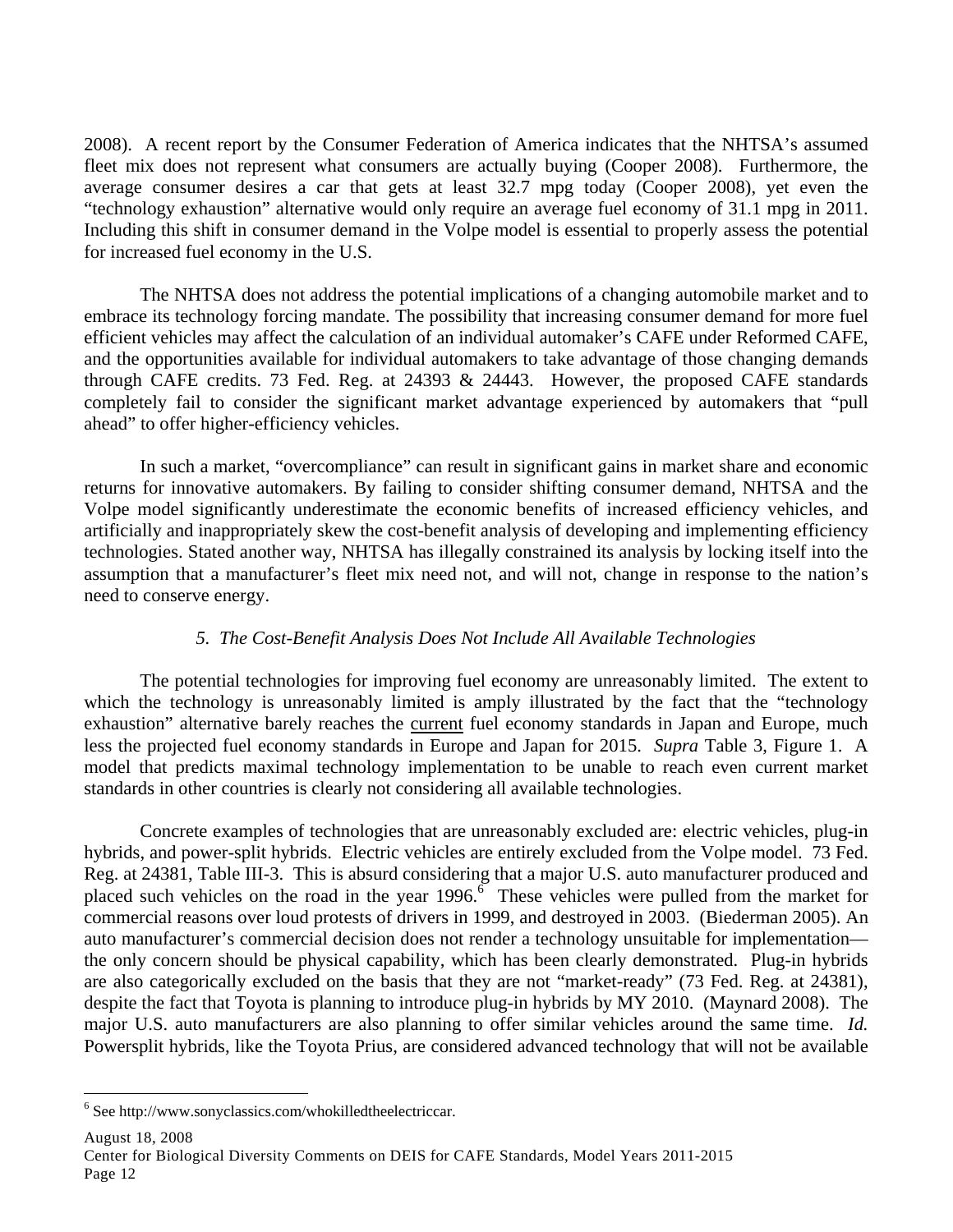2008). A recent report by the Consumer Federation of America indicates that the NHTSA's assumed fleet mix does not represent what consumers are actually buying (Cooper 2008). Furthermore, the average consumer desires a car that gets at least 32.7 mpg today (Cooper 2008), yet even the "technology exhaustion" alternative would only require an average fuel economy of 31.1 mpg in 2011. Including this shift in consumer demand in the Volpe model is essential to properly assess the potential for increased fuel economy in the U.S.

The NHTSA does not address the potential implications of a changing automobile market and to embrace its technology forcing mandate. The possibility that increasing consumer demand for more fuel efficient vehicles may affect the calculation of an individual automaker's CAFE under Reformed CAFE, and the opportunities available for individual automakers to take advantage of those changing demands through CAFE credits. 73 Fed. Reg. at 24393 & 24443. However, the proposed CAFE standards completely fail to consider the significant market advantage experienced by automakers that "pull ahead" to offer higher-efficiency vehicles.

In such a market, "overcompliance" can result in significant gains in market share and economic returns for innovative automakers. By failing to consider shifting consumer demand, NHTSA and the Volpe model significantly underestimate the economic benefits of increased efficiency vehicles, and artificially and inappropriately skew the cost-benefit analysis of developing and implementing efficiency technologies. Stated another way, NHTSA has illegally constrained its analysis by locking itself into the assumption that a manufacturer's fleet mix need not, and will not, change in response to the nation's need to conserve energy.

*5. The Cost-Benefit Analysis Does Not Include All Available Technologies*

The potential technologies for improving fuel economy are unreasonably limited. The extent to which the technology is unreasonably limited is amply illustrated by the fact that the "technology exhaustion" alternative barely reaches the current fuel economy standards in Japan and Europe, much less the projected fuel economy standards in Europe and Japan for 2015. *Supra* Table 3, Figure 1. A model that predicts maximal technology implementation to be unable to reach even current market standards in other countries is clearly not considering all available technologies.

Concrete examples of technologies that are unreasonably excluded are: electric vehicles, plug-in hybrids, and power-split hybrids. Electric vehicles are entirely excluded from the Volpe model. 73 Fed. Reg. at 24381, Table III-3. This is absurd considering that a major U.S. auto manufacturer produced and placed such vehicles on the road in the year 1996.[6] These vehicles were pulled from the market for commercial reasons over loud protests of drivers in 1999, and destroyed in 2003. (Biederman 2005). An auto manufacturer's commercial decision does not render a technology unsuitable for implementation—the only concern should be physical capability, which has been clearly demonstrated. Plug-in hybrids are also categorically excluded on the basis that they are not "market-ready" (73 Fed. Reg. at 24381), despite the fact that Toyota is planning to introduce plug-in hybrids by MY 2010. (Maynard 2008). The major U.S. auto manufacturers are also planning to offer similar vehicles around the same time. *Id.* Powersplit hybrids, like the Toyota Prius, are considered advanced technology that will not be available

[6] See http://www.sonyclassics.com/whokilledtheelectriccar.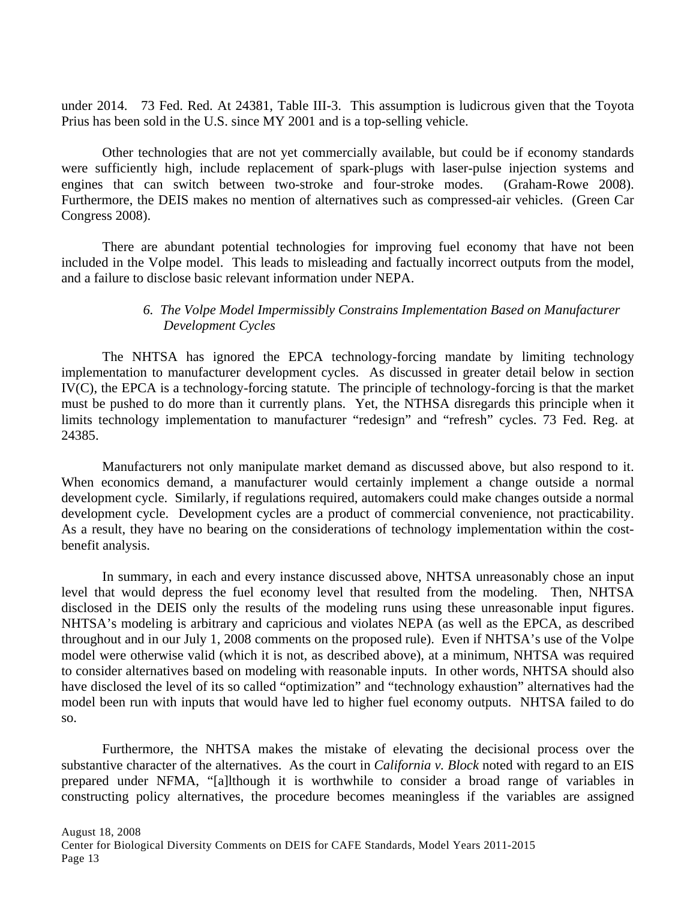under 2014. 73 Fed. Red. At 24381, Table III-3. This assumption is ludicrous given that the Toyota Prius has been sold in the U.S. since MY 2001 and is a top-selling vehicle.

Other technologies that are not yet commercially available, but could be if economy standards were sufficiently high, include replacement of spark-plugs with laser-pulse injection systems and engines that can switch between two-stroke and four-stroke modes. (Graham-Rowe 2008). Furthermore, the DEIS makes no mention of alternatives such as compressed-air vehicles. (Green Car Congress 2008).

There are abundant potential technologies for improving fuel economy that have not been included in the Volpe model. This leads to misleading and factually incorrect outputs from the model, and a failure to disclose basic relevant information under NEPA.

*6. The Volpe Model Impermissibly Constrains Implementation Based on Manufacturer Development Cycles*

The NHTSA has ignored the EPCA technology-forcing mandate by limiting technology implementation to manufacturer development cycles. As discussed in greater detail below in section IV(C), the EPCA is a technology-forcing statute. The principle of technology-forcing is that the market must be pushed to do more than it currently plans. Yet, the NTHSA disregards this principle when it limits technology implementation to manufacturer "redesign" and "refresh" cycles. 73 Fed. Reg. at 24385.

Manufacturers not only manipulate market demand as discussed above, but also respond to it. When economics demand, a manufacturer would certainly implement a change outside a normal development cycle. Similarly, if regulations required, automakers could make changes outside a normal development cycle. Development cycles are a product of commercial convenience, not practicability. As a result, they have no bearing on the considerations of technology implementation within the cost-benefit analysis.

In summary, in each and every instance discussed above, NHTSA unreasonably chose an input level that would depress the fuel economy level that resulted from the modeling. Then, NHTSA disclosed in the DEIS only the results of the modeling runs using these unreasonable input figures. NHTSA's modeling is arbitrary and capricious and violates NEPA (as well as the EPCA, as described throughout and in our July 1, 2008 comments on the proposed rule). Even if NHTSA's use of the Volpe model were otherwise valid (which it is not, as described above), at a minimum, NHTSA was required to consider alternatives based on modeling with reasonable inputs. In other words, NHTSA should also have disclosed the level of its so called "optimization" and "technology exhaustion" alternatives had the model been run with inputs that would have led to higher fuel economy outputs. NHTSA failed to do so.

Furthermore, the NHTSA makes the mistake of elevating the decisional process over the substantive character of the alternatives. As the court in *California v. Block* noted with regard to an EIS prepared under NFMA, "[a]lthough it is worthwhile to consider a broad range of variables in constructing policy alternatives, the procedure becomes meaningless if the variables are assigned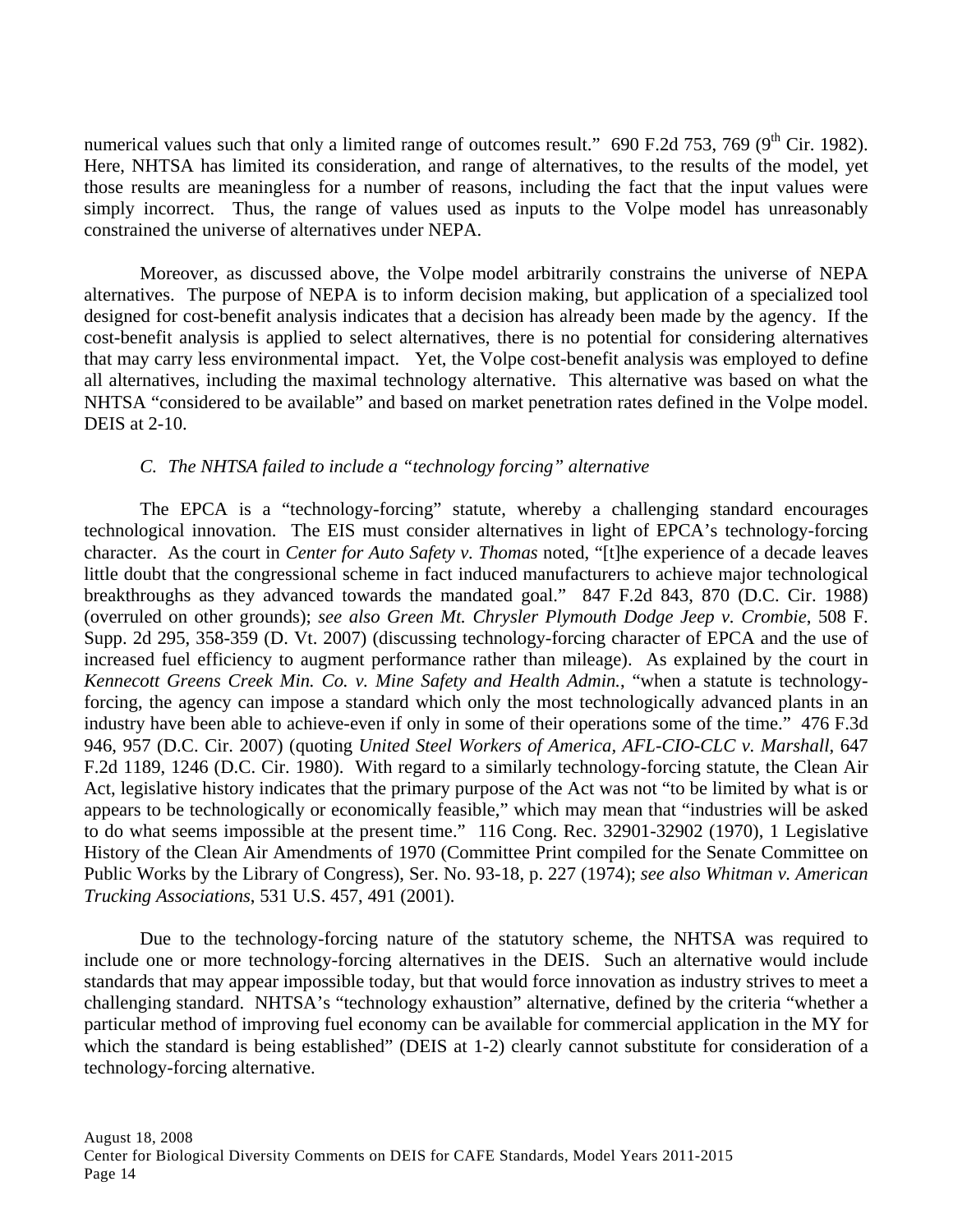numerical values such that only a limited range of outcomes result." 690 F.2d 753, 769 (9th Cir. 1982). Here, NHTSA has limited its consideration, and range of alternatives, to the results of the model, yet those results are meaningless for a number of reasons, including the fact that the input values were simply incorrect. Thus, the range of values used as inputs to the Volpe model has unreasonably constrained the universe of alternatives under NEPA.

Moreover, as discussed above, the Volpe model arbitrarily constrains the universe of NEPA alternatives. The purpose of NEPA is to inform decision making, but application of a specialized tool designed for cost-benefit analysis indicates that a decision has already been made by the agency. If the cost-benefit analysis is applied to select alternatives, there is no potential for considering alternatives that may carry less environmental impact. Yet, the Volpe cost-benefit analysis was employed to define all alternatives, including the maximal technology alternative. This alternative was based on what the NHTSA "considered to be available" and based on market penetration rates defined in the Volpe model. DEIS at 2-10.

### *C. The NHTSA failed to include a "technology forcing" alternative*

The EPCA is a "technology-forcing" statute, whereby a challenging standard encourages technological innovation. The EIS must consider alternatives in light of EPCA's technology-forcing character. As the court in *Center for Auto Safety v. Thomas* noted, "[t]he experience of a decade leaves little doubt that the congressional scheme in fact induced manufacturers to achieve major technological breakthroughs as they advanced towards the mandated goal." 847 F.2d 843, 870 (D.C. Cir. 1988) (overruled on other grounds); *see also Green Mt. Chrysler Plymouth Dodge Jeep v. Crombie*, 508 F. Supp. 2d 295, 358-359 (D. Vt. 2007) (discussing technology-forcing character of EPCA and the use of increased fuel efficiency to augment performance rather than mileage). As explained by the court in *Kennecott Greens Creek Min. Co. v. Mine Safety and Health Admin.*, "when a statute is technology-forcing, the agency can impose a standard which only the most technologically advanced plants in an industry have been able to achieve-even if only in some of their operations some of the time." 476 F.3d 946, 957 (D.C. Cir. 2007) (quoting *United Steel Workers of America, AFL-CIO-CLC v. Marshall*, 647 F.2d 1189, 1246 (D.C. Cir. 1980). With regard to a similarly technology-forcing statute, the Clean Air Act, legislative history indicates that the primary purpose of the Act was not "to be limited by what is or appears to be technologically or economically feasible," which may mean that "industries will be asked to do what seems impossible at the present time." 116 Cong. Rec. 32901-32902 (1970), 1 Legislative History of the Clean Air Amendments of 1970 (Committee Print compiled for the Senate Committee on Public Works by the Library of Congress), Ser. No. 93-18, p. 227 (1974); *see also Whitman v. American Trucking Associations*, 531 U.S. 457, 491 (2001).

Due to the technology-forcing nature of the statutory scheme, the NHTSA was required to include one or more technology-forcing alternatives in the DEIS. Such an alternative would include standards that may appear impossible today, but that would force innovation as industry strives to meet a challenging standard. NHTSA's "technology exhaustion" alternative, defined by the criteria "whether a particular method of improving fuel economy can be available for commercial application in the MY for which the standard is being established" (DEIS at 1-2) clearly cannot substitute for consideration of a technology-forcing alternative.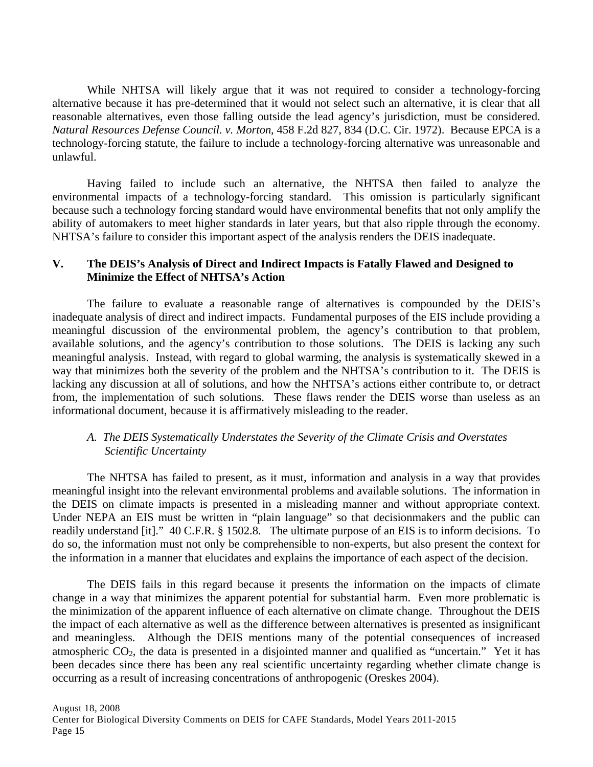While NHTSA will likely argue that it was not required to consider a technology-forcing alternative because it has pre-determined that it would not select such an alternative, it is clear that all reasonable alternatives, even those falling outside the lead agency's jurisdiction, must be considered. *Natural Resources Defense Council. v. Morton*, 458 F.2d 827, 834 (D.C. Cir. 1972). Because EPCA is a technology-forcing statute, the failure to include a technology-forcing alternative was unreasonable and unlawful.

Having failed to include such an alternative, the NHTSA then failed to analyze the environmental impacts of a technology-forcing standard. This omission is particularly significant because such a technology forcing standard would have environmental benefits that not only amplify the ability of automakers to meet higher standards in later years, but that also ripple through the economy. NHTSA's failure to consider this important aspect of the analysis renders the DEIS inadequate.

## V. The DEIS's Analysis of Direct and Indirect Impacts is Fatally Flawed and Designed to Minimize the Effect of NHTSA's Action

The failure to evaluate a reasonable range of alternatives is compounded by the DEIS's inadequate analysis of direct and indirect impacts. Fundamental purposes of the EIS include providing a meaningful discussion of the environmental problem, the agency's contribution to that problem, available solutions, and the agency's contribution to those solutions. The DEIS is lacking any such meaningful analysis. Instead, with regard to global warming, the analysis is systematically skewed in a way that minimizes both the severity of the problem and the NHTSA's contribution to it. The DEIS is lacking any discussion at all of solutions, and how the NHTSA's actions either contribute to, or detract from, the implementation of such solutions. These flaws render the DEIS worse than useless as an informational document, because it is affirmatively misleading to the reader.

### *A. The DEIS Systematically Understates the Severity of the Climate Crisis and Overstates Scientific Uncertainty*

The NHTSA has failed to present, as it must, information and analysis in a way that provides meaningful insight into the relevant environmental problems and available solutions. The information in the DEIS on climate impacts is presented in a misleading manner and without appropriate context. Under NEPA an EIS must be written in "plain language" so that decisionmakers and the public can readily understand [it]." 40 C.F.R. § 1502.8. The ultimate purpose of an EIS is to inform decisions. To do so, the information must not only be comprehensible to non-experts, but also present the context for the information in a manner that elucidates and explains the importance of each aspect of the decision.

The DEIS fails in this regard because it presents the information on the impacts of climate change in a way that minimizes the apparent potential for substantial harm. Even more problematic is the minimization of the apparent influence of each alternative on climate change. Throughout the DEIS the impact of each alternative as well as the difference between alternatives is presented as insignificant and meaningless. Although the DEIS mentions many of the potential consequences of increased atmospheric $CO_2$, the data is presented in a disjointed manner and qualified as "uncertain." Yet it has been decades since there has been any real scientific uncertainty regarding whether climate change is occurring as a result of increasing concentrations of anthropogenic (Oreskes 2004).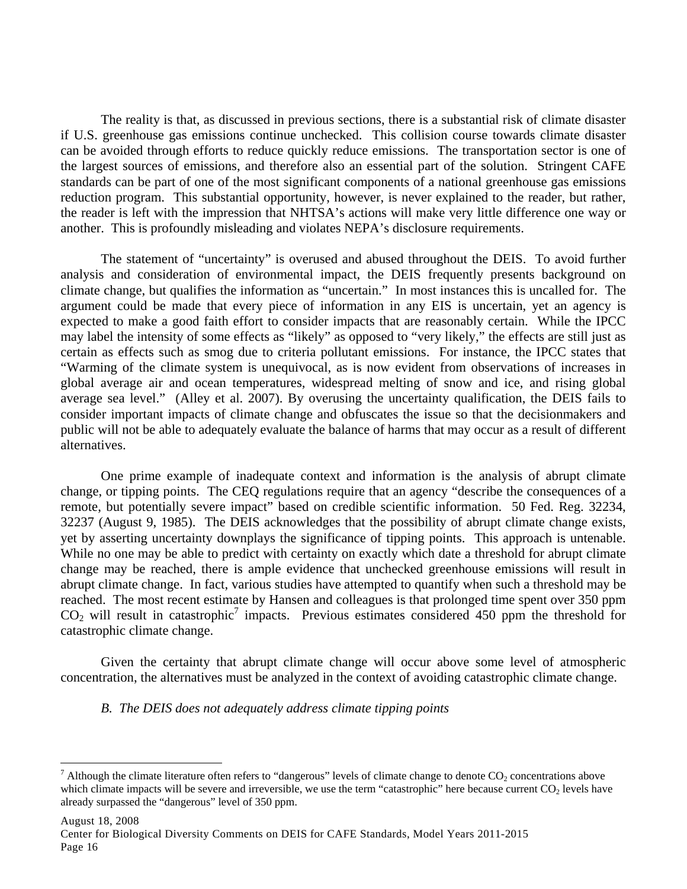The reality is that, as discussed in previous sections, there is a substantial risk of climate disaster if U.S. greenhouse gas emissions continue unchecked. This collision course towards climate disaster can be avoided through efforts to reduce quickly reduce emissions. The transportation sector is one of the largest sources of emissions, and therefore also an essential part of the solution. Stringent CAFE standards can be part of one of the most significant components of a national greenhouse gas emissions reduction program. This substantial opportunity, however, is never explained to the reader, but rather, the reader is left with the impression that NHTSA's actions will make very little difference one way or another. This is profoundly misleading and violates NEPA's disclosure requirements.

The statement of "uncertainty" is overused and abused throughout the DEIS. To avoid further analysis and consideration of environmental impact, the DEIS frequently presents background on climate change, but qualifies the information as "uncertain." In most instances this is uncalled for. The argument could be made that every piece of information in any EIS is uncertain, yet an agency is expected to make a good faith effort to consider impacts that are reasonably certain. While the IPCC may label the intensity of some effects as "likely" as opposed to "very likely," the effects are still just as certain as effects such as smog due to criteria pollutant emissions. For instance, the IPCC states that "Warming of the climate system is unequivocal, as is now evident from observations of increases in global average air and ocean temperatures, widespread melting of snow and ice, and rising global average sea level." (Alley et al. 2007). By overusing the uncertainty qualification, the DEIS fails to consider important impacts of climate change and obfuscates the issue so that the decisionmakers and public will not be able to adequately evaluate the balance of harms that may occur as a result of different alternatives.

One prime example of inadequate context and information is the analysis of abrupt climate change, or tipping points. The CEQ regulations require that an agency "describe the consequences of a remote, but potentially severe impact" based on credible scientific information. 50 Fed. Reg. 32234, 32237 (August 9, 1985). The DEIS acknowledges that the possibility of abrupt climate change exists, yet by asserting uncertainty downplays the significance of tipping points. This approach is untenable. While no one may be able to predict with certainty on exactly which date a threshold for abrupt climate change may be reached, there is ample evidence that unchecked greenhouse emissions will result in abrupt climate change. In fact, various studies have attempted to quantify when such a threshold may be reached. The most recent estimate by Hansen and colleagues is that prolonged time spent over 350 ppm $CO_2$ will result in catastrophic[7] impacts. Previous estimates considered 450 ppm the threshold for catastrophic climate change.

Given the certainty that abrupt climate change will occur above some level of atmospheric concentration, the alternatives must be analyzed in the context of avoiding catastrophic climate change.

*B. The DEIS does not adequately address climate tipping points*

[7] Although the climate literature often refers to "dangerous" levels of climate change to denote $CO_2$ concentrations above which climate impacts will be severe and irreversible, we use the term "catastrophic" here because current $CO_2$ levels have already surpassed the "dangerous" level of 350 ppm.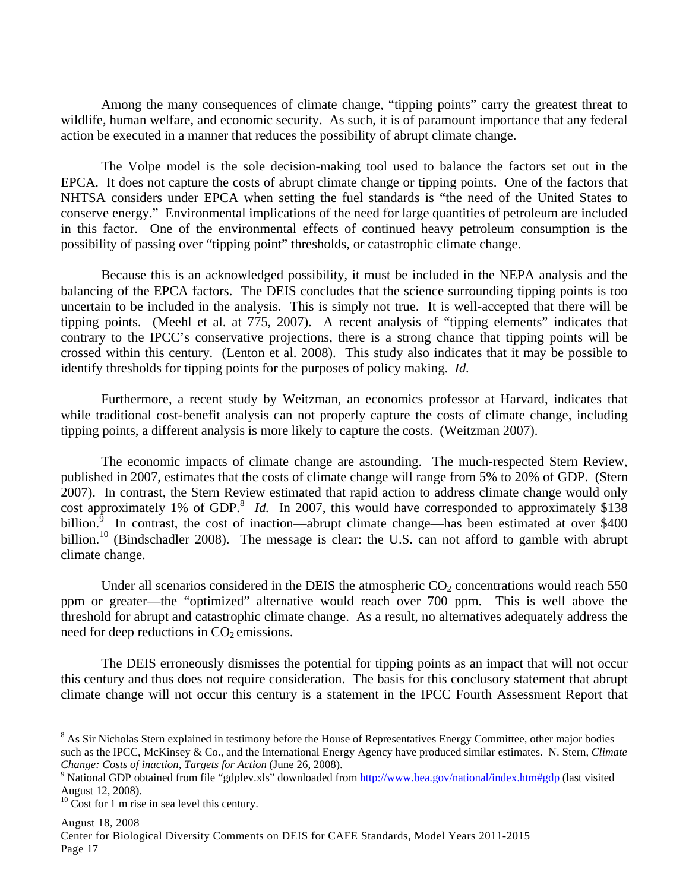Among the many consequences of climate change, "tipping points" carry the greatest threat to wildlife, human welfare, and economic security. As such, it is of paramount importance that any federal action be executed in a manner that reduces the possibility of abrupt climate change.

The Volpe model is the sole decision-making tool used to balance the factors set out in the EPCA. It does not capture the costs of abrupt climate change or tipping points. One of the factors that NHTSA considers under EPCA when setting the fuel standards is "the need of the United States to conserve energy." Environmental implications of the need for large quantities of petroleum are included in this factor. One of the environmental effects of continued heavy petroleum consumption is the possibility of passing over "tipping point" thresholds, or catastrophic climate change.

Because this is an acknowledged possibility, it must be included in the NEPA analysis and the balancing of the EPCA factors. The DEIS concludes that the science surrounding tipping points is too uncertain to be included in the analysis. This is simply not true. It is well-accepted that there will be tipping points. (Meehl et al. at 775, 2007). A recent analysis of "tipping elements" indicates that contrary to the IPCC's conservative projections, there is a strong chance that tipping points will be crossed within this century. (Lenton et al. 2008). This study also indicates that it may be possible to identify thresholds for tipping points for the purposes of policy making. *Id.*

Furthermore, a recent study by Weitzman, an economics professor at Harvard, indicates that while traditional cost-benefit analysis can not properly capture the costs of climate change, including tipping points, a different analysis is more likely to capture the costs. (Weitzman 2007).

The economic impacts of climate change are astounding. The much-respected Stern Review, published in 2007, estimates that the costs of climate change will range from 5% to 20% of GDP. (Stern 2007). In contrast, the Stern Review estimated that rapid action to address climate change would only cost approximately 1% of GDP.[8] *Id.* In 2007, this would have corresponded to approximately $138 billion.[9] In contrast, the cost of inaction—abrupt climate change—has been estimated at over $400 billion.[10] (Bindschadler 2008). The message is clear: the U.S. can not afford to gamble with abrupt climate change.

Under all scenarios considered in the DEIS the atmospheric $CO_2$ concentrations would reach 550 ppm or greater—the "optimized" alternative would reach over 700 ppm. This is well above the threshold for abrupt and catastrophic climate change. As a result, no alternatives adequately address the need for deep reductions in $CO_2$ emissions.

The DEIS erroneously dismisses the potential for tipping points as an impact that will not occur this century and thus does not require consideration. The basis for this conclusory statement that abrupt climate change will not occur this century is a statement in the IPCC Fourth Assessment Report that

---

[8] As Sir Nicholas Stern explained in testimony before the House of Representatives Energy Committee, other major bodies such as the IPCC, McKinsey & Co., and the International Energy Agency have produced similar estimates. N. Stern, *Climate Change: Costs of inaction, Targets for Action* (June 26, 2008).

[9] National GDP obtained from file "gdplev.xls" downloaded from http://www.bea.gov/national/index.htm#gdp (last visited August 12, 2008).

[10] Cost for 1 m rise in sea level this century.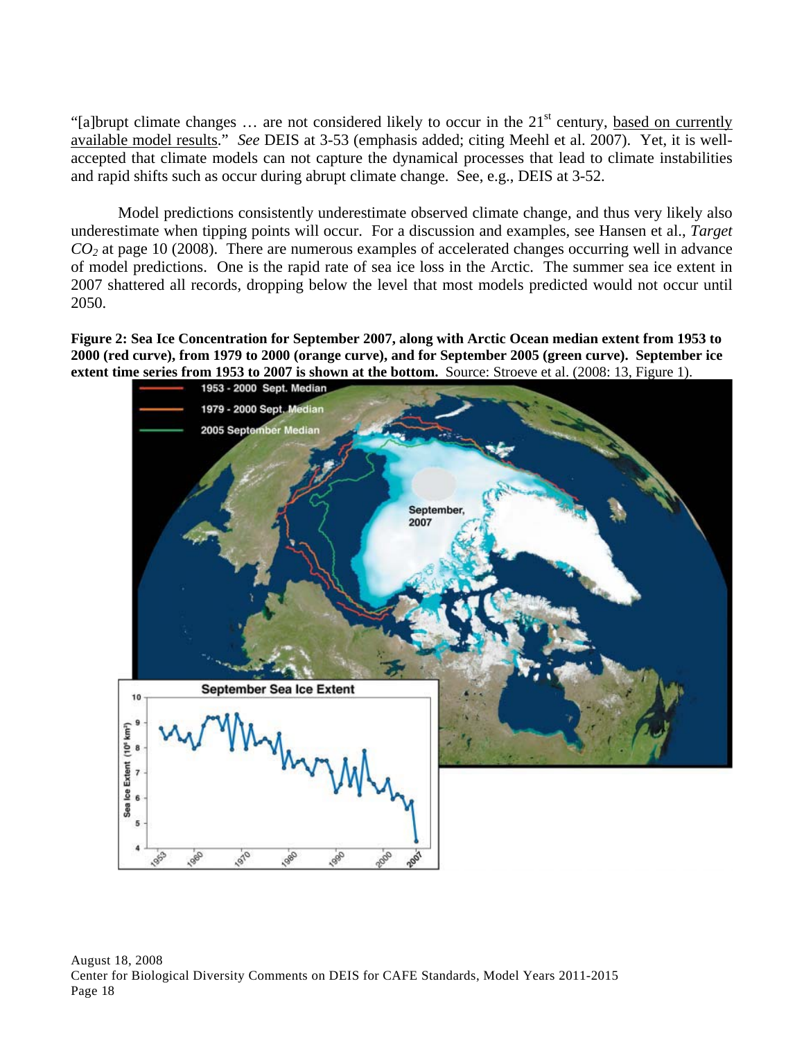"[a]brupt climate changes … are not considered likely to occur in the 21st century, based on currently available model results." *See* DEIS at 3-53 (emphasis added; citing Meehl et al. 2007). Yet, it is well-accepted that climate models can not capture the dynamical processes that lead to climate instabilities and rapid shifts such as occur during abrupt climate change. See, e.g., DEIS at 3-52.

Model predictions consistently underestimate observed climate change, and thus very likely also underestimate when tipping points will occur. For a discussion and examples, see Hansen et al., *Target $CO_2$* at page 10 (2008). There are numerous examples of accelerated changes occurring well in advance of model predictions. One is the rapid rate of sea ice loss in the Arctic. The summer sea ice extent in 2007 shattered all records, dropping below the level that most models predicted would not occur until 2050.

**Figure 2: Sea Ice Concentration for September 2007, along with Arctic Ocean median extent from 1953 to 2000 (red curve), from 1979 to 2000 (orange curve), and for September 2005 (green curve). September ice extent time series from 1953 to 2007 is shown at the bottom.** Source: Stroeve et al. (2008: 13, Figure 1).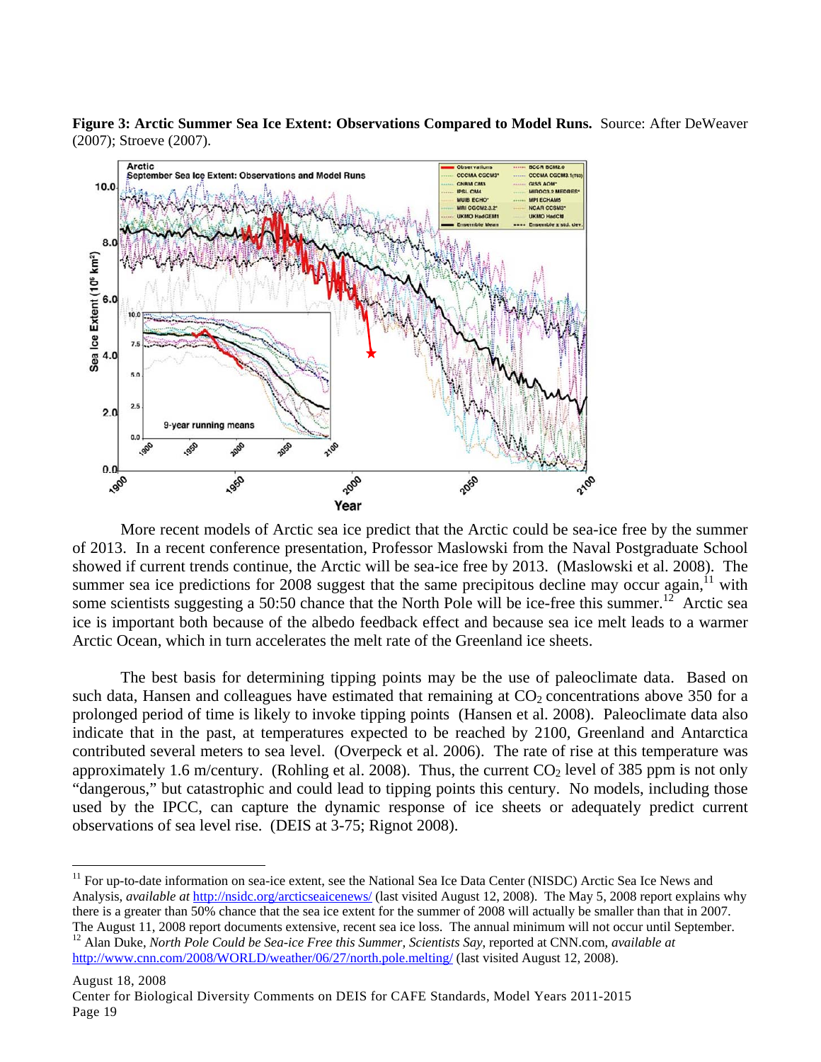**Figure 3: Arctic Summer Sea Ice Extent: Observations Compared to Model Runs.** Source: After DeWeaver (2007); Stroeve (2007).

More recent models of Arctic sea ice predict that the Arctic could be sea-ice free by the summer of 2013. In a recent conference presentation, Professor Maslowski from the Naval Postgraduate School showed if current trends continue, the Arctic will be sea-ice free by 2013. (Maslowski et al. 2008). The summer sea ice predictions for 2008 suggest that the same precipitous decline may occur again,[11] with some scientists suggesting a 50:50 chance that the North Pole will be ice-free this summer.[12] Arctic sea ice is important both because of the albedo feedback effect and because sea ice melt leads to a warmer Arctic Ocean, which in turn accelerates the melt rate of the Greenland ice sheets.

The best basis for determining tipping points may be the use of paleoclimate data. Based on such data, Hansen and colleagues have estimated that remaining at $CO_2$ concentrations above 350 for a prolonged period of time is likely to invoke tipping points (Hansen et al. 2008). Paleoclimate data also indicate that in the past, at temperatures expected to be reached by 2100, Greenland and Antarctica contributed several meters to sea level. (Overpeck et al. 2006). The rate of rise at this temperature was approximately 1.6 m/century. (Rohling et al. 2008). Thus, the current $CO_2$ level of 385 ppm is not only "dangerous," but catastrophic and could lead to tipping points this century. No models, including those used by the IPCC, can capture the dynamic response of ice sheets or adequately predict current observations of sea level rise. (DEIS at 3-75; Rignot 2008).

---

[11] For up-to-date information on sea-ice extent, see the National Sea Ice Data Center (NISDC) Arctic Sea Ice News and Analysis, *available at* http://nsidc.org/arcticseaicenews/ (last visited August 12, 2008). The May 5, 2008 report explains why there is a greater than 50% chance that the sea ice extent for the summer of 2008 will actually be smaller than that in 2007. The August 11, 2008 report documents extensive, recent sea ice loss. The annual minimum will not occur until September.

[12] Alan Duke, *North Pole Could be Sea-ice Free this Summer, Scientists Say*, reported at CNN.com, *available at* http://www.cnn.com/2008/WORLD/weather/06/27/north.pole.melting/ (last visited August 12, 2008).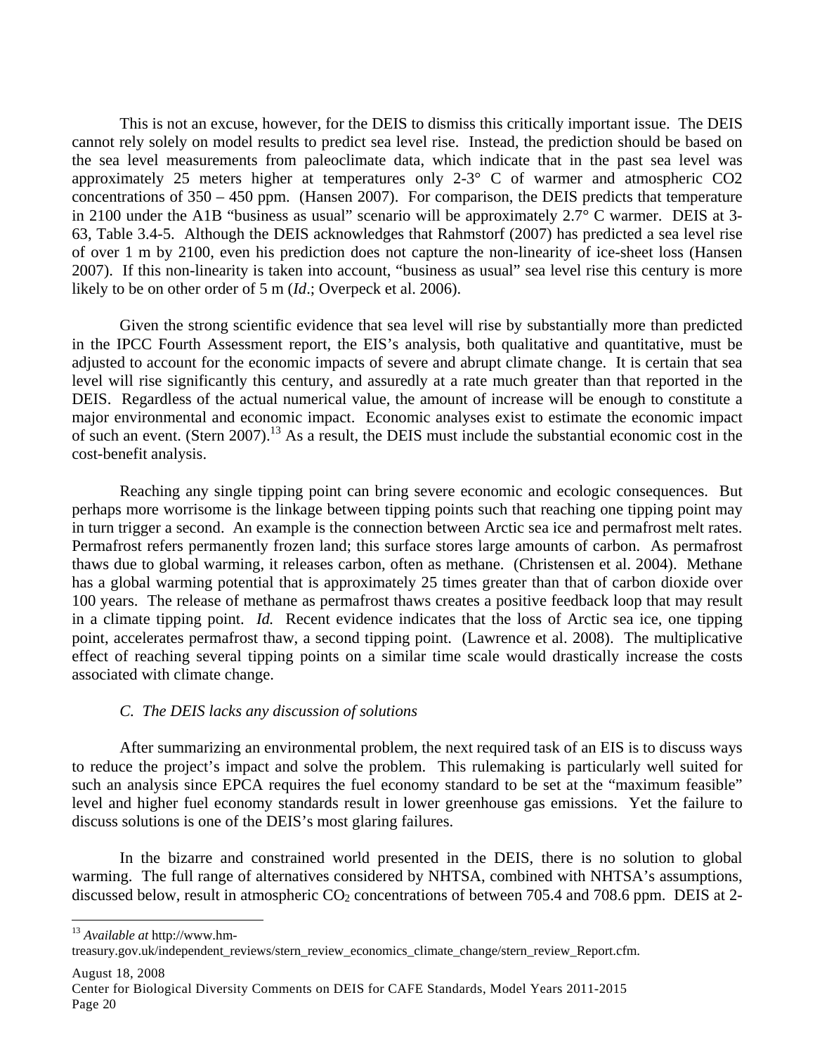This is not an excuse, however, for the DEIS to dismiss this critically important issue. The DEIS cannot rely solely on model results to predict sea level rise. Instead, the prediction should be based on the sea level measurements from paleoclimate data, which indicate that in the past sea level was approximately 25 meters higher at temperatures only 2-3° C of warmer and atmospheric CO2 concentrations of 350 – 450 ppm. (Hansen 2007). For comparison, the DEIS predicts that temperature in 2100 under the A1B "business as usual" scenario will be approximately 2.7° C warmer. DEIS at 3-63, Table 3.4-5. Although the DEIS acknowledges that Rahmstorf (2007) has predicted a sea level rise of over 1 m by 2100, even his prediction does not capture the non-linearity of ice-sheet loss (Hansen 2007). If this non-linearity is taken into account, "business as usual" sea level rise this century is more likely to be on other order of 5 m (*Id*.; Overpeck et al. 2006).

Given the strong scientific evidence that sea level will rise by substantially more than predicted in the IPCC Fourth Assessment report, the EIS's analysis, both qualitative and quantitative, must be adjusted to account for the economic impacts of severe and abrupt climate change. It is certain that sea level will rise significantly this century, and assuredly at a rate much greater than that reported in the DEIS. Regardless of the actual numerical value, the amount of increase will be enough to constitute a major environmental and economic impact. Economic analyses exist to estimate the economic impact of such an event. (Stern 2007).[13] As a result, the DEIS must include the substantial economic cost in the cost-benefit analysis.

Reaching any single tipping point can bring severe economic and ecologic consequences. But perhaps more worrisome is the linkage between tipping points such that reaching one tipping point may in turn trigger a second. An example is the connection between Arctic sea ice and permafrost melt rates. Permafrost refers permanently frozen land; this surface stores large amounts of carbon. As permafrost thaws due to global warming, it releases carbon, often as methane. (Christensen et al. 2004). Methane has a global warming potential that is approximately 25 times greater than that of carbon dioxide over 100 years. The release of methane as permafrost thaws creates a positive feedback loop that may result in a climate tipping point. *Id.* Recent evidence indicates that the loss of Arctic sea ice, one tipping point, accelerates permafrost thaw, a second tipping point. (Lawrence et al. 2008). The multiplicative effect of reaching several tipping points on a similar time scale would drastically increase the costs associated with climate change.

### *C. The DEIS lacks any discussion of solutions*

After summarizing an environmental problem, the next required task of an EIS is to discuss ways to reduce the project's impact and solve the problem. This rulemaking is particularly well suited for such an analysis since EPCA requires the fuel economy standard to be set at the "maximum feasible" level and higher fuel economy standards result in lower greenhouse gas emissions. Yet the failure to discuss solutions is one of the DEIS's most glaring failures.

In the bizarre and constrained world presented in the DEIS, there is no solution to global warming. The full range of alternatives considered by NHTSA, combined with NHTSA's assumptions, discussed below, result in atmospheric $CO_2$ concentrations of between 705.4 and 708.6 ppm. DEIS at 2-

---

[13] *Available at* http://www.hm-treasury.gov.uk/independent_reviews/stern_review_economics_climate_change/stern_review_Report.cfm.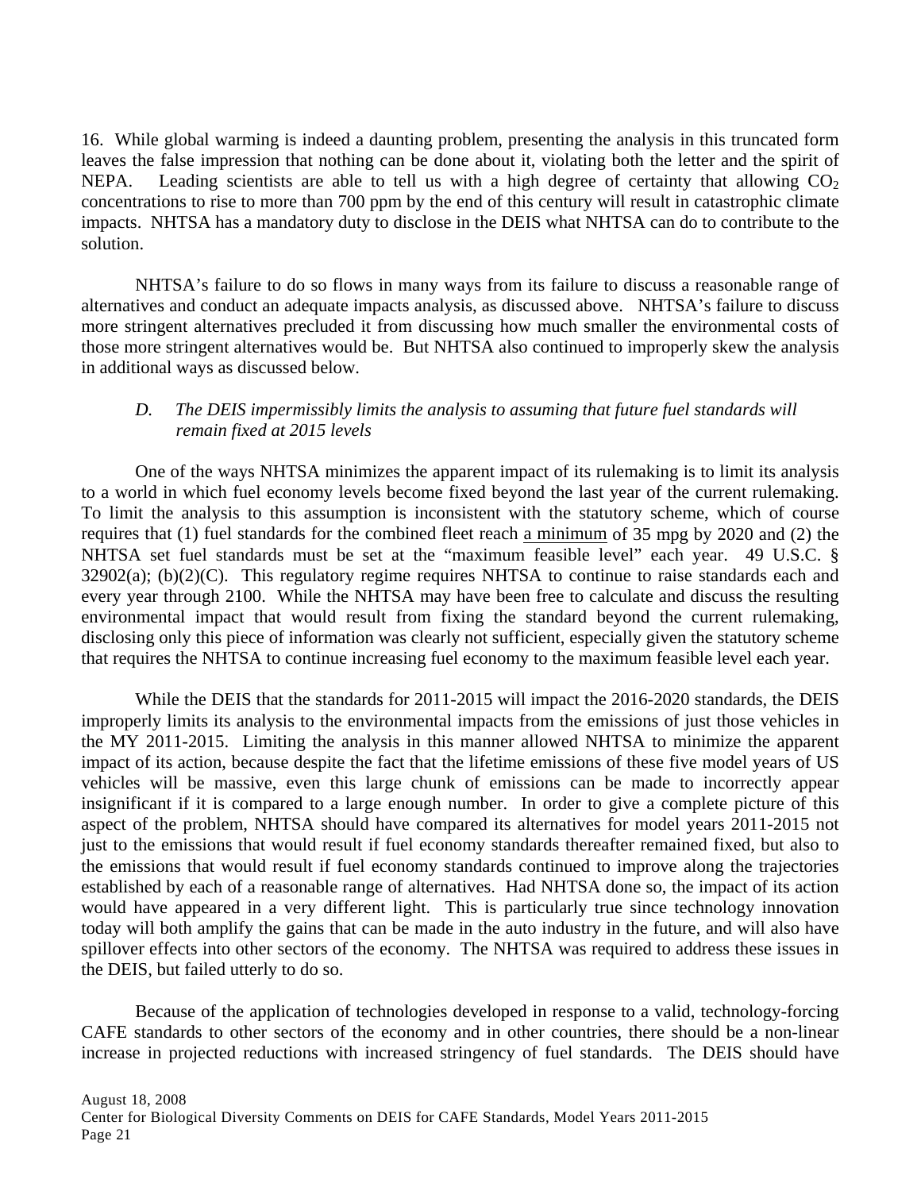16. While global warming is indeed a daunting problem, presenting the analysis in this truncated form leaves the false impression that nothing can be done about it, violating both the letter and the spirit of NEPA. Leading scientists are able to tell us with a high degree of certainty that allowing $CO_2$ concentrations to rise to more than 700 ppm by the end of this century will result in catastrophic climate impacts. NHTSA has a mandatory duty to disclose in the DEIS what NHTSA can do to contribute to the solution.

NHTSA's failure to do so flows in many ways from its failure to discuss a reasonable range of alternatives and conduct an adequate impacts analysis, as discussed above. NHTSA's failure to discuss more stringent alternatives precluded it from discussing how much smaller the environmental costs of those more stringent alternatives would be. But NHTSA also continued to improperly skew the analysis in additional ways as discussed below.

*D. The DEIS impermissibly limits the analysis to assuming that future fuel standards will remain fixed at 2015 levels*

One of the ways NHTSA minimizes the apparent impact of its rulemaking is to limit its analysis to a world in which fuel economy levels become fixed beyond the last year of the current rulemaking. To limit the analysis to this assumption is inconsistent with the statutory scheme, which of course requires that (1) fuel standards for the combined fleet reach <u>a minimum</u> of 35 mpg by 2020 and (2) the NHTSA set fuel standards must be set at the "maximum feasible level" each year. 49 U.S.C. § 32902(a); (b)(2)(C). This regulatory regime requires NHTSA to continue to raise standards each and every year through 2100. While the NHTSA may have been free to calculate and discuss the resulting environmental impact that would result from fixing the standard beyond the current rulemaking, disclosing only this piece of information was clearly not sufficient, especially given the statutory scheme that requires the NHTSA to continue increasing fuel economy to the maximum feasible level each year.

While the DEIS that the standards for 2011-2015 will impact the 2016-2020 standards, the DEIS improperly limits its analysis to the environmental impacts from the emissions of just those vehicles in the MY 2011-2015. Limiting the analysis in this manner allowed NHTSA to minimize the apparent impact of its action, because despite the fact that the lifetime emissions of these five model years of US vehicles will be massive, even this large chunk of emissions can be made to incorrectly appear insignificant if it is compared to a large enough number. In order to give a complete picture of this aspect of the problem, NHTSA should have compared its alternatives for model years 2011-2015 not just to the emissions that would result if fuel economy standards thereafter remained fixed, but also to the emissions that would result if fuel economy standards continued to improve along the trajectories established by each of a reasonable range of alternatives. Had NHTSA done so, the impact of its action would have appeared in a very different light. This is particularly true since technology innovation today will both amplify the gains that can be made in the auto industry in the future, and will also have spillover effects into other sectors of the economy. The NHTSA was required to address these issues in the DEIS, but failed utterly to do so.

Because of the application of technologies developed in response to a valid, technology-forcing CAFE standards to other sectors of the economy and in other countries, there should be a non-linear increase in projected reductions with increased stringency of fuel standards. The DEIS should have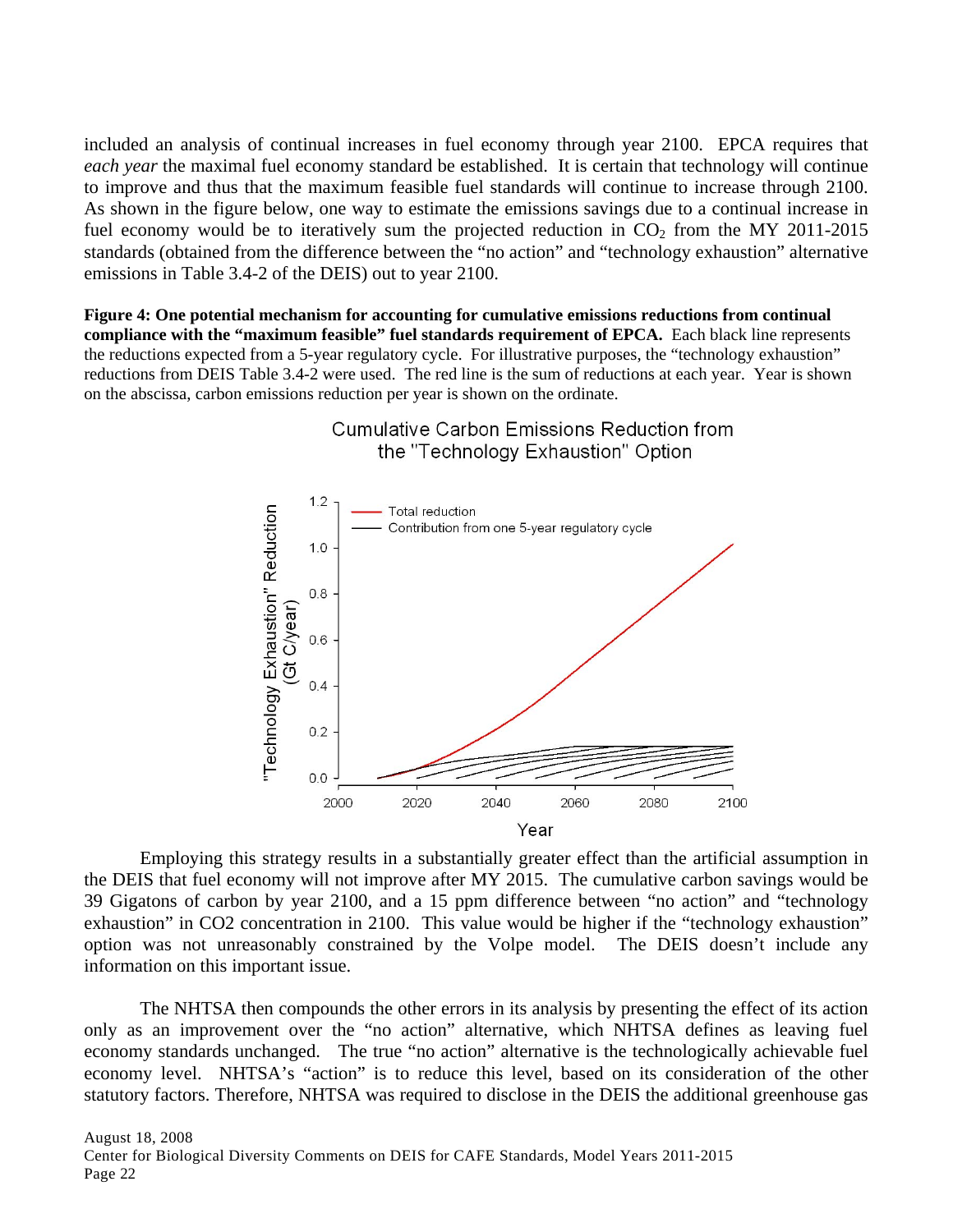included an analysis of continual increases in fuel economy through year 2100. EPCA requires that *each year* the maximal fuel economy standard be established. It is certain that technology will continue to improve and thus that the maximum feasible fuel standards will continue to increase through 2100. As shown in the figure below, one way to estimate the emissions savings due to a continual increase in fuel economy would be to iteratively sum the projected reduction in $CO_2$ from the MY 2011-2015 standards (obtained from the difference between the "no action" and "technology exhaustion" alternative emissions in Table 3.4-2 of the DEIS) out to year 2100.

**Figure 4: One potential mechanism for accounting for cumulative emissions reductions from continual compliance with the "maximum feasible" fuel standards requirement of EPCA.** Each black line represents the reductions expected from a 5-year regulatory cycle. For illustrative purposes, the "technology exhaustion" reductions from DEIS Table 3.4-2 were used. The red line is the sum of reductions at each year. Year is shown on the abscissa, carbon emissions reduction per year is shown on the ordinate.

Employing this strategy results in a substantially greater effect than the artificial assumption in the DEIS that fuel economy will not improve after MY 2015. The cumulative carbon savings would be 39 Gigatons of carbon by year 2100, and a 15 ppm difference between "no action" and "technology exhaustion" in CO2 concentration in 2100. This value would be higher if the "technology exhaustion" option was not unreasonably constrained by the Volpe model. The DEIS doesn't include any information on this important issue.

The NHTSA then compounds the other errors in its analysis by presenting the effect of its action only as an improvement over the "no action" alternative, which NHTSA defines as leaving fuel economy standards unchanged. The true "no action" alternative is the technologically achievable fuel economy level. NHTSA's "action" is to reduce this level, based on its consideration of the other statutory factors. Therefore, NHTSA was required to disclose in the DEIS the additional greenhouse gas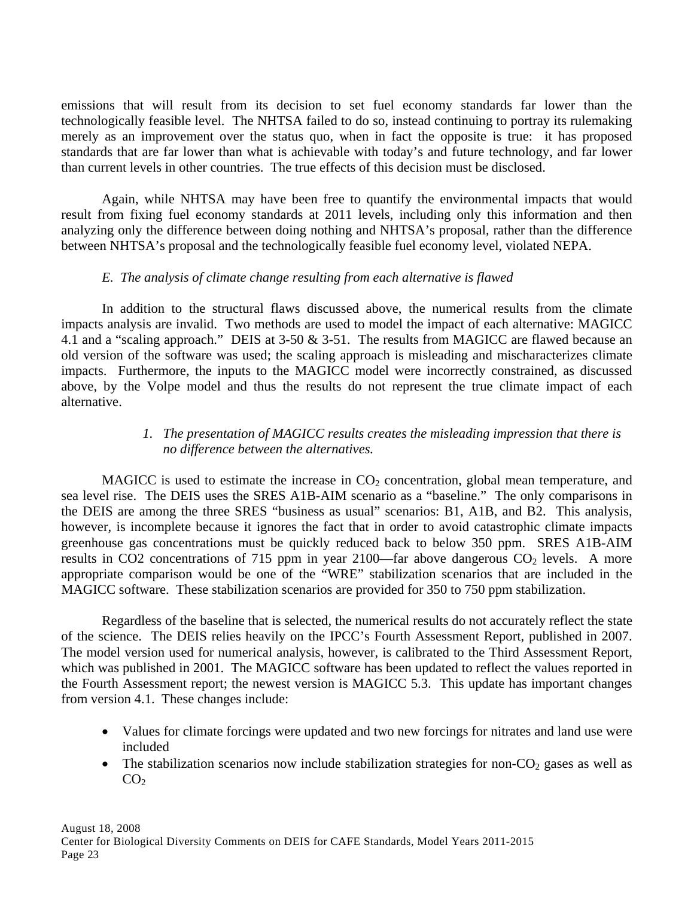emissions that will result from its decision to set fuel economy standards far lower than the technologically feasible level. The NHTSA failed to do so, instead continuing to portray its rulemaking merely as an improvement over the status quo, when in fact the opposite is true: it has proposed standards that are far lower than what is achievable with today's and future technology, and far lower than current levels in other countries. The true effects of this decision must be disclosed.

Again, while NHTSA may have been free to quantify the environmental impacts that would result from fixing fuel economy standards at 2011 levels, including only this information and then analyzing only the difference between doing nothing and NHTSA's proposal, rather than the difference between NHTSA's proposal and the technologically feasible fuel economy level, violated NEPA.

*E. The analysis of climate change resulting from each alternative is flawed*

In addition to the structural flaws discussed above, the numerical results from the climate impacts analysis are invalid. Two methods are used to model the impact of each alternative: MAGICC 4.1 and a "scaling approach." DEIS at 3-50 & 3-51. The results from MAGICC are flawed because an old version of the software was used; the scaling approach is misleading and mischaracterizes climate impacts. Furthermore, the inputs to the MAGICC model were incorrectly constrained, as discussed above, by the Volpe model and thus the results do not represent the true climate impact of each alternative.

*1. The presentation of MAGICC results creates the misleading impression that there is no difference between the alternatives.*

MAGICC is used to estimate the increase in $CO_2$ concentration, global mean temperature, and sea level rise. The DEIS uses the SRES A1B-AIM scenario as a "baseline." The only comparisons in the DEIS are among the three SRES "business as usual" scenarios: B1, A1B, and B2. This analysis, however, is incomplete because it ignores the fact that in order to avoid catastrophic climate impacts greenhouse gas concentrations must be quickly reduced back to below 350 ppm. SRES A1B-AIM results in CO2 concentrations of 715 ppm in year 2100—far above dangerous $CO_2$ levels. A more appropriate comparison would be one of the "WRE" stabilization scenarios that are included in the MAGICC software. These stabilization scenarios are provided for 350 to 750 ppm stabilization.

Regardless of the baseline that is selected, the numerical results do not accurately reflect the state of the science. The DEIS relies heavily on the IPCC's Fourth Assessment Report, published in 2007. The model version used for numerical analysis, however, is calibrated to the Third Assessment Report, which was published in 2001. The MAGICC software has been updated to reflect the values reported in the Fourth Assessment report; the newest version is MAGICC 5.3. This update has important changes from version 4.1. These changes include:

- Values for climate forcings were updated and two new forcings for nitrates and land use were included
- The stabilization scenarios now include stabilization strategies for non-$CO_2$ gases as well as $CO_2$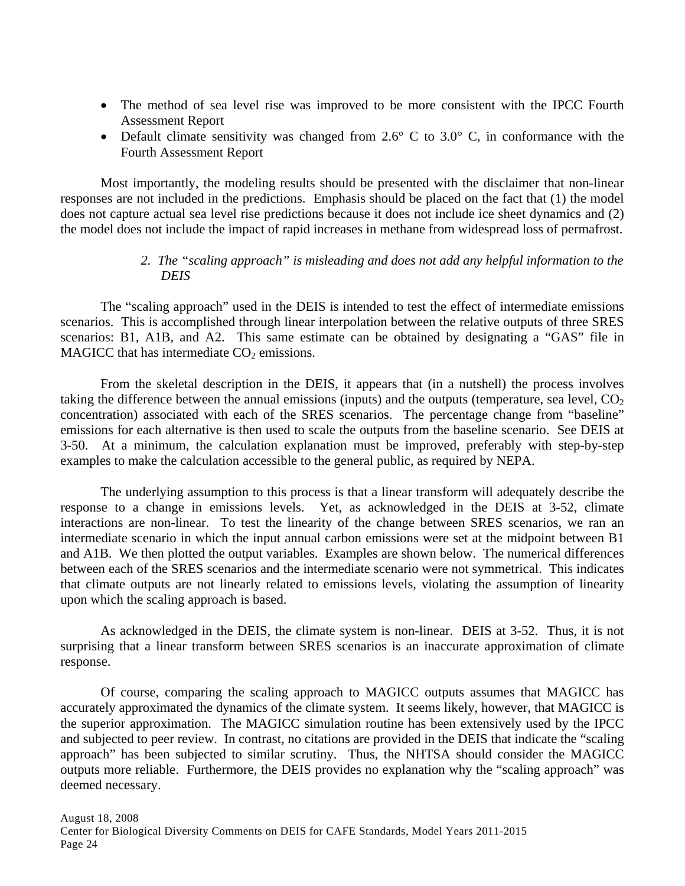- The method of sea level rise was improved to be more consistent with the IPCC Fourth Assessment Report
- Default climate sensitivity was changed from 2.6° C to 3.0° C, in conformance with the Fourth Assessment Report

Most importantly, the modeling results should be presented with the disclaimer that non-linear responses are not included in the predictions. Emphasis should be placed on the fact that (1) the model does not capture actual sea level rise predictions because it does not include ice sheet dynamics and (2) the model does not include the impact of rapid increases in methane from widespread loss of permafrost.

*2. The "scaling approach" is misleading and does not add any helpful information to the DEIS*

The "scaling approach" used in the DEIS is intended to test the effect of intermediate emissions scenarios. This is accomplished through linear interpolation between the relative outputs of three SRES scenarios: B1, A1B, and A2. This same estimate can be obtained by designating a "GAS" file in MAGICC that has intermediate $CO_2$ emissions.

From the skeletal description in the DEIS, it appears that (in a nutshell) the process involves taking the difference between the annual emissions (inputs) and the outputs (temperature, sea level, $CO_2$ concentration) associated with each of the SRES scenarios. The percentage change from "baseline" emissions for each alternative is then used to scale the outputs from the baseline scenario. See DEIS at 3-50. At a minimum, the calculation explanation must be improved, preferably with step-by-step examples to make the calculation accessible to the general public, as required by NEPA.

The underlying assumption to this process is that a linear transform will adequately describe the response to a change in emissions levels. Yet, as acknowledged in the DEIS at 3-52, climate interactions are non-linear. To test the linearity of the change between SRES scenarios, we ran an intermediate scenario in which the input annual carbon emissions were set at the midpoint between B1 and A1B. We then plotted the output variables. Examples are shown below. The numerical differences between each of the SRES scenarios and the intermediate scenario were not symmetrical. This indicates that climate outputs are not linearly related to emissions levels, violating the assumption of linearity upon which the scaling approach is based.

As acknowledged in the DEIS, the climate system is non-linear. DEIS at 3-52. Thus, it is not surprising that a linear transform between SRES scenarios is an inaccurate approximation of climate response.

Of course, comparing the scaling approach to MAGICC outputs assumes that MAGICC has accurately approximated the dynamics of the climate system. It seems likely, however, that MAGICC is the superior approximation. The MAGICC simulation routine has been extensively used by the IPCC and subjected to peer review. In contrast, no citations are provided in the DEIS that indicate the "scaling approach" has been subjected to similar scrutiny. Thus, the NHTSA should consider the MAGICC outputs more reliable. Furthermore, the DEIS provides no explanation why the "scaling approach" was deemed necessary.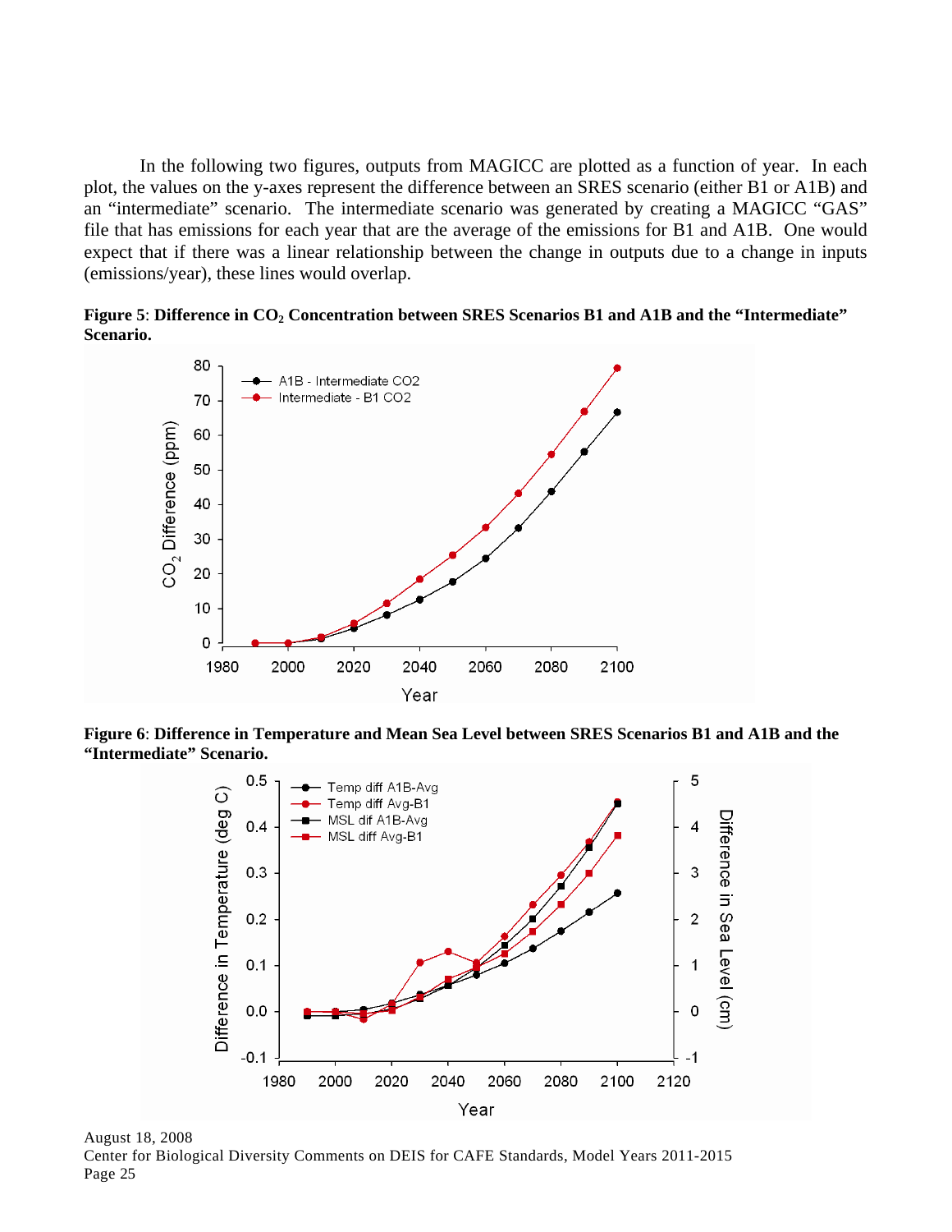In the following two figures, outputs from MAGICC are plotted as a function of year. In each plot, the values on the y-axes represent the difference between an SRES scenario (either B1 or A1B) and an "intermediate" scenario. The intermediate scenario was generated by creating a MAGICC "GAS" file that has emissions for each year that are the average of the emissions for B1 and A1B. One would expect that if there was a linear relationship between the change in outputs due to a change in inputs (emissions/year), these lines would overlap.

**Figure 5**: **Difference in $CO_2$ Concentration between SRES Scenarios B1 and A1B and the "Intermediate" Scenario.**

**Figure 6**: **Difference in Temperature and Mean Sea Level between SRES Scenarios B1 and A1B and the "Intermediate" Scenario.**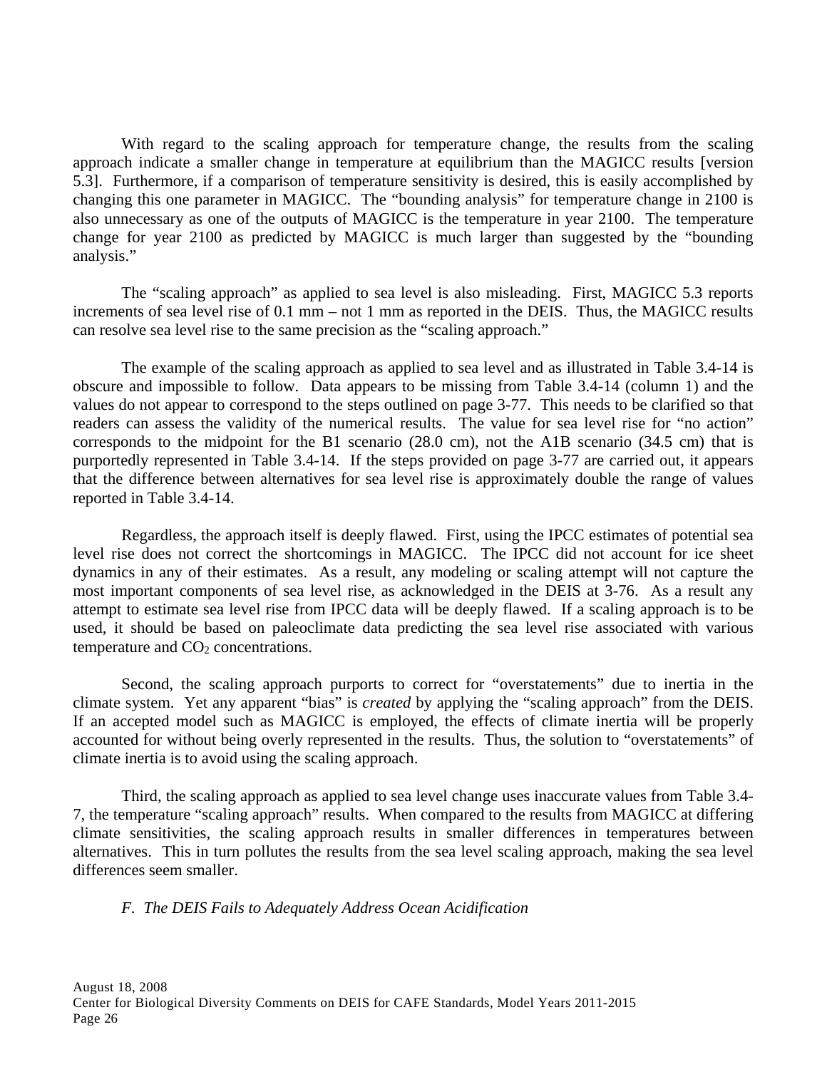With regard to the scaling approach for temperature change, the results from the scaling approach indicate a smaller change in temperature at equilibrium than the MAGICC results [version 5.3]. Furthermore, if a comparison of temperature sensitivity is desired, this is easily accomplished by changing this one parameter in MAGICC. The "bounding analysis" for temperature change in 2100 is also unnecessary as one of the outputs of MAGICC is the temperature in year 2100. The temperature change for year 2100 as predicted by MAGICC is much larger than suggested by the "bounding analysis."

The "scaling approach" as applied to sea level is also misleading. First, MAGICC 5.3 reports increments of sea level rise of 0.1 mm – not 1 mm as reported in the DEIS. Thus, the MAGICC results can resolve sea level rise to the same precision as the "scaling approach."

The example of the scaling approach as applied to sea level and as illustrated in Table 3.4-14 is obscure and impossible to follow. Data appears to be missing from Table 3.4-14 (column 1) and the values do not appear to correspond to the steps outlined on page 3-77. This needs to be clarified so that readers can assess the validity of the numerical results. The value for sea level rise for "no action" corresponds to the midpoint for the B1 scenario (28.0 cm), not the A1B scenario (34.5 cm) that is purportedly represented in Table 3.4-14. If the steps provided on page 3-77 are carried out, it appears that the difference between alternatives for sea level rise is approximately double the range of values reported in Table 3.4-14.

Regardless, the approach itself is deeply flawed. First, using the IPCC estimates of potential sea level rise does not correct the shortcomings in MAGICC. The IPCC did not account for ice sheet dynamics in any of their estimates. As a result, any modeling or scaling attempt will not capture the most important components of sea level rise, as acknowledged in the DEIS at 3-76. As a result any attempt to estimate sea level rise from IPCC data will be deeply flawed. If a scaling approach is to be used, it should be based on paleoclimate data predicting the sea level rise associated with various temperature and $CO_2$ concentrations.

Second, the scaling approach purports to correct for "overstatements" due to inertia in the climate system. Yet any apparent "bias" is *created* by applying the "scaling approach" from the DEIS. If an accepted model such as MAGICC is employed, the effects of climate inertia will be properly accounted for without being overly represented in the results. Thus, the solution to "overstatements" of climate inertia is to avoid using the scaling approach.

Third, the scaling approach as applied to sea level change uses inaccurate values from Table 3.4-7, the temperature "scaling approach" results. When compared to the results from MAGICC at differing climate sensitivities, the scaling approach results in smaller differences in temperatures between alternatives. This in turn pollutes the results from the sea level scaling approach, making the sea level differences seem smaller.

*F. The DEIS Fails to Adequately Address Ocean Acidification*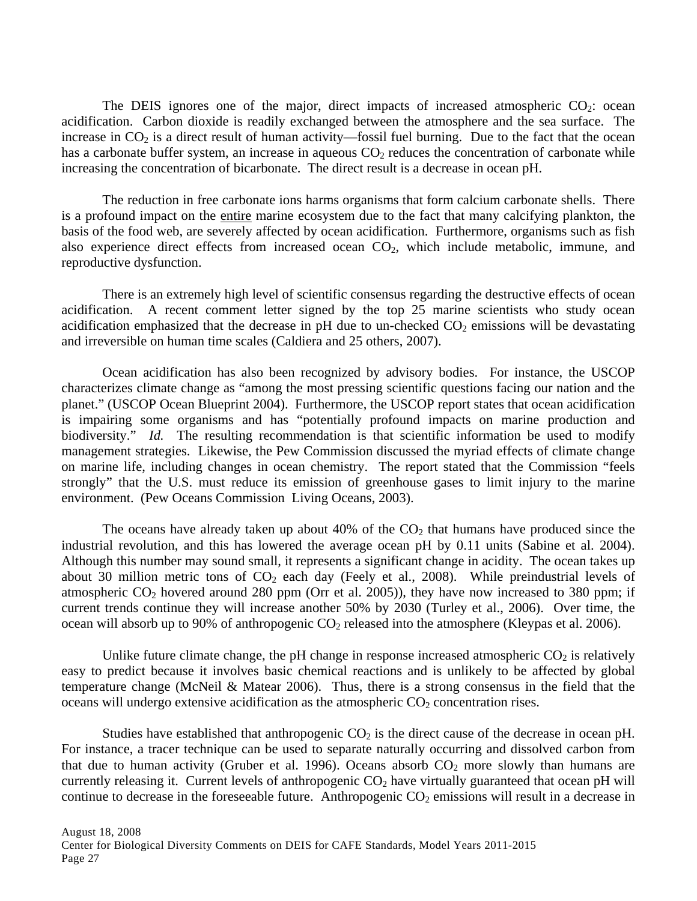The DEIS ignores one of the major, direct impacts of increased atmospheric $CO_2$: ocean acidification. Carbon dioxide is readily exchanged between the atmosphere and the sea surface. The increase in $CO_2$ is a direct result of human activity—fossil fuel burning. Due to the fact that the ocean has a carbonate buffer system, an increase in aqueous $CO_2$ reduces the concentration of carbonate while increasing the concentration of bicarbonate. The direct result is a decrease in ocean pH.

The reduction in free carbonate ions harms organisms that form calcium carbonate shells. There is a profound impact on the <u>entire</u> marine ecosystem due to the fact that many calcifying plankton, the basis of the food web, are severely affected by ocean acidification. Furthermore, organisms such as fish also experience direct effects from increased ocean $CO_2$, which include metabolic, immune, and reproductive dysfunction.

There is an extremely high level of scientific consensus regarding the destructive effects of ocean acidification. A recent comment letter signed by the top 25 marine scientists who study ocean acidification emphasized that the decrease in pH due to un-checked $CO_2$ emissions will be devastating and irreversible on human time scales (Caldiera and 25 others, 2007).

Ocean acidification has also been recognized by advisory bodies. For instance, the USCOP characterizes climate change as "among the most pressing scientific questions facing our nation and the planet." (USCOP Ocean Blueprint 2004). Furthermore, the USCOP report states that ocean acidification is impairing some organisms and has "potentially profound impacts on marine production and biodiversity." *Id.* The resulting recommendation is that scientific information be used to modify management strategies. Likewise, the Pew Commission discussed the myriad effects of climate change on marine life, including changes in ocean chemistry. The report stated that the Commission "feels strongly" that the U.S. must reduce its emission of greenhouse gases to limit injury to the marine environment. (Pew Oceans Commission Living Oceans, 2003).

The oceans have already taken up about 40% of the $CO_2$ that humans have produced since the industrial revolution, and this has lowered the average ocean pH by 0.11 units (Sabine et al. 2004). Although this number may sound small, it represents a significant change in acidity. The ocean takes up about 30 million metric tons of $CO_2$ each day (Feely et al., 2008). While preindustrial levels of atmospheric $CO_2$ hovered around 280 ppm (Orr et al. 2005)), they have now increased to 380 ppm; if current trends continue they will increase another 50% by 2030 (Turley et al., 2006). Over time, the ocean will absorb up to 90% of anthropogenic $CO_2$ released into the atmosphere (Kleypas et al. 2006).

Unlike future climate change, the pH change in response increased atmospheric $CO_2$ is relatively easy to predict because it involves basic chemical reactions and is unlikely to be affected by global temperature change (McNeil & Matear 2006). Thus, there is a strong consensus in the field that the oceans will undergo extensive acidification as the atmospheric $CO_2$ concentration rises.

Studies have established that anthropogenic $CO_2$ is the direct cause of the decrease in ocean pH. For instance, a tracer technique can be used to separate naturally occurring and dissolved carbon from that due to human activity (Gruber et al. 1996). Oceans absorb $CO_2$ more slowly than humans are currently releasing it. Current levels of anthropogenic $CO_2$ have virtually guaranteed that ocean pH will continue to decrease in the foreseeable future. Anthropogenic $CO_2$ emissions will result in a decrease in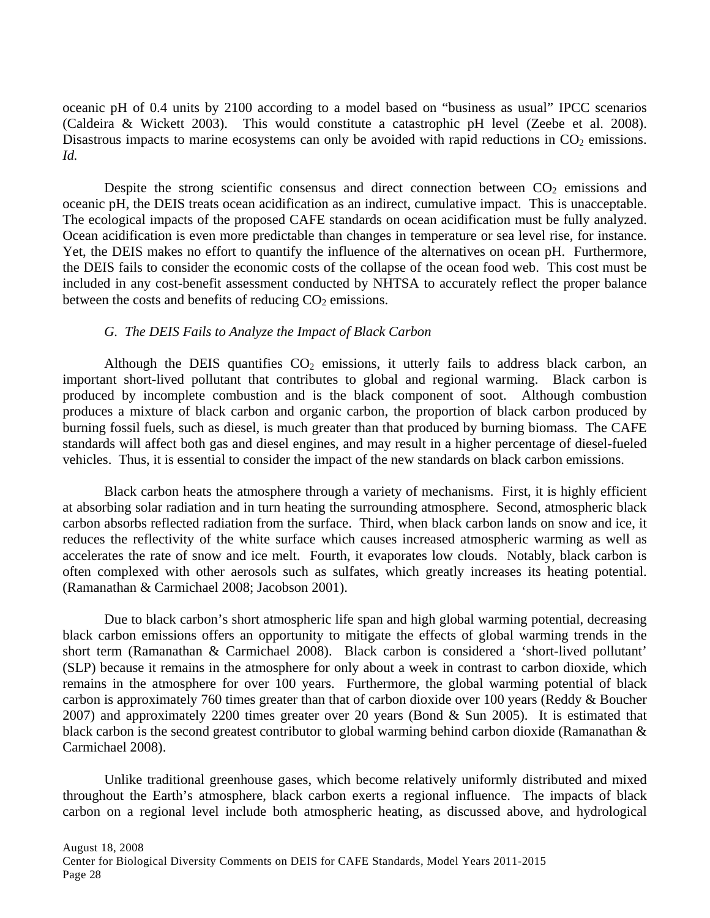oceanic pH of 0.4 units by 2100 according to a model based on "business as usual" IPCC scenarios (Caldeira & Wickett 2003). This would constitute a catastrophic pH level (Zeebe et al. 2008). Disastrous impacts to marine ecosystems can only be avoided with rapid reductions in $CO_2$ emissions. *Id.*

Despite the strong scientific consensus and direct connection between $CO_2$ emissions and oceanic pH, the DEIS treats ocean acidification as an indirect, cumulative impact. This is unacceptable. The ecological impacts of the proposed CAFE standards on ocean acidification must be fully analyzed. Ocean acidification is even more predictable than changes in temperature or sea level rise, for instance. Yet, the DEIS makes no effort to quantify the influence of the alternatives on ocean pH. Furthermore, the DEIS fails to consider the economic costs of the collapse of the ocean food web. This cost must be included in any cost-benefit assessment conducted by NHTSA to accurately reflect the proper balance between the costs and benefits of reducing $CO_2$ emissions.

### *G. The DEIS Fails to Analyze the Impact of Black Carbon*

Although the DEIS quantifies $CO_2$ emissions, it utterly fails to address black carbon, an important short-lived pollutant that contributes to global and regional warming. Black carbon is produced by incomplete combustion and is the black component of soot. Although combustion produces a mixture of black carbon and organic carbon, the proportion of black carbon produced by burning fossil fuels, such as diesel, is much greater than that produced by burning biomass. The CAFE standards will affect both gas and diesel engines, and may result in a higher percentage of diesel-fueled vehicles. Thus, it is essential to consider the impact of the new standards on black carbon emissions.

Black carbon heats the atmosphere through a variety of mechanisms. First, it is highly efficient at absorbing solar radiation and in turn heating the surrounding atmosphere. Second, atmospheric black carbon absorbs reflected radiation from the surface. Third, when black carbon lands on snow and ice, it reduces the reflectivity of the white surface which causes increased atmospheric warming as well as accelerates the rate of snow and ice melt. Fourth, it evaporates low clouds. Notably, black carbon is often complexed with other aerosols such as sulfates, which greatly increases its heating potential. (Ramanathan & Carmichael 2008; Jacobson 2001).

Due to black carbon's short atmospheric life span and high global warming potential, decreasing black carbon emissions offers an opportunity to mitigate the effects of global warming trends in the short term (Ramanathan & Carmichael 2008). Black carbon is considered a 'short-lived pollutant' (SLP) because it remains in the atmosphere for only about a week in contrast to carbon dioxide, which remains in the atmosphere for over 100 years. Furthermore, the global warming potential of black carbon is approximately 760 times greater than that of carbon dioxide over 100 years (Reddy & Boucher 2007) and approximately 2200 times greater over 20 years (Bond & Sun 2005). It is estimated that black carbon is the second greatest contributor to global warming behind carbon dioxide (Ramanathan & Carmichael 2008).

Unlike traditional greenhouse gases, which become relatively uniformly distributed and mixed throughout the Earth's atmosphere, black carbon exerts a regional influence. The impacts of black carbon on a regional level include both atmospheric heating, as discussed above, and hydrological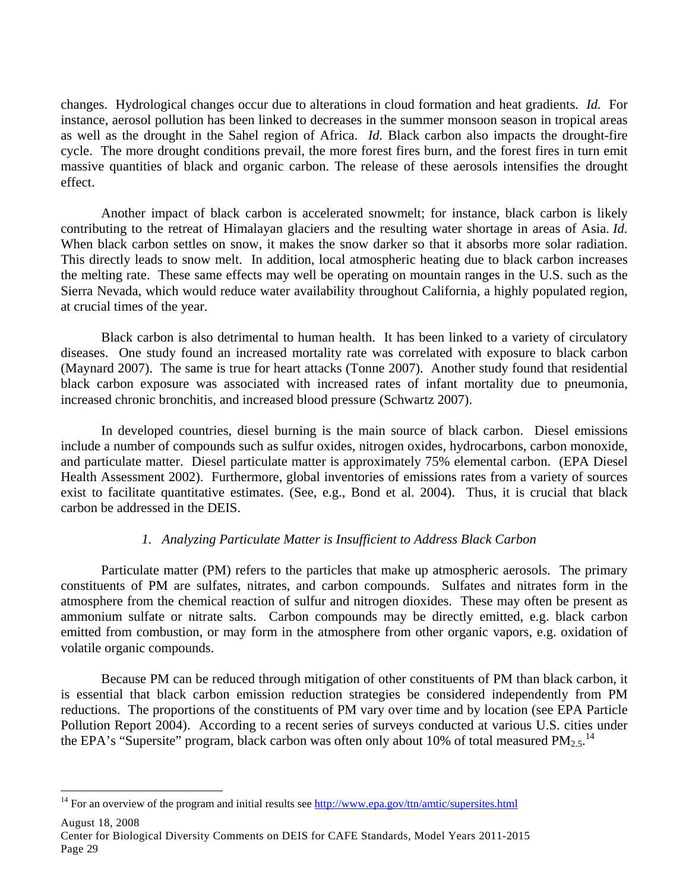changes. Hydrological changes occur due to alterations in cloud formation and heat gradients. *Id.* For instance, aerosol pollution has been linked to decreases in the summer monsoon season in tropical areas as well as the drought in the Sahel region of Africa. *Id.* Black carbon also impacts the drought-fire cycle. The more drought conditions prevail, the more forest fires burn, and the forest fires in turn emit massive quantities of black and organic carbon. The release of these aerosols intensifies the drought effect.

Another impact of black carbon is accelerated snowmelt; for instance, black carbon is likely contributing to the retreat of Himalayan glaciers and the resulting water shortage in areas of Asia. *Id.* When black carbon settles on snow, it makes the snow darker so that it absorbs more solar radiation. This directly leads to snow melt. In addition, local atmospheric heating due to black carbon increases the melting rate. These same effects may well be operating on mountain ranges in the U.S. such as the Sierra Nevada, which would reduce water availability throughout California, a highly populated region, at crucial times of the year.

Black carbon is also detrimental to human health. It has been linked to a variety of circulatory diseases. One study found an increased mortality rate was correlated with exposure to black carbon (Maynard 2007). The same is true for heart attacks (Tonne 2007). Another study found that residential black carbon exposure was associated with increased rates of infant mortality due to pneumonia, increased chronic bronchitis, and increased blood pressure (Schwartz 2007).

In developed countries, diesel burning is the main source of black carbon. Diesel emissions include a number of compounds such as sulfur oxides, nitrogen oxides, hydrocarbons, carbon monoxide, and particulate matter. Diesel particulate matter is approximately 75% elemental carbon. (EPA Diesel Health Assessment 2002). Furthermore, global inventories of emissions rates from a variety of sources exist to facilitate quantitative estimates. (See, e.g., Bond et al. 2004). Thus, it is crucial that black carbon be addressed in the DEIS.

*1. Analyzing Particulate Matter is Insufficient to Address Black Carbon*

Particulate matter (PM) refers to the particles that make up atmospheric aerosols. The primary constituents of PM are sulfates, nitrates, and carbon compounds. Sulfates and nitrates form in the atmosphere from the chemical reaction of sulfur and nitrogen dioxides. These may often be present as ammonium sulfate or nitrate salts. Carbon compounds may be directly emitted, e.g. black carbon emitted from combustion, or may form in the atmosphere from other organic vapors, e.g. oxidation of volatile organic compounds.

Because PM can be reduced through mitigation of other constituents of PM than black carbon, it is essential that black carbon emission reduction strategies be considered independently from PM reductions. The proportions of the constituents of PM vary over time and by location (see EPA Particle Pollution Report 2004). According to a recent series of surveys conducted at various U.S. cities under the EPA's "Supersite" program, black carbon was often only about 10% of total measured $PM_{2.5}$.[14]

[14] For an overview of the program and initial results see http://www.epa.gov/ttn/amtic/supersites.html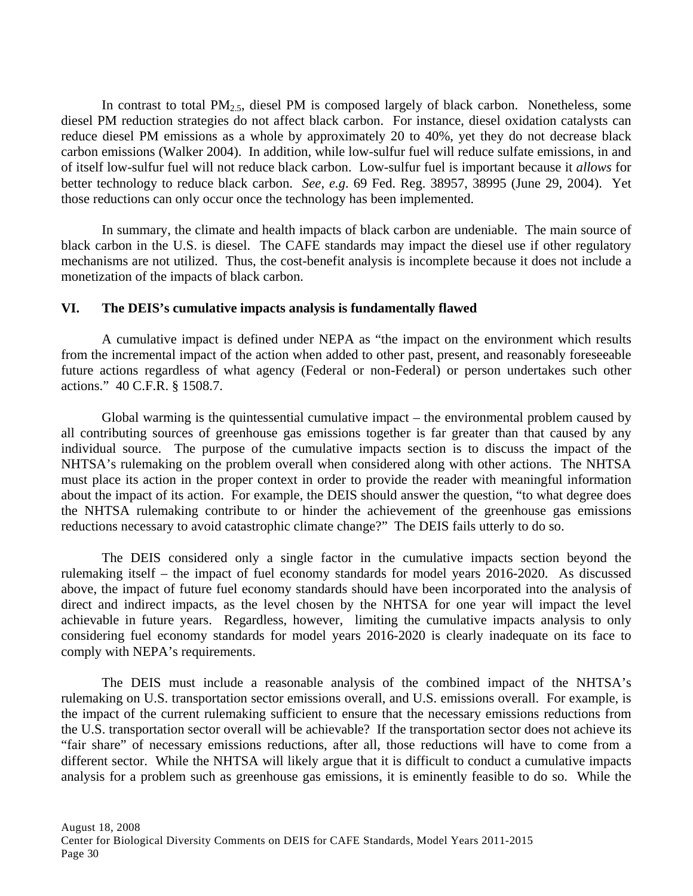In contrast to total $PM_{2.5}$, diesel PM is composed largely of black carbon. Nonetheless, some diesel PM reduction strategies do not affect black carbon. For instance, diesel oxidation catalysts can reduce diesel PM emissions as a whole by approximately 20 to 40%, yet they do not decrease black carbon emissions (Walker 2004). In addition, while low-sulfur fuel will reduce sulfate emissions, in and of itself low-sulfur fuel will not reduce black carbon. Low-sulfur fuel is important because it *allows* for better technology to reduce black carbon. *See, e.g.* 69 Fed. Reg. 38957, 38995 (June 29, 2004). Yet those reductions can only occur once the technology has been implemented.

In summary, the climate and health impacts of black carbon are undeniable. The main source of black carbon in the U.S. is diesel. The CAFE standards may impact the diesel use if other regulatory mechanisms are not utilized. Thus, the cost-benefit analysis is incomplete because it does not include a monetization of the impacts of black carbon.

## VI. The DEIS's cumulative impacts analysis is fundamentally flawed

A cumulative impact is defined under NEPA as "the impact on the environment which results from the incremental impact of the action when added to other past, present, and reasonably foreseeable future actions regardless of what agency (Federal or non-Federal) or person undertakes such other actions." 40 C.F.R. § 1508.7.

Global warming is the quintessential cumulative impact – the environmental problem caused by all contributing sources of greenhouse gas emissions together is far greater than that caused by any individual source. The purpose of the cumulative impacts section is to discuss the impact of the NHTSA's rulemaking on the problem overall when considered along with other actions. The NHTSA must place its action in the proper context in order to provide the reader with meaningful information about the impact of its action. For example, the DEIS should answer the question, "to what degree does the NHTSA rulemaking contribute to or hinder the achievement of the greenhouse gas emissions reductions necessary to avoid catastrophic climate change?" The DEIS fails utterly to do so.

The DEIS considered only a single factor in the cumulative impacts section beyond the rulemaking itself – the impact of fuel economy standards for model years 2016-2020. As discussed above, the impact of future fuel economy standards should have been incorporated into the analysis of direct and indirect impacts, as the level chosen by the NHTSA for one year will impact the level achievable in future years. Regardless, however, limiting the cumulative impacts analysis to only considering fuel economy standards for model years 2016-2020 is clearly inadequate on its face to comply with NEPA's requirements.

The DEIS must include a reasonable analysis of the combined impact of the NHTSA's rulemaking on U.S. transportation sector emissions overall, and U.S. emissions overall. For example, is the impact of the current rulemaking sufficient to ensure that the necessary emissions reductions from the U.S. transportation sector overall will be achievable? If the transportation sector does not achieve its "fair share" of necessary emissions reductions, after all, those reductions will have to come from a different sector. While the NHTSA will likely argue that it is difficult to conduct a cumulative impacts analysis for a problem such as greenhouse gas emissions, it is eminently feasible to do so. While the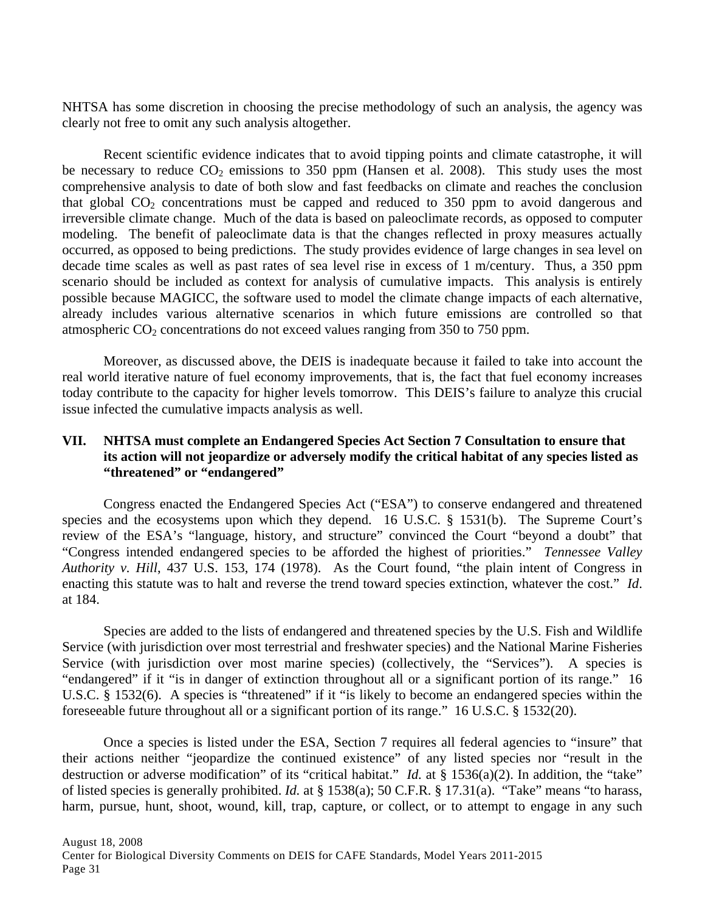NHTSA has some discretion in choosing the precise methodology of such an analysis, the agency was clearly not free to omit any such analysis altogether.

Recent scientific evidence indicates that to avoid tipping points and climate catastrophe, it will be necessary to reduce $CO_2$ emissions to 350 ppm (Hansen et al. 2008). This study uses the most comprehensive analysis to date of both slow and fast feedbacks on climate and reaches the conclusion that global $CO_2$ concentrations must be capped and reduced to 350 ppm to avoid dangerous and irreversible climate change. Much of the data is based on paleoclimate records, as opposed to computer modeling. The benefit of paleoclimate data is that the changes reflected in proxy measures actually occurred, as opposed to being predictions. The study provides evidence of large changes in sea level on decade time scales as well as past rates of sea level rise in excess of 1 m/century. Thus, a 350 ppm scenario should be included as context for analysis of cumulative impacts. This analysis is entirely possible because MAGICC, the software used to model the climate change impacts of each alternative, already includes various alternative scenarios in which future emissions are controlled so that atmospheric $CO_2$ concentrations do not exceed values ranging from 350 to 750 ppm.

Moreover, as discussed above, the DEIS is inadequate because it failed to take into account the real world iterative nature of fuel economy improvements, that is, the fact that fuel economy increases today contribute to the capacity for higher levels tomorrow. This DEIS's failure to analyze this crucial issue infected the cumulative impacts analysis as well.

## VII. NHTSA must complete an Endangered Species Act Section 7 Consultation to ensure that its action will not jeopardize or adversely modify the critical habitat of any species listed as "threatened" or "endangered"

Congress enacted the Endangered Species Act ("ESA") to conserve endangered and threatened species and the ecosystems upon which they depend. 16 U.S.C. § 1531(b). The Supreme Court's review of the ESA's "language, history, and structure" convinced the Court "beyond a doubt" that "Congress intended endangered species to be afforded the highest of priorities." *Tennessee Valley Authority v. Hill*, 437 U.S. 153, 174 (1978). As the Court found, "the plain intent of Congress in enacting this statute was to halt and reverse the trend toward species extinction, whatever the cost." *Id*. at 184.

Species are added to the lists of endangered and threatened species by the U.S. Fish and Wildlife Service (with jurisdiction over most terrestrial and freshwater species) and the National Marine Fisheries Service (with jurisdiction over most marine species) (collectively, the "Services"). A species is "endangered" if it "is in danger of extinction throughout all or a significant portion of its range." 16 U.S.C. § 1532(6). A species is "threatened" if it "is likely to become an endangered species within the foreseeable future throughout all or a significant portion of its range." 16 U.S.C. § 1532(20).

Once a species is listed under the ESA, Section 7 requires all federal agencies to "insure" that their actions neither "jeopardize the continued existence" of any listed species nor "result in the destruction or adverse modification" of its "critical habitat." *Id.* at § 1536(a)(2). In addition, the "take" of listed species is generally prohibited. *Id.* at § 1538(a); 50 C.F.R. § 17.31(a). "Take" means "to harass, harm, pursue, hunt, shoot, wound, kill, trap, capture, or collect, or to attempt to engage in any such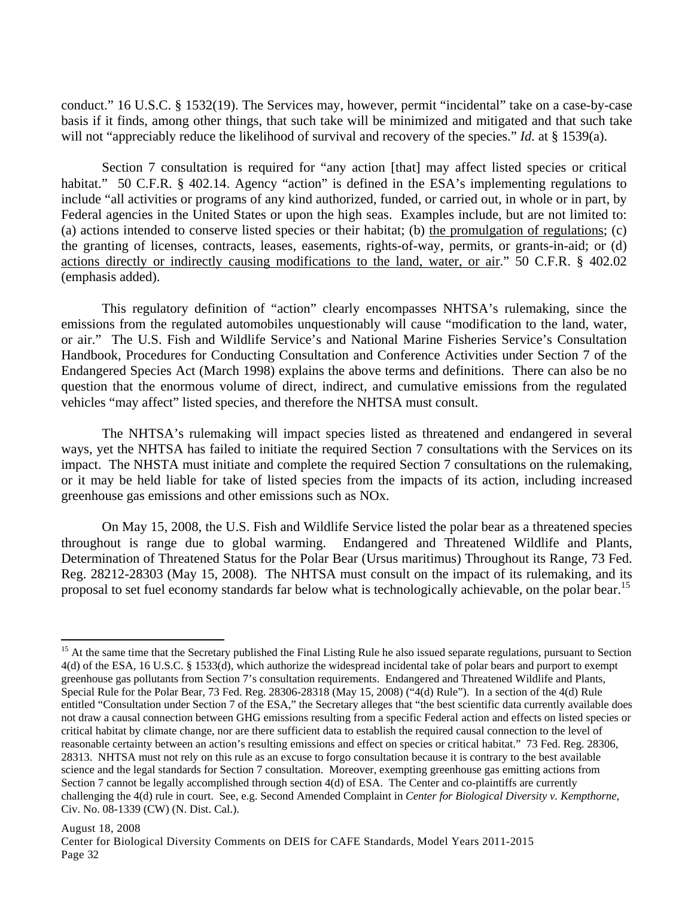conduct." 16 U.S.C. § 1532(19). The Services may, however, permit "incidental" take on a case-by-case basis if it finds, among other things, that such take will be minimized and mitigated and that such take will not "appreciably reduce the likelihood of survival and recovery of the species." *Id.* at § 1539(a).

Section 7 consultation is required for "any action [that] may affect listed species or critical habitat." 50 C.F.R. § 402.14. Agency "action" is defined in the ESA's implementing regulations to include "all activities or programs of any kind authorized, funded, or carried out, in whole or in part, by Federal agencies in the United States or upon the high seas. Examples include, but are not limited to: (a) actions intended to conserve listed species or their habitat; (b) the promulgation of regulations; (c) the granting of licenses, contracts, leases, easements, rights-of-way, permits, or grants-in-aid; or (d) actions directly or indirectly causing modifications to the land, water, or air." 50 C.F.R. § 402.02 (emphasis added).

This regulatory definition of "action" clearly encompasses NHTSA's rulemaking, since the emissions from the regulated automobiles unquestionably will cause "modification to the land, water, or air." The U.S. Fish and Wildlife Service's and National Marine Fisheries Service's Consultation Handbook, Procedures for Conducting Consultation and Conference Activities under Section 7 of the Endangered Species Act (March 1998) explains the above terms and definitions. There can also be no question that the enormous volume of direct, indirect, and cumulative emissions from the regulated vehicles "may affect" listed species, and therefore the NHTSA must consult.

The NHTSA's rulemaking will impact species listed as threatened and endangered in several ways, yet the NHTSA has failed to initiate the required Section 7 consultations with the Services on its impact. The NHSTA must initiate and complete the required Section 7 consultations on the rulemaking, or it may be held liable for take of listed species from the impacts of its action, including increased greenhouse gas emissions and other emissions such as NOx.

On May 15, 2008, the U.S. Fish and Wildlife Service listed the polar bear as a threatened species throughout is range due to global warming. Endangered and Threatened Wildlife and Plants, Determination of Threatened Status for the Polar Bear (Ursus maritimus) Throughout its Range, 73 Fed. Reg. 28212-28303 (May 15, 2008). The NHTSA must consult on the impact of its rulemaking, and its proposal to set fuel economy standards far below what is technologically achievable, on the polar bear.[15]

---

[15] At the same time that the Secretary published the Final Listing Rule he also issued separate regulations, pursuant to Section 4(d) of the ESA, 16 U.S.C. § 1533(d), which authorize the widespread incidental take of polar bears and purport to exempt greenhouse gas pollutants from Section 7's consultation requirements. Endangered and Threatened Wildlife and Plants, Special Rule for the Polar Bear, 73 Fed. Reg. 28306-28318 (May 15, 2008) ("4(d) Rule"). In a section of the 4(d) Rule entitled "Consultation under Section 7 of the ESA," the Secretary alleges that "the best scientific data currently available does not draw a causal connection between GHG emissions resulting from a specific Federal action and effects on listed species or critical habitat by climate change, nor are there sufficient data to establish the required causal connection to the level of reasonable certainty between an action's resulting emissions and effect on species or critical habitat." 73 Fed. Reg. 28306, 28313. NHTSA must not rely on this rule as an excuse to forgo consultation because it is contrary to the best available science and the legal standards for Section 7 consultation. Moreover, exempting greenhouse gas emitting actions from Section 7 cannot be legally accomplished through section 4(d) of ESA. The Center and co-plaintiffs are currently challenging the 4(d) rule in court. See, e.g. Second Amended Complaint in *Center for Biological Diversity v. Kempthorne*, Civ. No. 08-1339 (CW) (N. Dist. Cal.).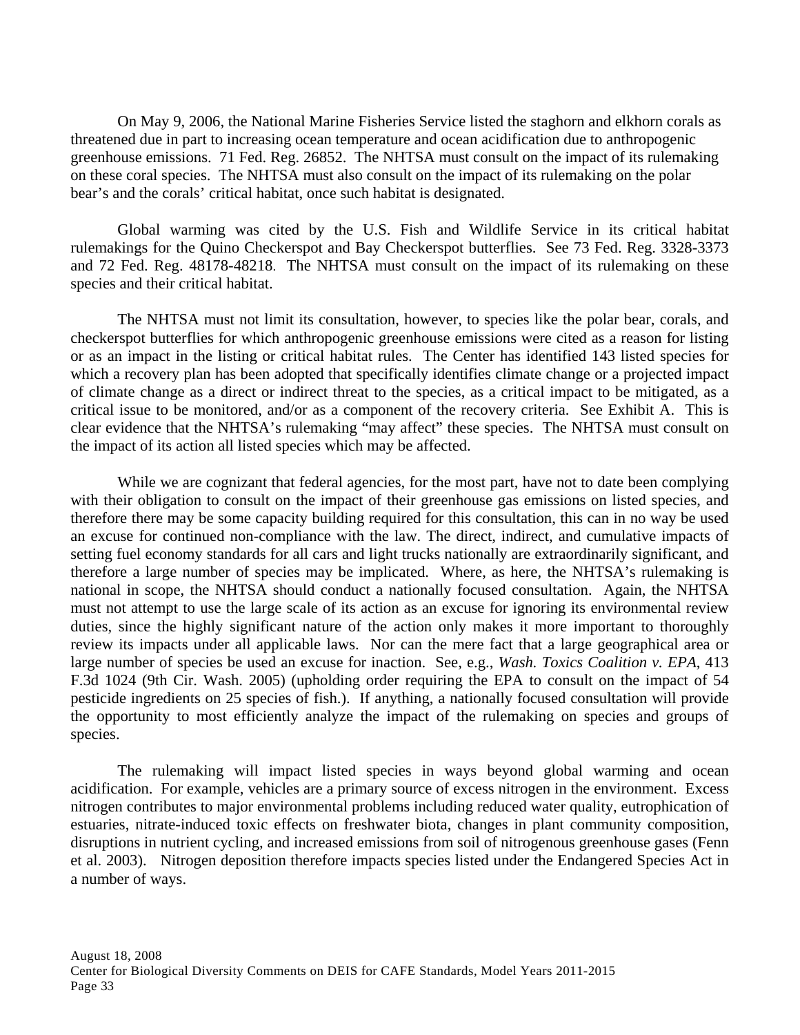On May 9, 2006, the National Marine Fisheries Service listed the staghorn and elkhorn corals as threatened due in part to increasing ocean temperature and ocean acidification due to anthropogenic greenhouse emissions. 71 Fed. Reg. 26852. The NHTSA must consult on the impact of its rulemaking on these coral species. The NHTSA must also consult on the impact of its rulemaking on the polar bear's and the corals' critical habitat, once such habitat is designated.

Global warming was cited by the U.S. Fish and Wildlife Service in its critical habitat rulemakings for the Quino Checkerspot and Bay Checkerspot butterflies. See 73 Fed. Reg. 3328-3373 and 72 Fed. Reg. 48178-48218. The NHTSA must consult on the impact of its rulemaking on these species and their critical habitat.

The NHTSA must not limit its consultation, however, to species like the polar bear, corals, and checkerspot butterflies for which anthropogenic greenhouse emissions were cited as a reason for listing or as an impact in the listing or critical habitat rules. The Center has identified 143 listed species for which a recovery plan has been adopted that specifically identifies climate change or a projected impact of climate change as a direct or indirect threat to the species, as a critical impact to be mitigated, as a critical issue to be monitored, and/or as a component of the recovery criteria. See Exhibit A. This is clear evidence that the NHTSA's rulemaking "may affect" these species. The NHTSA must consult on the impact of its action all listed species which may be affected.

While we are cognizant that federal agencies, for the most part, have not to date been complying with their obligation to consult on the impact of their greenhouse gas emissions on listed species, and therefore there may be some capacity building required for this consultation, this can in no way be used an excuse for continued non-compliance with the law. The direct, indirect, and cumulative impacts of setting fuel economy standards for all cars and light trucks nationally are extraordinarily significant, and therefore a large number of species may be implicated. Where, as here, the NHTSA's rulemaking is national in scope, the NHTSA should conduct a nationally focused consultation. Again, the NHTSA must not attempt to use the large scale of its action as an excuse for ignoring its environmental review duties, since the highly significant nature of the action only makes it more important to thoroughly review its impacts under all applicable laws. Nor can the mere fact that a large geographical area or large number of species be used an excuse for inaction. See, e.g., *Wash. Toxics Coalition v. EPA*, 413 F.3d 1024 (9th Cir. Wash. 2005) (upholding order requiring the EPA to consult on the impact of 54 pesticide ingredients on 25 species of fish.). If anything, a nationally focused consultation will provide the opportunity to most efficiently analyze the impact of the rulemaking on species and groups of species.

The rulemaking will impact listed species in ways beyond global warming and ocean acidification. For example, vehicles are a primary source of excess nitrogen in the environment. Excess nitrogen contributes to major environmental problems including reduced water quality, eutrophication of estuaries, nitrate-induced toxic effects on freshwater biota, changes in plant community composition, disruptions in nutrient cycling, and increased emissions from soil of nitrogenous greenhouse gases (Fenn et al. 2003). Nitrogen deposition therefore impacts species listed under the Endangered Species Act in a number of ways.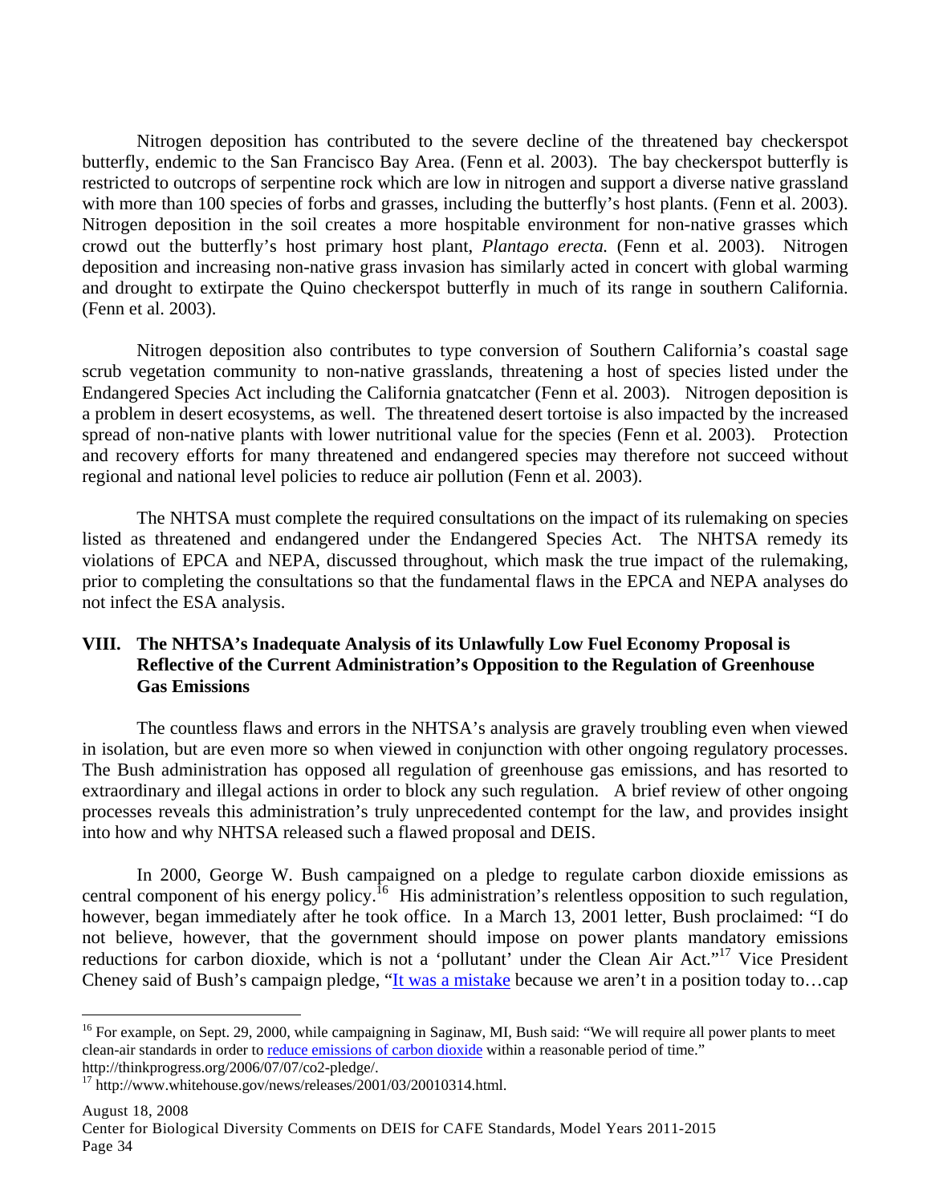Nitrogen deposition has contributed to the severe decline of the threatened bay checkerspot butterfly, endemic to the San Francisco Bay Area. (Fenn et al. 2003). The bay checkerspot butterfly is restricted to outcrops of serpentine rock which are low in nitrogen and support a diverse native grassland with more than 100 species of forbs and grasses, including the butterfly's host plants. (Fenn et al. 2003). Nitrogen deposition in the soil creates a more hospitable environment for non-native grasses which crowd out the butterfly's host primary host plant, *Plantago erecta.* (Fenn et al. 2003). Nitrogen deposition and increasing non-native grass invasion has similarly acted in concert with global warming and drought to extirpate the Quino checkerspot butterfly in much of its range in southern California. (Fenn et al. 2003).

Nitrogen deposition also contributes to type conversion of Southern California's coastal sage scrub vegetation community to non-native grasslands, threatening a host of species listed under the Endangered Species Act including the California gnatcatcher (Fenn et al. 2003). Nitrogen deposition is a problem in desert ecosystems, as well. The threatened desert tortoise is also impacted by the increased spread of non-native plants with lower nutritional value for the species (Fenn et al. 2003). Protection and recovery efforts for many threatened and endangered species may therefore not succeed without regional and national level policies to reduce air pollution (Fenn et al. 2003).

The NHTSA must complete the required consultations on the impact of its rulemaking on species listed as threatened and endangered under the Endangered Species Act. The NHTSA remedy its violations of EPCA and NEPA, discussed throughout, which mask the true impact of the rulemaking, prior to completing the consultations so that the fundamental flaws in the EPCA and NEPA analyses do not infect the ESA analysis.

## VIII. The NHTSA's Inadequate Analysis of its Unlawfully Low Fuel Economy Proposal is Reflective of the Current Administration's Opposition to the Regulation of Greenhouse Gas Emissions

The countless flaws and errors in the NHTSA's analysis are gravely troubling even when viewed in isolation, but are even more so when viewed in conjunction with other ongoing regulatory processes. The Bush administration has opposed all regulation of greenhouse gas emissions, and has resorted to extraordinary and illegal actions in order to block any such regulation. A brief review of other ongoing processes reveals this administration's truly unprecedented contempt for the law, and provides insight into how and why NHTSA released such a flawed proposal and DEIS.

In 2000, George W. Bush campaigned on a pledge to regulate carbon dioxide emissions as central component of his energy policy.[16] His administration's relentless opposition to such regulation, however, began immediately after he took office. In a March 13, 2001 letter, Bush proclaimed: "I do not believe, however, that the government should impose on power plants mandatory emissions reductions for carbon dioxide, which is not a 'pollutant' under the Clean Air Act."[17] Vice President Cheney said of Bush's campaign pledge, "It was a mistake because we aren't in a position today to…cap

[16] For example, on Sept. 29, 2000, while campaigning in Saginaw, MI, Bush said: "We will require all power plants to meet clean-air standards in order to reduce emissions of carbon dioxide within a reasonable period of time." http://thinkprogress.org/2006/07/07/co2-pledge/.

[17] http://www.whitehouse.gov/news/releases/2001/03/20010314.html.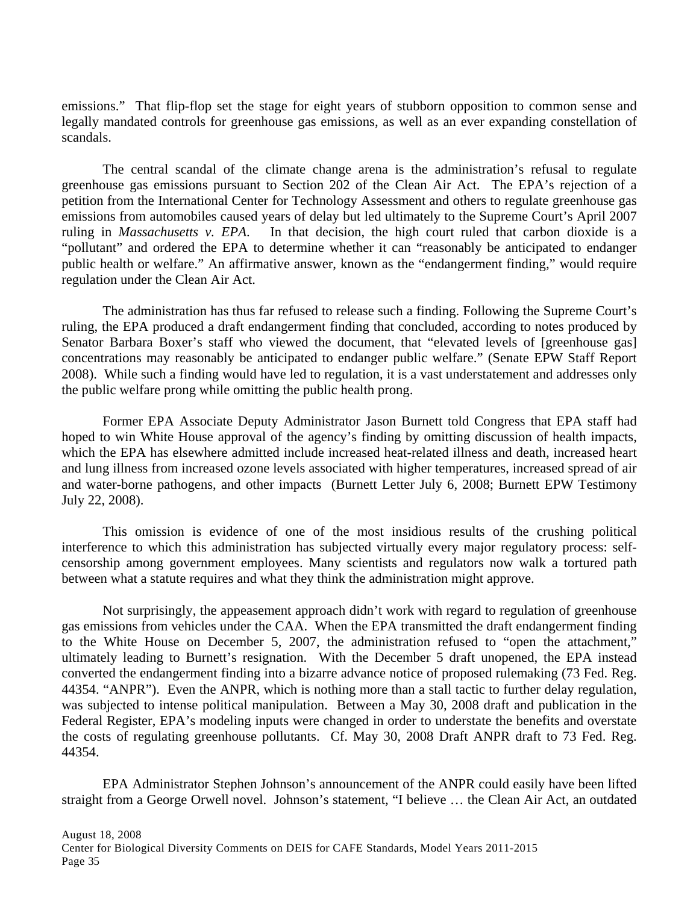emissions." That flip-flop set the stage for eight years of stubborn opposition to common sense and legally mandated controls for greenhouse gas emissions, as well as an ever expanding constellation of scandals.

The central scandal of the climate change arena is the administration's refusal to regulate greenhouse gas emissions pursuant to Section 202 of the Clean Air Act. The EPA's rejection of a petition from the International Center for Technology Assessment and others to regulate greenhouse gas emissions from automobiles caused years of delay but led ultimately to the Supreme Court's April 2007 ruling in *Massachusetts v. EPA*. In that decision, the high court ruled that carbon dioxide is a "pollutant" and ordered the EPA to determine whether it can "reasonably be anticipated to endanger public health or welfare." An affirmative answer, known as the "endangerment finding," would require regulation under the Clean Air Act.

The administration has thus far refused to release such a finding. Following the Supreme Court's ruling, the EPA produced a draft endangerment finding that concluded, according to notes produced by Senator Barbara Boxer's staff who viewed the document, that "elevated levels of [greenhouse gas] concentrations may reasonably be anticipated to endanger public welfare." (Senate EPW Staff Report 2008). While such a finding would have led to regulation, it is a vast understatement and addresses only the public welfare prong while omitting the public health prong.

Former EPA Associate Deputy Administrator Jason Burnett told Congress that EPA staff had hoped to win White House approval of the agency's finding by omitting discussion of health impacts, which the EPA has elsewhere admitted include increased heat-related illness and death, increased heart and lung illness from increased ozone levels associated with higher temperatures, increased spread of air and water-borne pathogens, and other impacts (Burnett Letter July 6, 2008; Burnett EPW Testimony July 22, 2008).

This omission is evidence of one of the most insidious results of the crushing political interference to which this administration has subjected virtually every major regulatory process: self-censorship among government employees. Many scientists and regulators now walk a tortured path between what a statute requires and what they think the administration might approve.

Not surprisingly, the appeasement approach didn't work with regard to regulation of greenhouse gas emissions from vehicles under the CAA. When the EPA transmitted the draft endangerment finding to the White House on December 5, 2007, the administration refused to "open the attachment," ultimately leading to Burnett's resignation. With the December 5 draft unopened, the EPA instead converted the endangerment finding into a bizarre advance notice of proposed rulemaking (73 Fed. Reg. 44354. "ANPR"). Even the ANPR, which is nothing more than a stall tactic to further delay regulation, was subjected to intense political manipulation. Between a May 30, 2008 draft and publication in the Federal Register, EPA's modeling inputs were changed in order to understate the benefits and overstate the costs of regulating greenhouse pollutants. Cf. May 30, 2008 Draft ANPR draft to 73 Fed. Reg. 44354.

EPA Administrator Stephen Johnson's announcement of the ANPR could easily have been lifted straight from a George Orwell novel. Johnson's statement, "I believe … the Clean Air Act, an outdated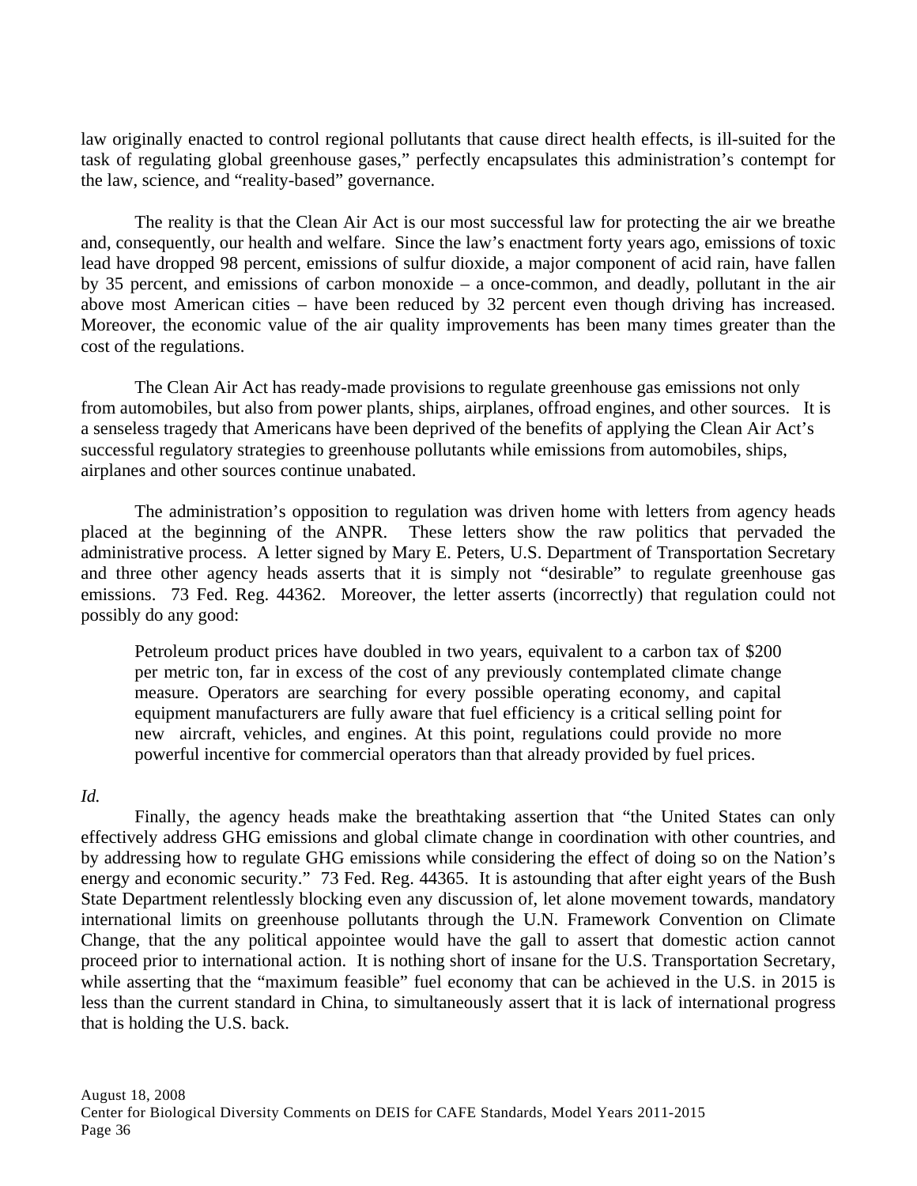law originally enacted to control regional pollutants that cause direct health effects, is ill-suited for the task of regulating global greenhouse gases," perfectly encapsulates this administration's contempt for the law, science, and "reality-based" governance.

The reality is that the Clean Air Act is our most successful law for protecting the air we breathe and, consequently, our health and welfare. Since the law's enactment forty years ago, emissions of toxic lead have dropped 98 percent, emissions of sulfur dioxide, a major component of acid rain, have fallen by 35 percent, and emissions of carbon monoxide – a once-common, and deadly, pollutant in the air above most American cities – have been reduced by 32 percent even though driving has increased. Moreover, the economic value of the air quality improvements has been many times greater than the cost of the regulations.

The Clean Air Act has ready-made provisions to regulate greenhouse gas emissions not only from automobiles, but also from power plants, ships, airplanes, offroad engines, and other sources. It is a senseless tragedy that Americans have been deprived of the benefits of applying the Clean Air Act's successful regulatory strategies to greenhouse pollutants while emissions from automobiles, ships, airplanes and other sources continue unabated.

The administration's opposition to regulation was driven home with letters from agency heads placed at the beginning of the ANPR. These letters show the raw politics that pervaded the administrative process. A letter signed by Mary E. Peters, U.S. Department of Transportation Secretary and three other agency heads asserts that it is simply not "desirable" to regulate greenhouse gas emissions. 73 Fed. Reg. 44362. Moreover, the letter asserts (incorrectly) that regulation could not possibly do any good:

> Petroleum product prices have doubled in two years, equivalent to a carbon tax of $200 per metric ton, far in excess of the cost of any previously contemplated climate change measure. Operators are searching for every possible operating economy, and capital equipment manufacturers are fully aware that fuel efficiency is a critical selling point for new aircraft, vehicles, and engines. At this point, regulations could provide no more powerful incentive for commercial operators than that already provided by fuel prices.

*Id.*

Finally, the agency heads make the breathtaking assertion that "the United States can only effectively address GHG emissions and global climate change in coordination with other countries, and by addressing how to regulate GHG emissions while considering the effect of doing so on the Nation's energy and economic security." 73 Fed. Reg. 44365. It is astounding that after eight years of the Bush State Department relentlessly blocking even any discussion of, let alone movement towards, mandatory international limits on greenhouse pollutants through the U.N. Framework Convention on Climate Change, that the any political appointee would have the gall to assert that domestic action cannot proceed prior to international action. It is nothing short of insane for the U.S. Transportation Secretary, while asserting that the "maximum feasible" fuel economy that can be achieved in the U.S. in 2015 is less than the current standard in China, to simultaneously assert that it is lack of international progress that is holding the U.S. back.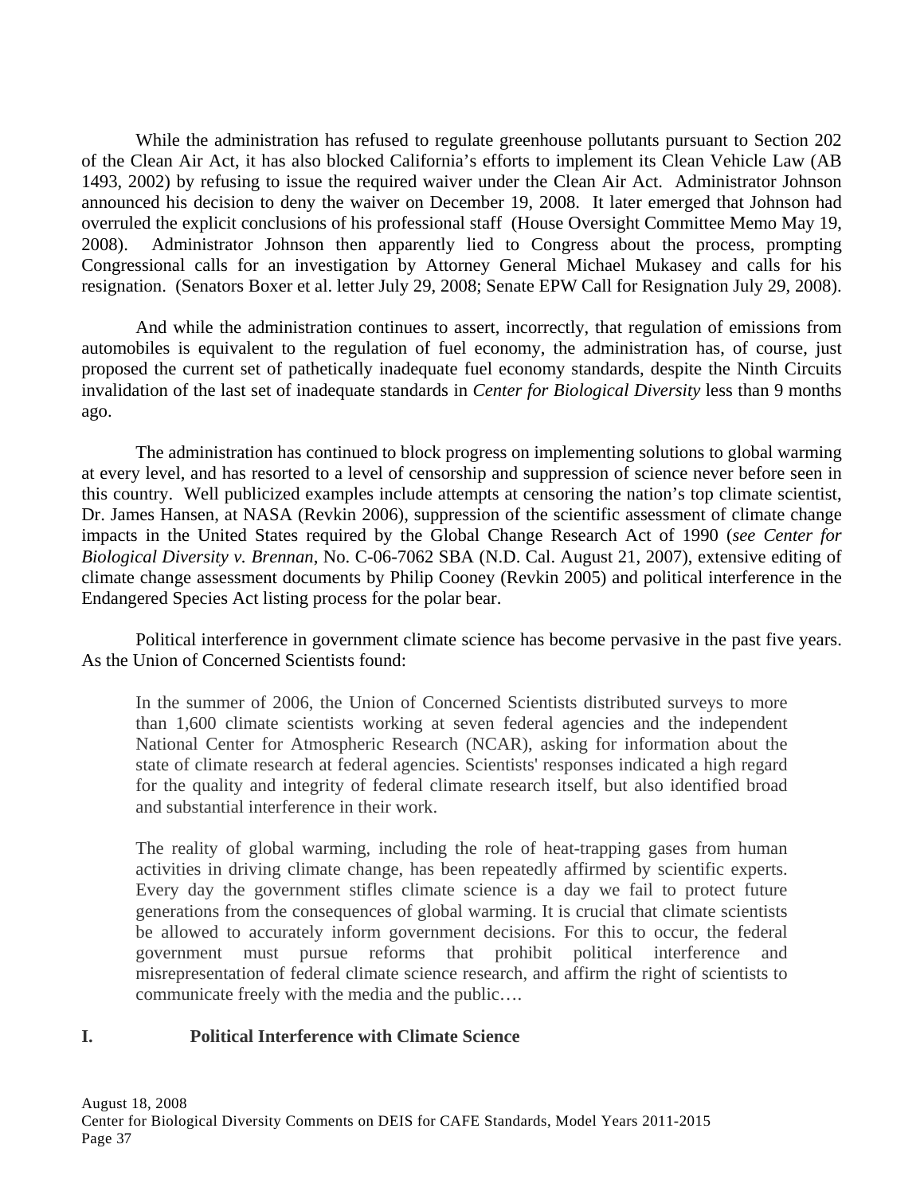While the administration has refused to regulate greenhouse pollutants pursuant to Section 202 of the Clean Air Act, it has also blocked California's efforts to implement its Clean Vehicle Law (AB 1493, 2002) by refusing to issue the required waiver under the Clean Air Act. Administrator Johnson announced his decision to deny the waiver on December 19, 2008. It later emerged that Johnson had overruled the explicit conclusions of his professional staff (House Oversight Committee Memo May 19, 2008). Administrator Johnson then apparently lied to Congress about the process, prompting Congressional calls for an investigation by Attorney General Michael Mukasey and calls for his resignation. (Senators Boxer et al. letter July 29, 2008; Senate EPW Call for Resignation July 29, 2008).

And while the administration continues to assert, incorrectly, that regulation of emissions from automobiles is equivalent to the regulation of fuel economy, the administration has, of course, just proposed the current set of pathetically inadequate fuel economy standards, despite the Ninth Circuits invalidation of the last set of inadequate standards in *Center for Biological Diversity* less than 9 months ago.

The administration has continued to block progress on implementing solutions to global warming at every level, and has resorted to a level of censorship and suppression of science never before seen in this country. Well publicized examples include attempts at censoring the nation's top climate scientist, Dr. James Hansen, at NASA (Revkin 2006), suppression of the scientific assessment of climate change impacts in the United States required by the Global Change Research Act of 1990 (*see Center for Biological Diversity v. Brennan*, No. C-06-7062 SBA (N.D. Cal. August 21, 2007), extensive editing of climate change assessment documents by Philip Cooney (Revkin 2005) and political interference in the Endangered Species Act listing process for the polar bear.

Political interference in government climate science has become pervasive in the past five years. As the Union of Concerned Scientists found:

> In the summer of 2006, the Union of Concerned Scientists distributed surveys to more than 1,600 climate scientists working at seven federal agencies and the independent National Center for Atmospheric Research (NCAR), asking for information about the state of climate research at federal agencies. Scientists' responses indicated a high regard for the quality and integrity of federal climate research itself, but also identified broad and substantial interference in their work.
>
> The reality of global warming, including the role of heat-trapping gases from human activities in driving climate change, has been repeatedly affirmed by scientific experts. Every day the government stifles climate science is a day we fail to protect future generations from the consequences of global warming. It is crucial that climate scientists be allowed to accurately inform government decisions. For this to occur, the federal government must pursue reforms that prohibit political interference and misrepresentation of federal climate science research, and affirm the right of scientists to communicate freely with the media and the public….

## I. Political Interference with Climate Science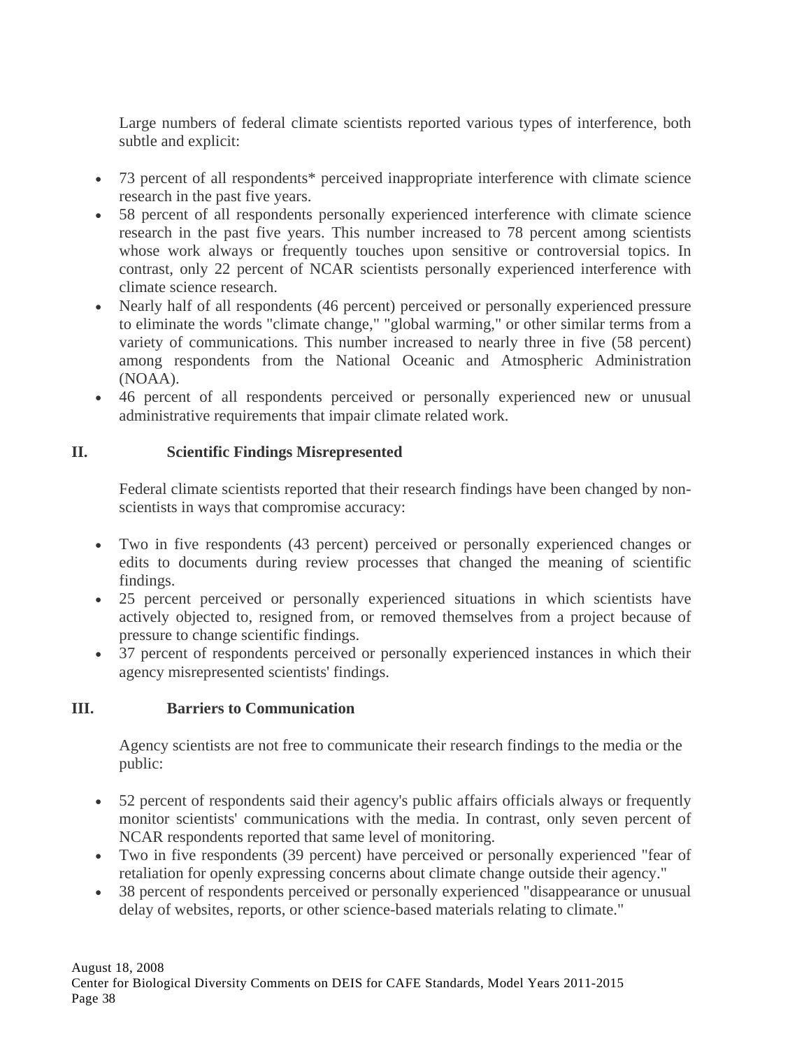Large numbers of federal climate scientists reported various types of interference, both subtle and explicit:

- 73 percent of all respondents* perceived inappropriate interference with climate science research in the past five years.
- 58 percent of all respondents personally experienced interference with climate science research in the past five years. This number increased to 78 percent among scientists whose work always or frequently touches upon sensitive or controversial topics. In contrast, only 22 percent of NCAR scientists personally experienced interference with climate science research.
- Nearly half of all respondents (46 percent) perceived or personally experienced pressure to eliminate the words "climate change," "global warming," or other similar terms from a variety of communications. This number increased to nearly three in five (58 percent) among respondents from the National Oceanic and Atmospheric Administration (NOAA).
- 46 percent of all respondents perceived or personally experienced new or unusual administrative requirements that impair climate related work.

## II. Scientific Findings Misrepresented

Federal climate scientists reported that their research findings have been changed by non-scientists in ways that compromise accuracy:

- Two in five respondents (43 percent) perceived or personally experienced changes or edits to documents during review processes that changed the meaning of scientific findings.
- 25 percent perceived or personally experienced situations in which scientists have actively objected to, resigned from, or removed themselves from a project because of pressure to change scientific findings.
- 37 percent of respondents perceived or personally experienced instances in which their agency misrepresented scientists' findings.

## III. Barriers to Communication

Agency scientists are not free to communicate their research findings to the media or the public:

- 52 percent of respondents said their agency's public affairs officials always or frequently monitor scientists' communications with the media. In contrast, only seven percent of NCAR respondents reported that same level of monitoring.
- Two in five respondents (39 percent) have perceived or personally experienced "fear of retaliation for openly expressing concerns about climate change outside their agency."
- 38 percent of respondents perceived or personally experienced "disappearance or unusual delay of websites, reports, or other science-based materials relating to climate."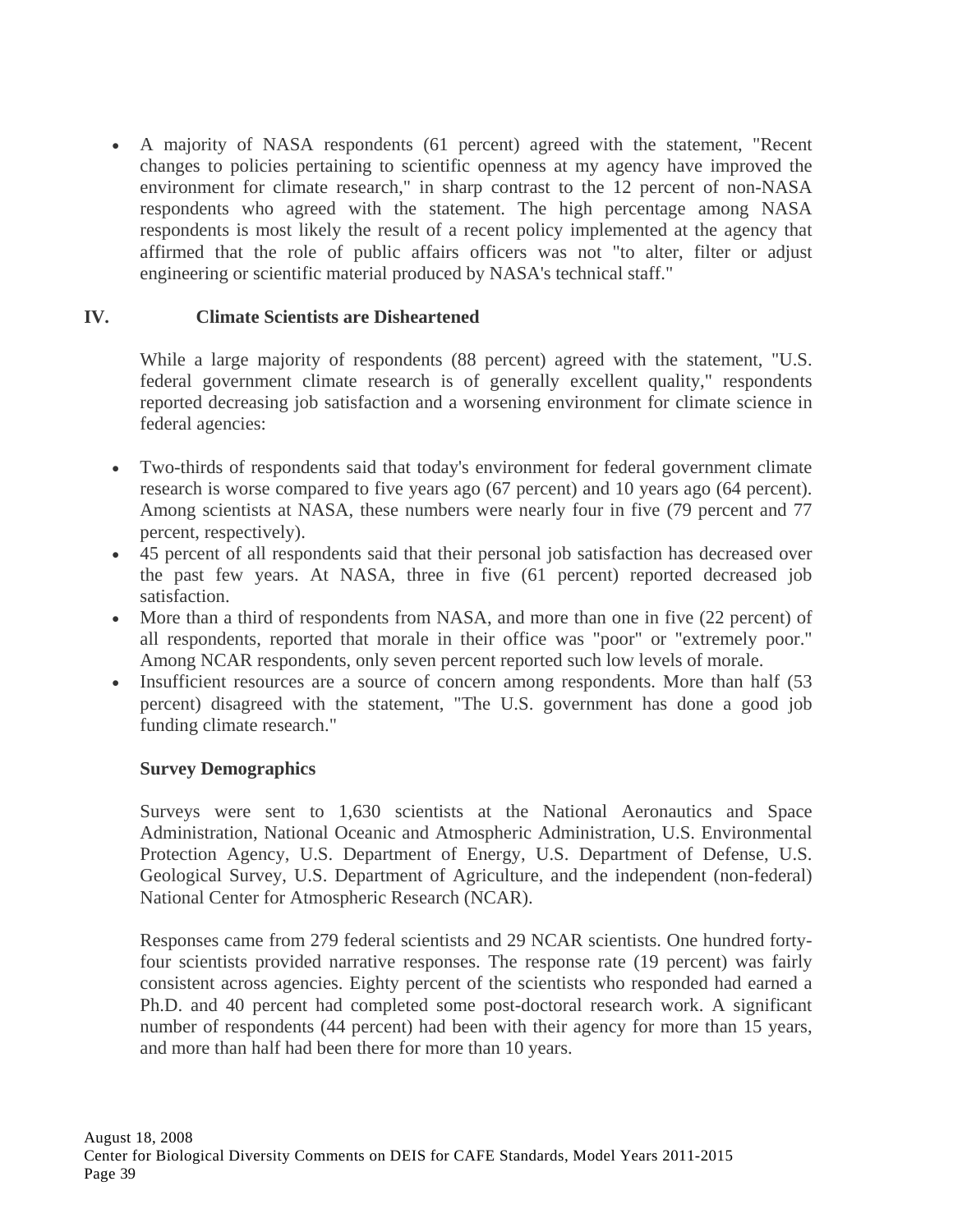- A majority of NASA respondents (61 percent) agreed with the statement, "Recent changes to policies pertaining to scientific openness at my agency have improved the environment for climate research," in sharp contrast to the 12 percent of non-NASA respondents who agreed with the statement. The high percentage among NASA respondents is most likely the result of a recent policy implemented at the agency that affirmed that the role of public affairs officers was not "to alter, filter or adjust engineering or scientific material produced by NASA's technical staff."

## IV. Climate Scientists are Disheartened

While a large majority of respondents (88 percent) agreed with the statement, "U.S. federal government climate research is of generally excellent quality," respondents reported decreasing job satisfaction and a worsening environment for climate science in federal agencies:

- Two-thirds of respondents said that today's environment for federal government climate research is worse compared to five years ago (67 percent) and 10 years ago (64 percent). Among scientists at NASA, these numbers were nearly four in five (79 percent and 77 percent, respectively).
- 45 percent of all respondents said that their personal job satisfaction has decreased over the past few years. At NASA, three in five (61 percent) reported decreased job satisfaction.
- More than a third of respondents from NASA, and more than one in five (22 percent) of all respondents, reported that morale in their office was "poor" or "extremely poor." Among NCAR respondents, only seven percent reported such low levels of morale.
- Insufficient resources are a source of concern among respondents. More than half (53 percent) disagreed with the statement, "The U.S. government has done a good job funding climate research."

### Survey Demographics

Surveys were sent to 1,630 scientists at the National Aeronautics and Space Administration, National Oceanic and Atmospheric Administration, U.S. Environmental Protection Agency, U.S. Department of Energy, U.S. Department of Defense, U.S. Geological Survey, U.S. Department of Agriculture, and the independent (non-federal) National Center for Atmospheric Research (NCAR).

Responses came from 279 federal scientists and 29 NCAR scientists. One hundred forty-four scientists provided narrative responses. The response rate (19 percent) was fairly consistent across agencies. Eighty percent of the scientists who responded had earned a Ph.D. and 40 percent had completed some post-doctoral research work. A significant number of respondents (44 percent) had been with their agency for more than 15 years, and more than half had been there for more than 10 years.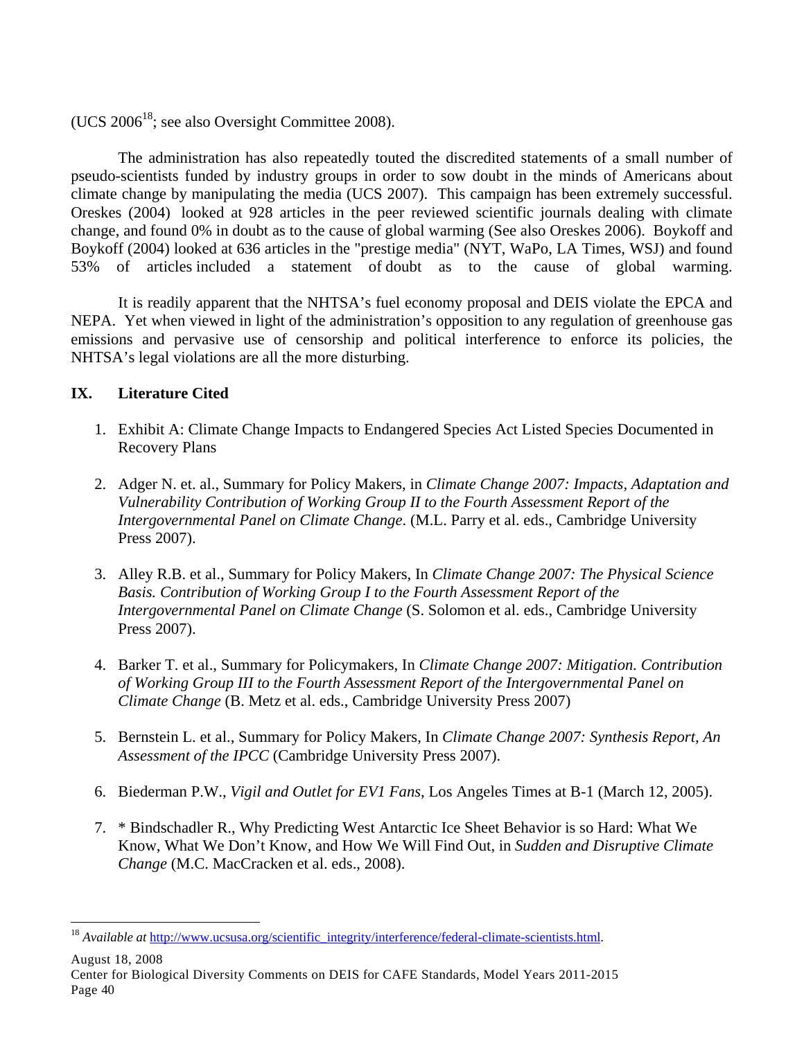(UCS 2006[18]; see also Oversight Committee 2008).

The administration has also repeatedly touted the discredited statements of a small number of pseudo-scientists funded by industry groups in order to sow doubt in the minds of Americans about climate change by manipulating the media (UCS 2007). This campaign has been extremely successful. Oreskes (2004) looked at 928 articles in the peer reviewed scientific journals dealing with climate change, and found 0% in doubt as to the cause of global warming (See also Oreskes 2006). Boykoff and Boykoff (2004) looked at 636 articles in the "prestige media" (NYT, WaPo, LA Times, WSJ) and found 53% of articles included a statement of doubt as to the cause of global warming.

It is readily apparent that the NHTSA's fuel economy proposal and DEIS violate the EPCA and NEPA. Yet when viewed in light of the administration's opposition to any regulation of greenhouse gas emissions and pervasive use of censorship and political interference to enforce its policies, the NHTSA's legal violations are all the more disturbing.

## IX. Literature Cited

1. Exhibit A: Climate Change Impacts to Endangered Species Act Listed Species Documented in Recovery Plans

2. Adger N. et. al., Summary for Policy Makers, in *Climate Change 2007: Impacts, Adaptation and Vulnerability Contribution of Working Group II to the Fourth Assessment Report of the Intergovernmental Panel on Climate Change*. (M.L. Parry et al. eds., Cambridge University Press 2007).

3. Alley R.B. et al., Summary for Policy Makers, In *Climate Change 2007: The Physical Science Basis. Contribution of Working Group I to the Fourth Assessment Report of the Intergovernmental Panel on Climate Change* (S. Solomon et al. eds., Cambridge University Press 2007).

4. Barker T. et al., Summary for Policymakers, In *Climate Change 2007: Mitigation. Contribution of Working Group III to the Fourth Assessment Report of the Intergovernmental Panel on Climate Change* (B. Metz et al. eds., Cambridge University Press 2007)

5. Bernstein L. et al., Summary for Policy Makers, In *Climate Change 2007: Synthesis Report, An Assessment of the IPCC* (Cambridge University Press 2007).

6. Biederman P.W., *Vigil and Outlet for EV1 Fans*, Los Angeles Times at B-1 (March 12, 2005).

7. * Bindschadler R., Why Predicting West Antarctic Ice Sheet Behavior is so Hard: What We Know, What We Don't Know, and How We Will Find Out, in *Sudden and Disruptive Climate Change* (M.C. MacCracken et al. eds., 2008).

[18] *Available at* http://www.ucsusa.org/scientific_integrity/interference/federal-climate-scientists.html.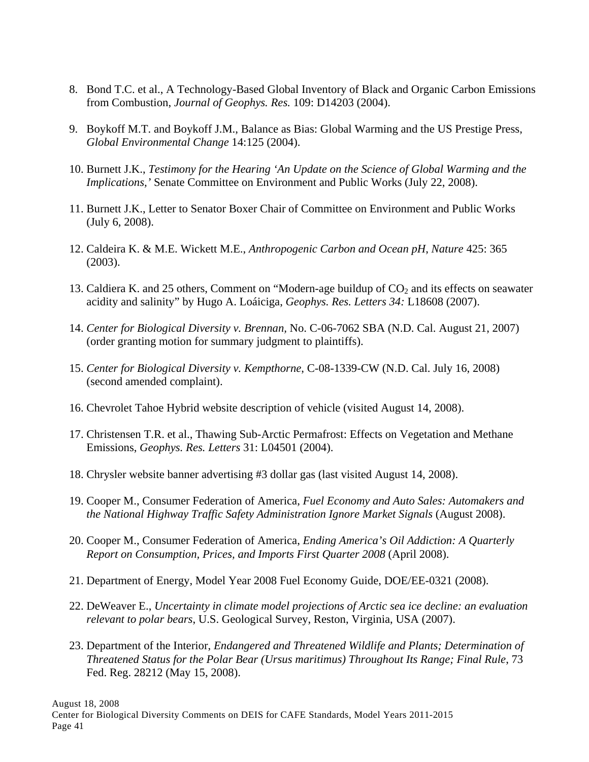8. Bond T.C. et al., A Technology-Based Global Inventory of Black and Organic Carbon Emissions from Combustion, *Journal of Geophys. Res.* 109: D14203 (2004).

9. Boykoff M.T. and Boykoff J.M., Balance as Bias: Global Warming and the US Prestige Press, *Global Environmental Change* 14:125 (2004).

10. Burnett J.K., *Testimony for the Hearing 'An Update on the Science of Global Warming and the Implications,'* Senate Committee on Environment and Public Works (July 22, 2008).

11. Burnett J.K., Letter to Senator Boxer Chair of Committee on Environment and Public Works (July 6, 2008).

12. Caldeira K. & M.E. Wickett M.E., *Anthropogenic Carbon and Ocean pH*, *Nature* 425: 365 (2003).

13. Caldiera K. and 25 others, Comment on "Modern-age buildup of $CO_2$ and its effects on seawater acidity and salinity" by Hugo A. Loáiciga, *Geophys. Res. Letters 34:* L18608 (2007).

14. *Center for Biological Diversity v. Brennan*, No. C-06-7062 SBA (N.D. Cal. August 21, 2007) (order granting motion for summary judgment to plaintiffs).

15. *Center for Biological Diversity v. Kempthorne*, C-08-1339-CW (N.D. Cal. July 16, 2008) (second amended complaint).

16. Chevrolet Tahoe Hybrid website description of vehicle (visited August 14, 2008).

17. Christensen T.R. et al., Thawing Sub-Arctic Permafrost: Effects on Vegetation and Methane Emissions, *Geophys. Res. Letters* 31: L04501 (2004).

18. Chrysler website banner advertising #3 dollar gas (last visited August 14, 2008).

19. Cooper M., Consumer Federation of America, *Fuel Economy and Auto Sales: Automakers and the National Highway Traffic Safety Administration Ignore Market Signals* (August 2008).

20. Cooper M., Consumer Federation of America, *Ending America's Oil Addiction: A Quarterly Report on Consumption, Prices, and Imports First Quarter 2008* (April 2008).

21. Department of Energy, Model Year 2008 Fuel Economy Guide, DOE/EE-0321 (2008).

22. DeWeaver E., *Uncertainty in climate model projections of Arctic sea ice decline: an evaluation relevant to polar bears*, U.S. Geological Survey, Reston, Virginia, USA (2007).

23. Department of the Interior, *Endangered and Threatened Wildlife and Plants; Determination of Threatened Status for the Polar Bear (Ursus maritimus) Throughout Its Range; Final Rule*, 73 Fed. Reg. 28212 (May 15, 2008).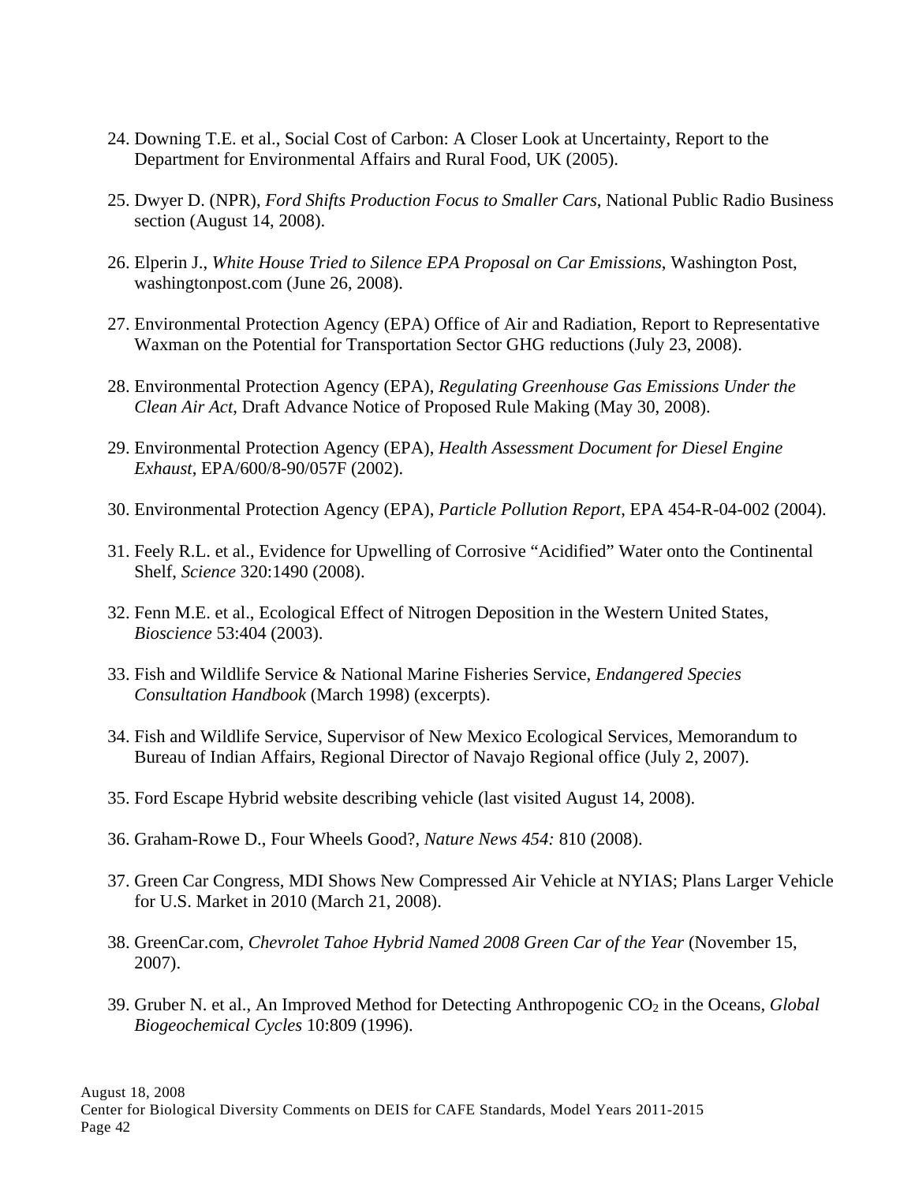24. Downing T.E. et al., Social Cost of Carbon: A Closer Look at Uncertainty, Report to the Department for Environmental Affairs and Rural Food, UK (2005).

25. Dwyer D. (NPR), *Ford Shifts Production Focus to Smaller Cars*, National Public Radio Business section (August 14, 2008).

26. Elperin J., *White House Tried to Silence EPA Proposal on Car Emissions*, Washington Post, washingtonpost.com (June 26, 2008).

27. Environmental Protection Agency (EPA) Office of Air and Radiation, Report to Representative Waxman on the Potential for Transportation Sector GHG reductions (July 23, 2008).

28. Environmental Protection Agency (EPA), *Regulating Greenhouse Gas Emissions Under the Clean Air Act*, Draft Advance Notice of Proposed Rule Making (May 30, 2008).

29. Environmental Protection Agency (EPA), *Health Assessment Document for Diesel Engine Exhaust*, EPA/600/8-90/057F (2002).

30. Environmental Protection Agency (EPA), *Particle Pollution Report*, EPA 454-R-04-002 (2004).

31. Feely R.L. et al., Evidence for Upwelling of Corrosive "Acidified" Water onto the Continental Shelf, *Science* 320:1490 (2008).

32. Fenn M.E. et al., Ecological Effect of Nitrogen Deposition in the Western United States, *Bioscience* 53:404 (2003).

33. Fish and Wildlife Service & National Marine Fisheries Service, *Endangered Species Consultation Handbook* (March 1998) (excerpts).

34. Fish and Wildlife Service, Supervisor of New Mexico Ecological Services, Memorandum to Bureau of Indian Affairs, Regional Director of Navajo Regional office (July 2, 2007).

35. Ford Escape Hybrid website describing vehicle (last visited August 14, 2008).

36. Graham-Rowe D., Four Wheels Good?, *Nature News 454:* 810 (2008).

37. Green Car Congress, MDI Shows New Compressed Air Vehicle at NYIAS; Plans Larger Vehicle for U.S. Market in 2010 (March 21, 2008).

38. GreenCar.com, *Chevrolet Tahoe Hybrid Named 2008 Green Car of the Year* (November 15, 2007).

39. Gruber N. et al., An Improved Method for Detecting Anthropogenic $CO_2$ in the Oceans, *Global Biogeochemical Cycles* 10:809 (1996).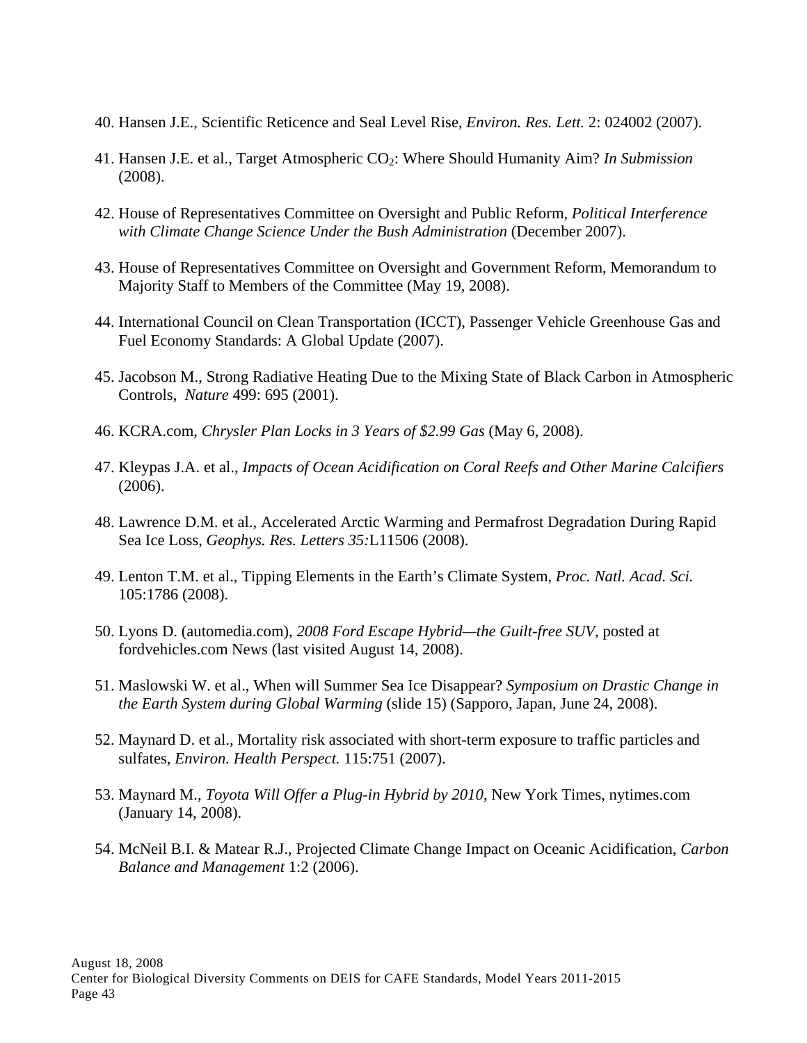40. Hansen J.E., Scientific Reticence and Seal Level Rise, *Environ. Res. Lett.* 2: 024002 (2007).

41. Hansen J.E. et al., Target Atmospheric $CO_2$: Where Should Humanity Aim? *In Submission* (2008).

42. House of Representatives Committee on Oversight and Public Reform, *Political Interference with Climate Change Science Under the Bush Administration* (December 2007).

43. House of Representatives Committee on Oversight and Government Reform, Memorandum to Majority Staff to Members of the Committee (May 19, 2008).

44. International Council on Clean Transportation (ICCT), Passenger Vehicle Greenhouse Gas and Fuel Economy Standards: A Global Update (2007).

45. Jacobson M., Strong Radiative Heating Due to the Mixing State of Black Carbon in Atmospheric Controls, *Nature* 499: 695 (2001).

46. KCRA.com, *Chrysler Plan Locks in 3 Years of $2.99 Gas* (May 6, 2008).

47. Kleypas J.A. et al., *Impacts of Ocean Acidification on Coral Reefs and Other Marine Calcifiers* (2006).

48. Lawrence D.M. et al., Accelerated Arctic Warming and Permafrost Degradation During Rapid Sea Ice Loss, *Geophys. Res. Letters 35:*L11506 (2008).

49. Lenton T.M. et al., Tipping Elements in the Earth's Climate System, *Proc. Natl. Acad. Sci.* 105:1786 (2008).

50. Lyons D. (automedia.com), *2008 Ford Escape Hybrid—the Guilt-free SUV*, posted at fordvehicles.com News (last visited August 14, 2008).

51. Maslowski W. et al., When will Summer Sea Ice Disappear? *Symposium on Drastic Change in the Earth System during Global Warming* (slide 15) (Sapporo, Japan, June 24, 2008).

52. Maynard D. et al., Mortality risk associated with short-term exposure to traffic particles and sulfates, *Environ. Health Perspect.* 115:751 (2007).

53. Maynard M., *Toyota Will Offer a Plug-in Hybrid by 2010*, New York Times, nytimes.com (January 14, 2008).

54. McNeil B.I. & Matear R.J., Projected Climate Change Impact on Oceanic Acidification, *Carbon Balance and Management* 1:2 (2006).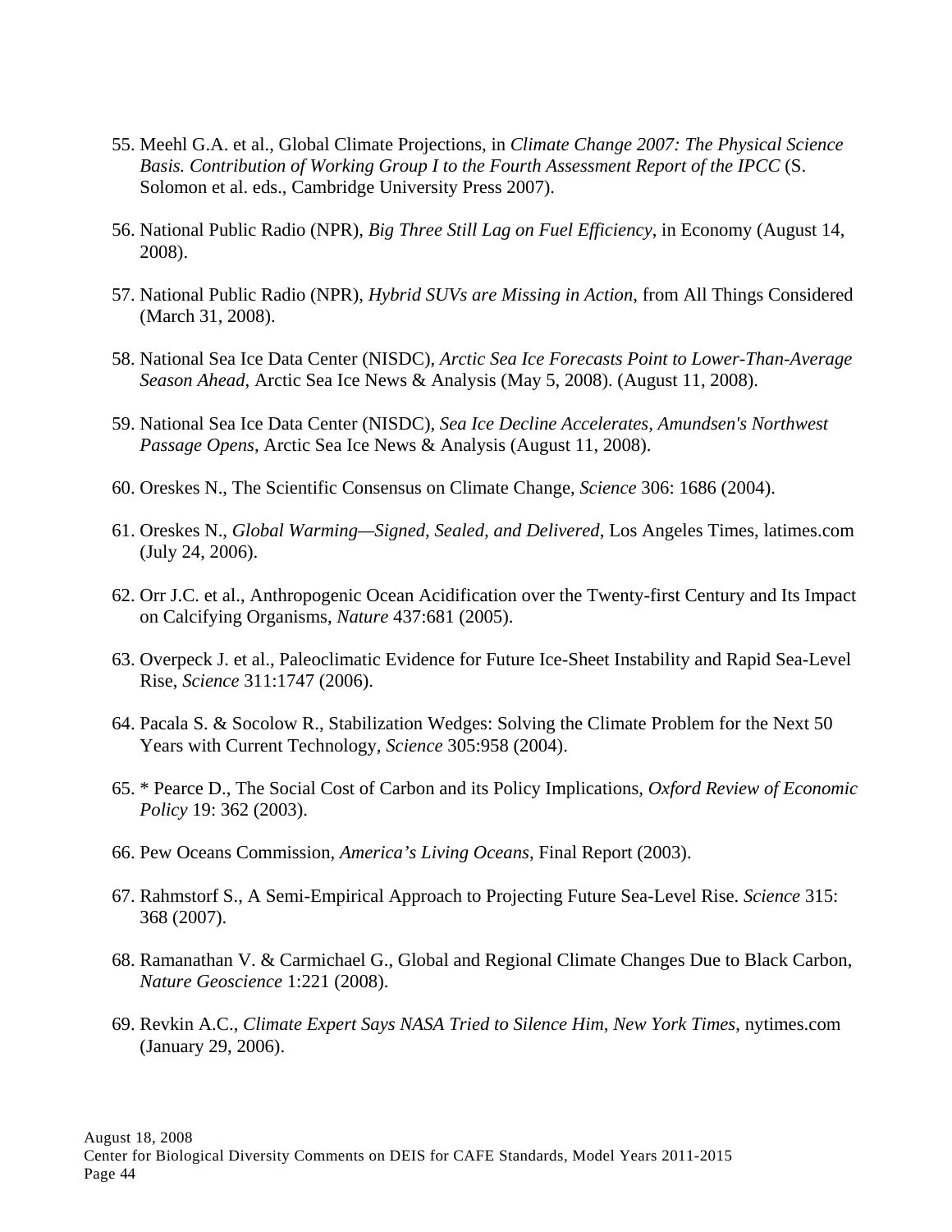55. Meehl G.A. et al., Global Climate Projections, in *Climate Change 2007: The Physical Science Basis. Contribution of Working Group I to the Fourth Assessment Report of the IPCC* (S. Solomon et al. eds., Cambridge University Press 2007).

56. National Public Radio (NPR), *Big Three Still Lag on Fuel Efficiency*, in Economy (August 14, 2008).

57. National Public Radio (NPR), *Hybrid SUVs are Missing in Action*, from All Things Considered (March 31, 2008).

58. National Sea Ice Data Center (NISDC), *Arctic Sea Ice Forecasts Point to Lower-Than-Average Season Ahead*, Arctic Sea Ice News & Analysis (May 5, 2008). (August 11, 2008).

59. National Sea Ice Data Center (NISDC), *Sea Ice Decline Accelerates, Amundsen's Northwest Passage Opens*, Arctic Sea Ice News & Analysis (August 11, 2008).

60. Oreskes N., The Scientific Consensus on Climate Change, *Science* 306: 1686 (2004).

61. Oreskes N., *Global Warming—Signed, Sealed, and Delivered*, Los Angeles Times, latimes.com (July 24, 2006).

62. Orr J.C. et al., Anthropogenic Ocean Acidification over the Twenty-first Century and Its Impact on Calcifying Organisms, *Nature* 437:681 (2005).

63. Overpeck J. et al., Paleoclimatic Evidence for Future Ice-Sheet Instability and Rapid Sea-Level Rise, *Science* 311:1747 (2006).

64. Pacala S. & Socolow R., Stabilization Wedges: Solving the Climate Problem for the Next 50 Years with Current Technology, *Science* 305:958 (2004).

65. * Pearce D., The Social Cost of Carbon and its Policy Implications, *Oxford Review of Economic Policy* 19: 362 (2003).

66. Pew Oceans Commission, *America's Living Oceans*, Final Report (2003).

67. Rahmstorf S., A Semi-Empirical Approach to Projecting Future Sea-Level Rise. *Science* 315: 368 (2007).

68. Ramanathan V. & Carmichael G., Global and Regional Climate Changes Due to Black Carbon, *Nature Geoscience* 1:221 (2008).

69. Revkin A.C., *Climate Expert Says NASA Tried to Silence Him*, *New York Times*, nytimes.com (January 29, 2006).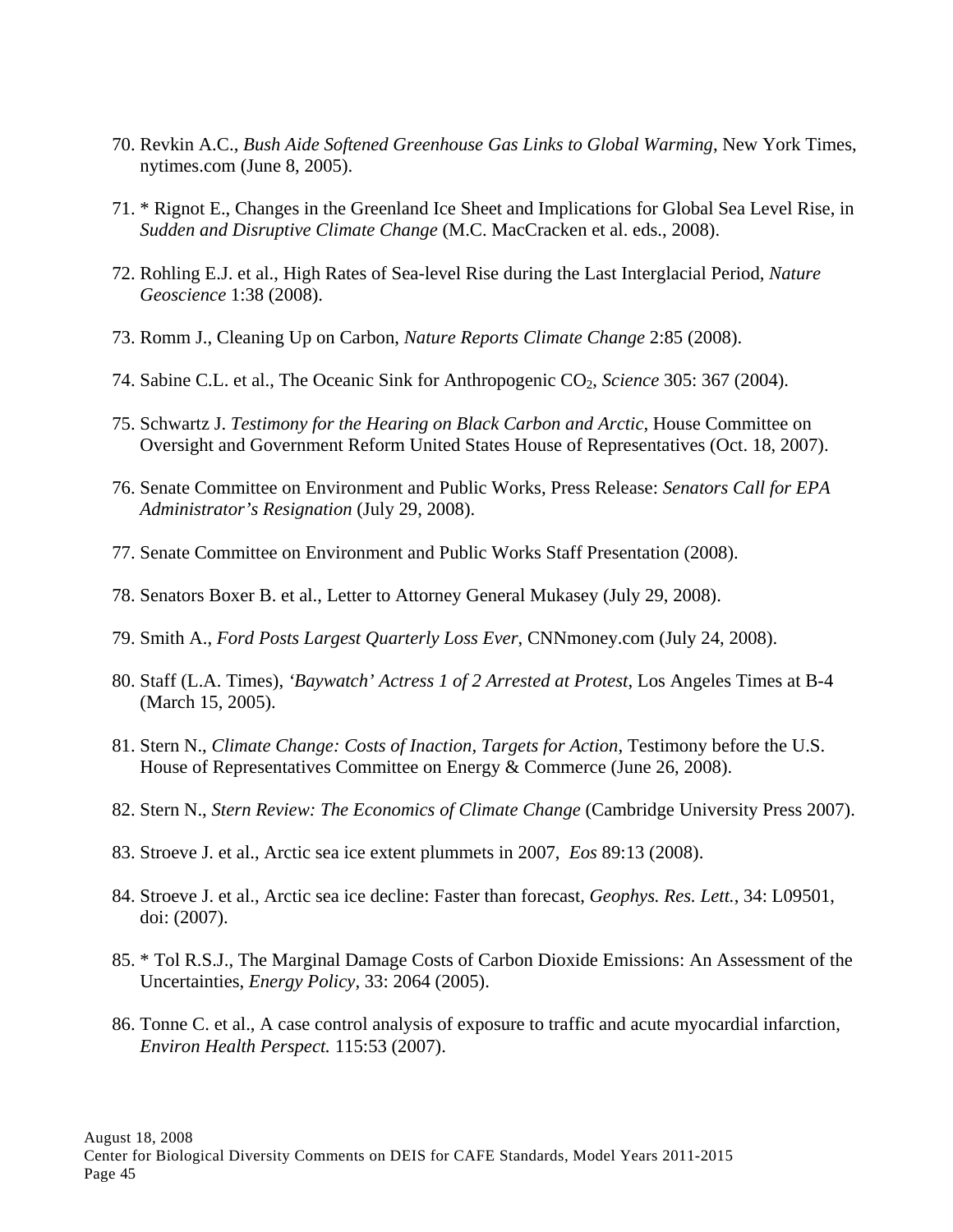70. Revkin A.C., *Bush Aide Softened Greenhouse Gas Links to Global Warming*, New York Times, nytimes.com (June 8, 2005).

71. * Rignot E., Changes in the Greenland Ice Sheet and Implications for Global Sea Level Rise, in *Sudden and Disruptive Climate Change* (M.C. MacCracken et al. eds., 2008).

72. Rohling E.J. et al., High Rates of Sea-level Rise during the Last Interglacial Period, *Nature Geoscience* 1:38 (2008).

73. Romm J., Cleaning Up on Carbon, *Nature Reports Climate Change* 2:85 (2008).

74. Sabine C.L. et al., The Oceanic Sink for Anthropogenic $CO_2$, *Science* 305: 367 (2004).

75. Schwartz J. *Testimony for the Hearing on Black Carbon and Arctic*, House Committee on Oversight and Government Reform United States House of Representatives (Oct. 18, 2007).

76. Senate Committee on Environment and Public Works, Press Release: *Senators Call for EPA Administrator's Resignation* (July 29, 2008).

77. Senate Committee on Environment and Public Works Staff Presentation (2008).

78. Senators Boxer B. et al., Letter to Attorney General Mukasey (July 29, 2008).

79. Smith A., *Ford Posts Largest Quarterly Loss Ever*, CNNmoney.com (July 24, 2008).

80. Staff (L.A. Times), *'Baywatch' Actress 1 of 2 Arrested at Protest*, Los Angeles Times at B-4 (March 15, 2005).

81. Stern N., *Climate Change: Costs of Inaction, Targets for Action*, Testimony before the U.S. House of Representatives Committee on Energy & Commerce (June 26, 2008).

82. Stern N., *Stern Review: The Economics of Climate Change* (Cambridge University Press 2007).

83. Stroeve J. et al., Arctic sea ice extent plummets in 2007, *Eos* 89:13 (2008).

84. Stroeve J. et al., Arctic sea ice decline: Faster than forecast, *Geophys. Res. Lett.*, 34: L09501, doi: (2007).

85. * Tol R.S.J., The Marginal Damage Costs of Carbon Dioxide Emissions: An Assessment of the Uncertainties, *Energy Policy*, 33: 2064 (2005).

86. Tonne C. et al., A case control analysis of exposure to traffic and acute myocardial infarction, *Environ Health Perspect.* 115:53 (2007).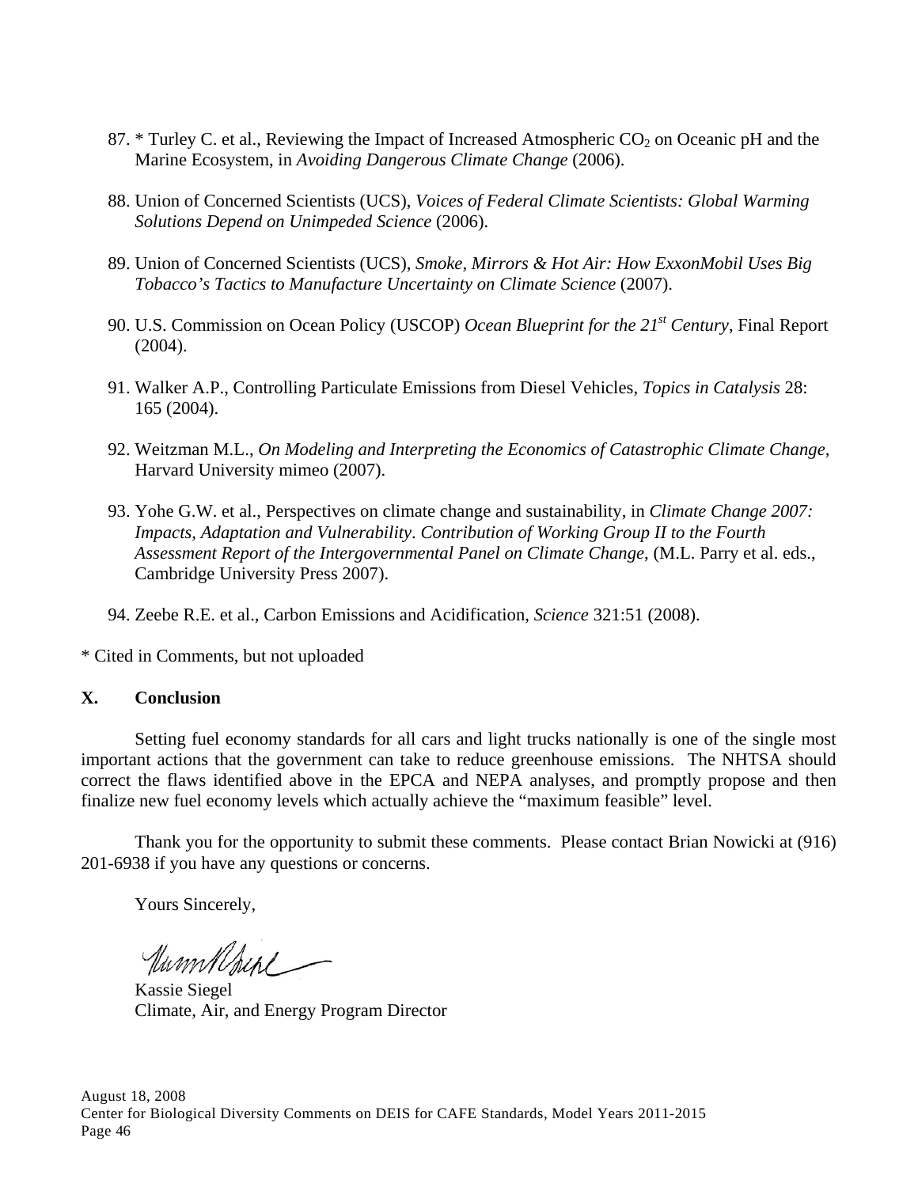87. * Turley C. et al., Reviewing the Impact of Increased Atmospheric $CO_2$ on Oceanic pH and the Marine Ecosystem, in *Avoiding Dangerous Climate Change* (2006).

88. Union of Concerned Scientists (UCS), *Voices of Federal Climate Scientists: Global Warming Solutions Depend on Unimpeded Science* (2006).

89. Union of Concerned Scientists (UCS), *Smoke, Mirrors & Hot Air: How ExxonMobil Uses Big Tobacco's Tactics to Manufacture Uncertainty on Climate Science* (2007).

90. U.S. Commission on Ocean Policy (USCOP) *Ocean Blueprint for the 21st Century*, Final Report (2004).

91. Walker A.P., Controlling Particulate Emissions from Diesel Vehicles, *Topics in Catalysis* 28: 165 (2004).

92. Weitzman M.L., *On Modeling and Interpreting the Economics of Catastrophic Climate Change*, Harvard University mimeo (2007).

93. Yohe G.W. et al., Perspectives on climate change and sustainability, in *Climate Change 2007: Impacts, Adaptation and Vulnerability. Contribution of Working Group II to the Fourth Assessment Report of the Intergovernmental Panel on Climate Change*, (M.L. Parry et al. eds., Cambridge University Press 2007).

94. Zeebe R.E. et al., Carbon Emissions and Acidification, *Science* 321:51 (2008).

* Cited in Comments, but not uploaded

## X. Conclusion

Setting fuel economy standards for all cars and light trucks nationally is one of the single most important actions that the government can take to reduce greenhouse emissions. The NHTSA should correct the flaws identified above in the EPCA and NEPA analyses, and promptly propose and then finalize new fuel economy levels which actually achieve the "maximum feasible" level.

Thank you for the opportunity to submit these comments. Please contact Brian Nowicki at (916) 201-6938 if you have any questions or concerns.

Yours Sincerely,

Kassie Siegel
Climate, Air, and Energy Program Director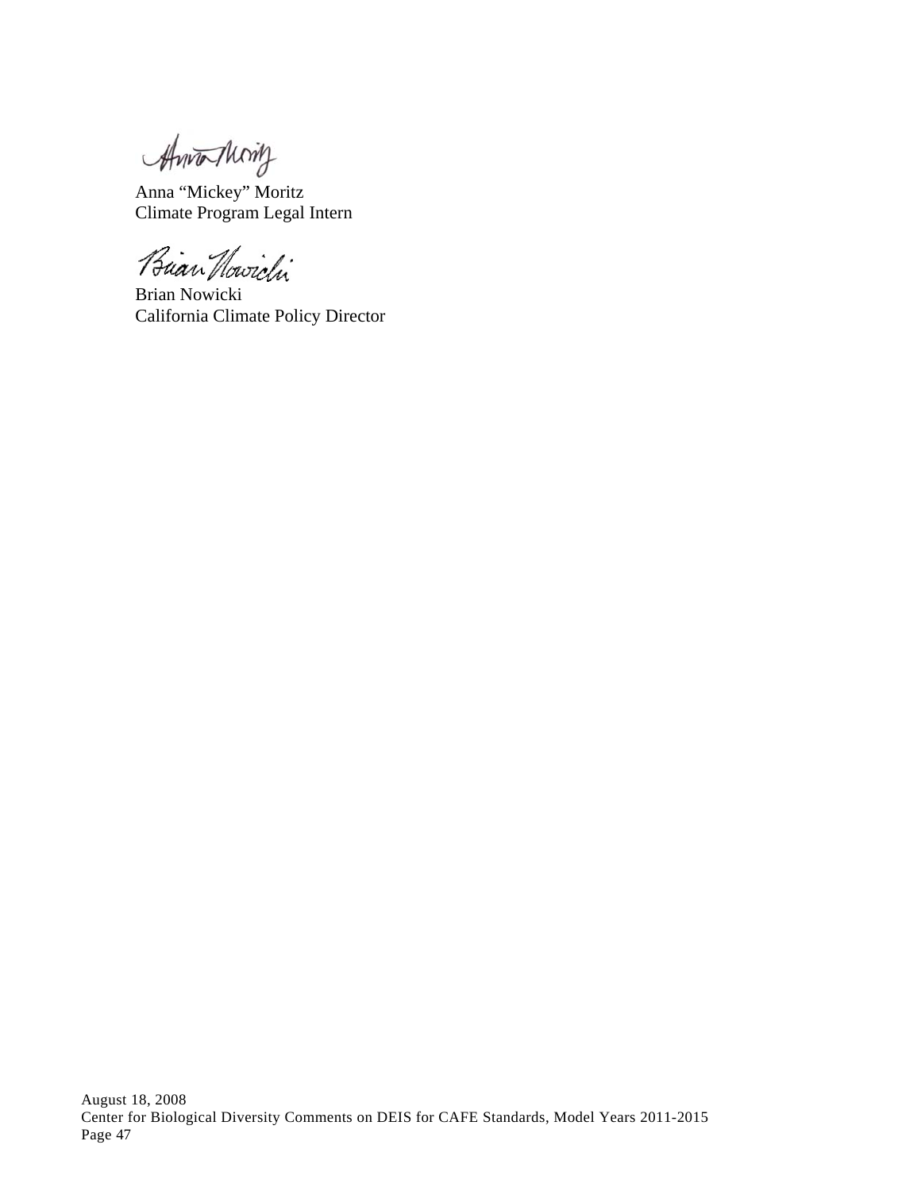Anna "Mickey" Moritz
Climate Program Legal Intern

Brian Nowicki
California Climate Policy Director